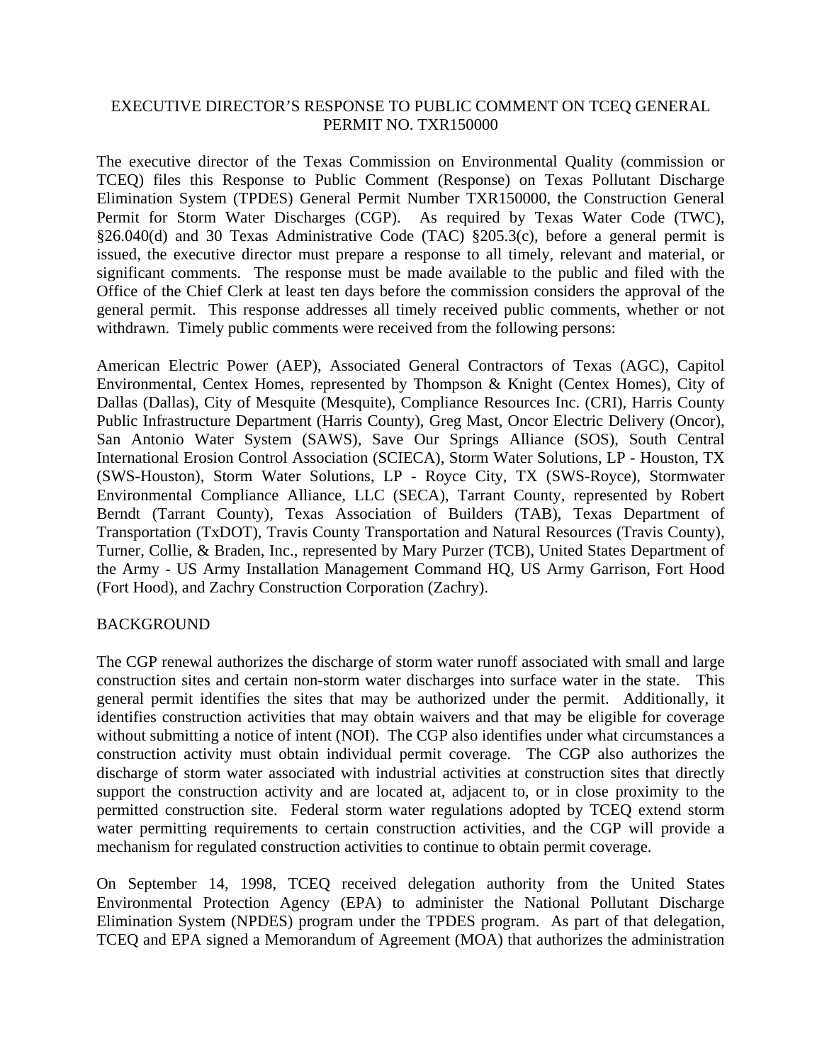# EXECUTIVE DIRECTOR'S RESPONSE TO PUBLIC COMMENT ON TCEQ GENERAL PERMIT NO. TXR150000

The executive director of the Texas Commission on Environmental Quality (commission or TCEQ) files this Response to Public Comment (Response) on Texas Pollutant Discharge Elimination System (TPDES) General Permit Number TXR150000, the Construction General Permit for Storm Water Discharges (CGP). As required by Texas Water Code (TWC), §26.040(d) and 30 Texas Administrative Code (TAC) §205.3(c), before a general permit is issued, the executive director must prepare a response to all timely, relevant and material, or significant comments. The response must be made available to the public and filed with the Office of the Chief Clerk at least ten days before the commission considers the approval of the general permit. This response addresses all timely received public comments, whether or not withdrawn. Timely public comments were received from the following persons:

American Electric Power (AEP), Associated General Contractors of Texas (AGC), Capitol Environmental, Centex Homes, represented by Thompson & Knight (Centex Homes), City of Dallas (Dallas), City of Mesquite (Mesquite), Compliance Resources Inc. (CRI), Harris County Public Infrastructure Department (Harris County), Greg Mast, Oncor Electric Delivery (Oncor), San Antonio Water System (SAWS), Save Our Springs Alliance (SOS), South Central International Erosion Control Association (SCIECA), Storm Water Solutions, LP - Houston, TX (SWS-Houston), Storm Water Solutions, LP - Royce City, TX (SWS-Royce), Stormwater Environmental Compliance Alliance, LLC (SECA), Tarrant County, represented by Robert Berndt (Tarrant County), Texas Association of Builders (TAB), Texas Department of Transportation (TxDOT), Travis County Transportation and Natural Resources (Travis County), Turner, Collie, & Braden, Inc., represented by Mary Purzer (TCB), United States Department of the Army - US Army Installation Management Command HQ, US Army Garrison, Fort Hood (Fort Hood), and Zachry Construction Corporation (Zachry).

## BACKGROUND

The CGP renewal authorizes the discharge of storm water runoff associated with small and large construction sites and certain non-storm water discharges into surface water in the state. This general permit identifies the sites that may be authorized under the permit. Additionally, it identifies construction activities that may obtain waivers and that may be eligible for coverage without submitting a notice of intent (NOI). The CGP also identifies under what circumstances a construction activity must obtain individual permit coverage. The CGP also authorizes the discharge of storm water associated with industrial activities at construction sites that directly support the construction activity and are located at, adjacent to, or in close proximity to the permitted construction site. Federal storm water regulations adopted by TCEQ extend storm water permitting requirements to certain construction activities, and the CGP will provide a mechanism for regulated construction activities to continue to obtain permit coverage.

On September 14, 1998, TCEQ received delegation authority from the United States Environmental Protection Agency (EPA) to administer the National Pollutant Discharge Elimination System (NPDES) program under the TPDES program. As part of that delegation, TCEQ and EPA signed a Memorandum of Agreement (MOA) that authorizes the administration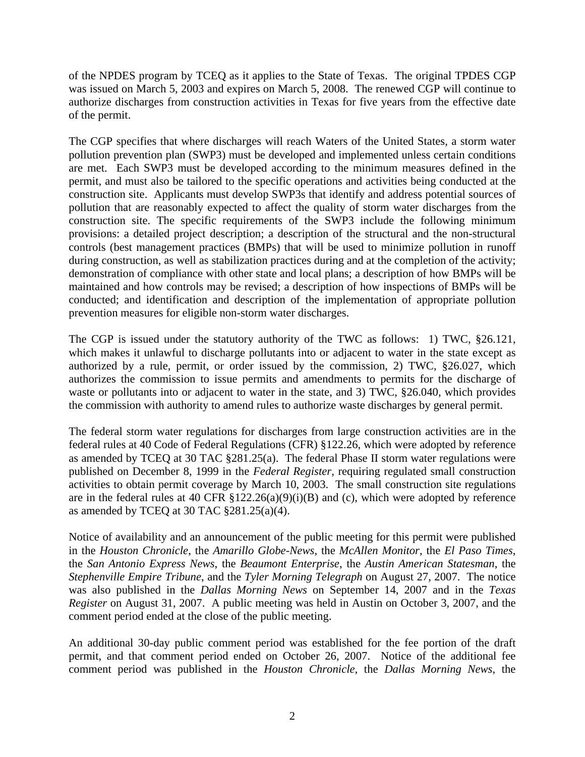of the NPDES program by TCEQ as it applies to the State of Texas. The original TPDES CGP was issued on March 5, 2003 and expires on March 5, 2008. The renewed CGP will continue to authorize discharges from construction activities in Texas for five years from the effective date of the permit.

The CGP specifies that where discharges will reach Waters of the United States, a storm water pollution prevention plan (SWP3) must be developed and implemented unless certain conditions are met. Each SWP3 must be developed according to the minimum measures defined in the permit, and must also be tailored to the specific operations and activities being conducted at the construction site. Applicants must develop SWP3s that identify and address potential sources of pollution that are reasonably expected to affect the quality of storm water discharges from the construction site. The specific requirements of the SWP3 include the following minimum provisions: a detailed project description; a description of the structural and the non-structural controls (best management practices (BMPs) that will be used to minimize pollution in runoff during construction, as well as stabilization practices during and at the completion of the activity; demonstration of compliance with other state and local plans; a description of how BMPs will be maintained and how controls may be revised; a description of how inspections of BMPs will be conducted; and identification and description of the implementation of appropriate pollution prevention measures for eligible non-storm water discharges.

The CGP is issued under the statutory authority of the TWC as follows: 1) TWC, §26.121, which makes it unlawful to discharge pollutants into or adjacent to water in the state except as authorized by a rule, permit, or order issued by the commission, 2) TWC, §26.027, which authorizes the commission to issue permits and amendments to permits for the discharge of waste or pollutants into or adjacent to water in the state, and 3) TWC, §26.040, which provides the commission with authority to amend rules to authorize waste discharges by general permit.

The federal storm water regulations for discharges from large construction activities are in the federal rules at 40 Code of Federal Regulations (CFR) §122.26, which were adopted by reference as amended by TCEQ at 30 TAC §281.25(a). The federal Phase II storm water regulations were published on December 8, 1999 in the *Federal Register*, requiring regulated small construction activities to obtain permit coverage by March 10, 2003. The small construction site regulations are in the federal rules at 40 CFR §122.26(a)(9)(i)(B) and (c), which were adopted by reference as amended by TCEQ at 30 TAC §281.25(a)(4).

Notice of availability and an announcement of the public meeting for this permit were published in the *Houston Chronicle*, the *Amarillo Globe-News*, the *McAllen Monitor*, the *El Paso Times*, the *San Antonio Express News*, the *Beaumont Enterprise*, the *Austin American Statesman*, the *Stephenville Empire Tribune*, and the *Tyler Morning Telegraph* on August 27, 2007. The notice was also published in the *Dallas Morning News* on September 14, 2007 and in the *Texas Register* on August 31, 2007. A public meeting was held in Austin on October 3, 2007, and the comment period ended at the close of the public meeting.

An additional 30-day public comment period was established for the fee portion of the draft permit, and that comment period ended on October 26, 2007. Notice of the additional fee comment period was published in the *Houston Chronicle*, the *Dallas Morning News*, the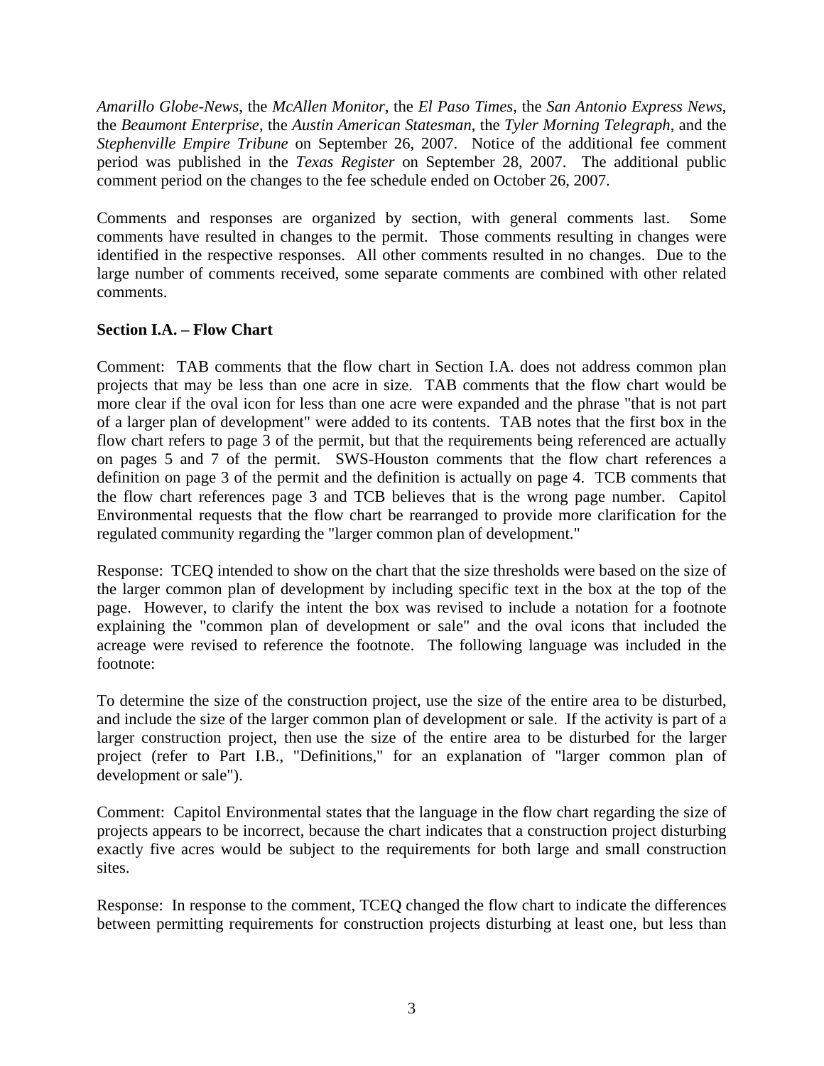*Amarillo Globe-News*, the *McAllen Monitor*, the *El Paso Times*, the *San Antonio Express News*, the *Beaumont Enterprise*, the *Austin American Statesman*, the *Tyler Morning Telegraph*, and the *Stephenville Empire Tribune* on September 26, 2007. Notice of the additional fee comment period was published in the *Texas Register* on September 28, 2007. The additional public comment period on the changes to the fee schedule ended on October 26, 2007.

Comments and responses are organized by section, with general comments last. Some comments have resulted in changes to the permit. Those comments resulting in changes were identified in the respective responses. All other comments resulted in no changes. Due to the large number of comments received, some separate comments are combined with other related comments.

**Section I.A. – Flow Chart**

Comment: TAB comments that the flow chart in Section I.A. does not address common plan projects that may be less than one acre in size. TAB comments that the flow chart would be more clear if the oval icon for less than one acre were expanded and the phrase "that is not part of a larger plan of development" were added to its contents. TAB notes that the first box in the flow chart refers to page 3 of the permit, but that the requirements being referenced are actually on pages 5 and 7 of the permit. SWS-Houston comments that the flow chart references a definition on page 3 of the permit and the definition is actually on page 4. TCB comments that the flow chart references page 3 and TCB believes that is the wrong page number. Capitol Environmental requests that the flow chart be rearranged to provide more clarification for the regulated community regarding the "larger common plan of development."

Response: TCEQ intended to show on the chart that the size thresholds were based on the size of the larger common plan of development by including specific text in the box at the top of the page. However, to clarify the intent the box was revised to include a notation for a footnote explaining the "common plan of development or sale" and the oval icons that included the acreage were revised to reference the footnote. The following language was included in the footnote:

To determine the size of the construction project, use the size of the entire area to be disturbed, and include the size of the larger common plan of development or sale. If the activity is part of a larger construction project, then use the size of the entire area to be disturbed for the larger project (refer to Part I.B., "Definitions," for an explanation of "larger common plan of development or sale").

Comment: Capitol Environmental states that the language in the flow chart regarding the size of projects appears to be incorrect, because the chart indicates that a construction project disturbing exactly five acres would be subject to the requirements for both large and small construction sites.

Response: In response to the comment, TCEQ changed the flow chart to indicate the differences between permitting requirements for construction projects disturbing at least one, but less than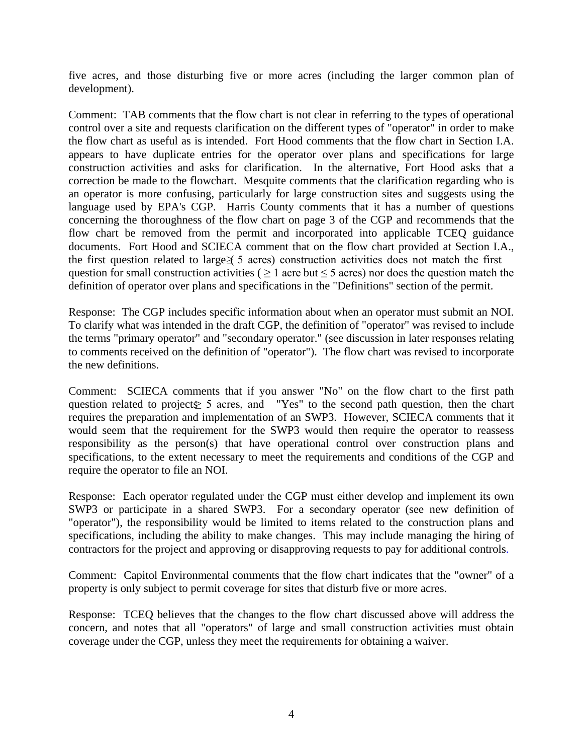five acres, and those disturbing five or more acres (including the larger common plan of development).

Comment: TAB comments that the flow chart is not clear in referring to the types of operational control over a site and requests clarification on the different types of "operator" in order to make the flow chart as useful as is intended. Fort Hood comments that the flow chart in Section I.A. appears to have duplicate entries for the operator over plans and specifications for large construction activities and asks for clarification. In the alternative, Fort Hood asks that a correction be made to the flowchart. Mesquite comments that the clarification regarding who is an operator is more confusing, particularly for large construction sites and suggests using the language used by EPA's CGP. Harris County comments that it has a number of questions concerning the thoroughness of the flow chart on page 3 of the CGP and recommends that the flow chart be removed from the permit and incorporated into applicable TCEQ guidance documents. Fort Hood and SCIECA comment that on the flow chart provided at Section I.A., the first question related to large ($\geq$ 5 acres) construction activities does not match the first question for small construction activities ( $\geq$ 1 acre but $\leq$ 5 acres) nor does the question match the definition of operator over plans and specifications in the "Definitions" section of the permit.

Response: The CGP includes specific information about when an operator must submit an NOI. To clarify what was intended in the draft CGP, the definition of "operator" was revised to include the terms "primary operator" and "secondary operator." (see discussion in later responses relating to comments received on the definition of "operator"). The flow chart was revised to incorporate the new definitions.

Comment: SCIECA comments that if you answer "No" on the flow chart to the first path question related to projects $\geq$ 5 acres, and "Yes" to the second path question, then the chart requires the preparation and implementation of an SWP3. However, SCIECA comments that it would seem that the requirement for the SWP3 would then require the operator to reassess responsibility as the person(s) that have operational control over construction plans and specifications, to the extent necessary to meet the requirements and conditions of the CGP and require the operator to file an NOI.

Response: Each operator regulated under the CGP must either develop and implement its own SWP3 or participate in a shared SWP3. For a secondary operator (see new definition of "operator"), the responsibility would be limited to items related to the construction plans and specifications, including the ability to make changes. This may include managing the hiring of contractors for the project and approving or disapproving requests to pay for additional controls.

Comment: Capitol Environmental comments that the flow chart indicates that the "owner" of a property is only subject to permit coverage for sites that disturb five or more acres.

Response: TCEQ believes that the changes to the flow chart discussed above will address the concern, and notes that all "operators" of large and small construction activities must obtain coverage under the CGP, unless they meet the requirements for obtaining a waiver.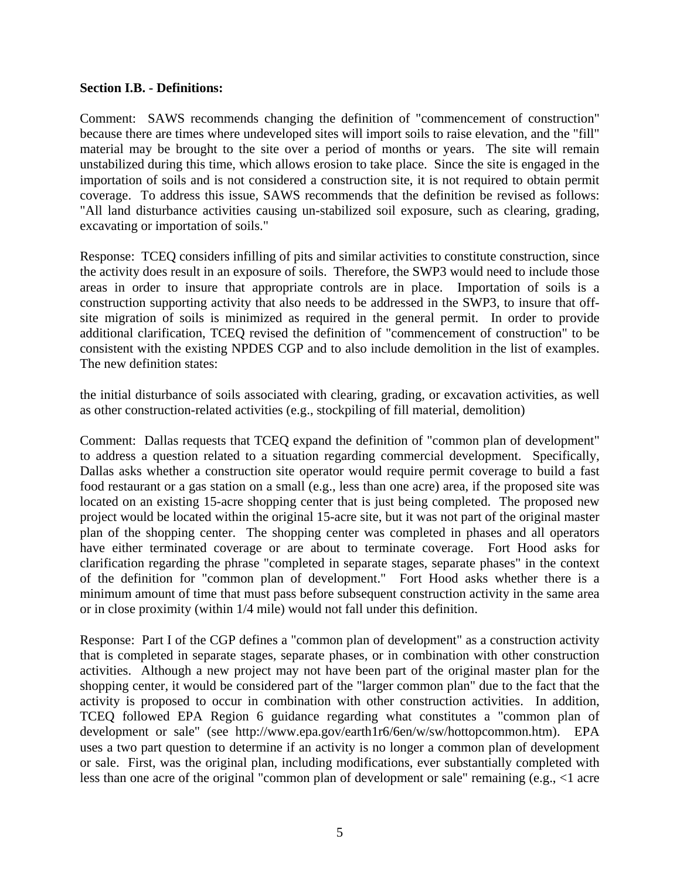**Section I.B. - Definitions:**

Comment: SAWS recommends changing the definition of "commencement of construction" because there are times where undeveloped sites will import soils to raise elevation, and the "fill" material may be brought to the site over a period of months or years. The site will remain unstabilized during this time, which allows erosion to take place. Since the site is engaged in the importation of soils and is not considered a construction site, it is not required to obtain permit coverage. To address this issue, SAWS recommends that the definition be revised as follows: "All land disturbance activities causing un-stabilized soil exposure, such as clearing, grading, excavating or importation of soils."

Response: TCEQ considers infilling of pits and similar activities to constitute construction, since the activity does result in an exposure of soils. Therefore, the SWP3 would need to include those areas in order to insure that appropriate controls are in place. Importation of soils is a construction supporting activity that also needs to be addressed in the SWP3, to insure that off-site migration of soils is minimized as required in the general permit. In order to provide additional clarification, TCEQ revised the definition of "commencement of construction" to be consistent with the existing NPDES CGP and to also include demolition in the list of examples. The new definition states:

the initial disturbance of soils associated with clearing, grading, or excavation activities, as well as other construction-related activities (e.g., stockpiling of fill material, demolition)

Comment: Dallas requests that TCEQ expand the definition of "common plan of development" to address a question related to a situation regarding commercial development. Specifically, Dallas asks whether a construction site operator would require permit coverage to build a fast food restaurant or a gas station on a small (e.g., less than one acre) area, if the proposed site was located on an existing 15-acre shopping center that is just being completed. The proposed new project would be located within the original 15-acre site, but it was not part of the original master plan of the shopping center. The shopping center was completed in phases and all operators have either terminated coverage or are about to terminate coverage. Fort Hood asks for clarification regarding the phrase "completed in separate stages, separate phases" in the context of the definition for "common plan of development." Fort Hood asks whether there is a minimum amount of time that must pass before subsequent construction activity in the same area or in close proximity (within 1/4 mile) would not fall under this definition.

Response: Part I of the CGP defines a "common plan of development" as a construction activity that is completed in separate stages, separate phases, or in combination with other construction activities. Although a new project may not have been part of the original master plan for the shopping center, it would be considered part of the "larger common plan" due to the fact that the activity is proposed to occur in combination with other construction activities. In addition, TCEQ followed EPA Region 6 guidance regarding what constitutes a "common plan of development or sale" (see http://www.epa.gov/earth1r6/6en/w/sw/hottopcommon.htm). EPA uses a two part question to determine if an activity is no longer a common plan of development or sale. First, was the original plan, including modifications, ever substantially completed with less than one acre of the original "common plan of development or sale" remaining (e.g., <1 acre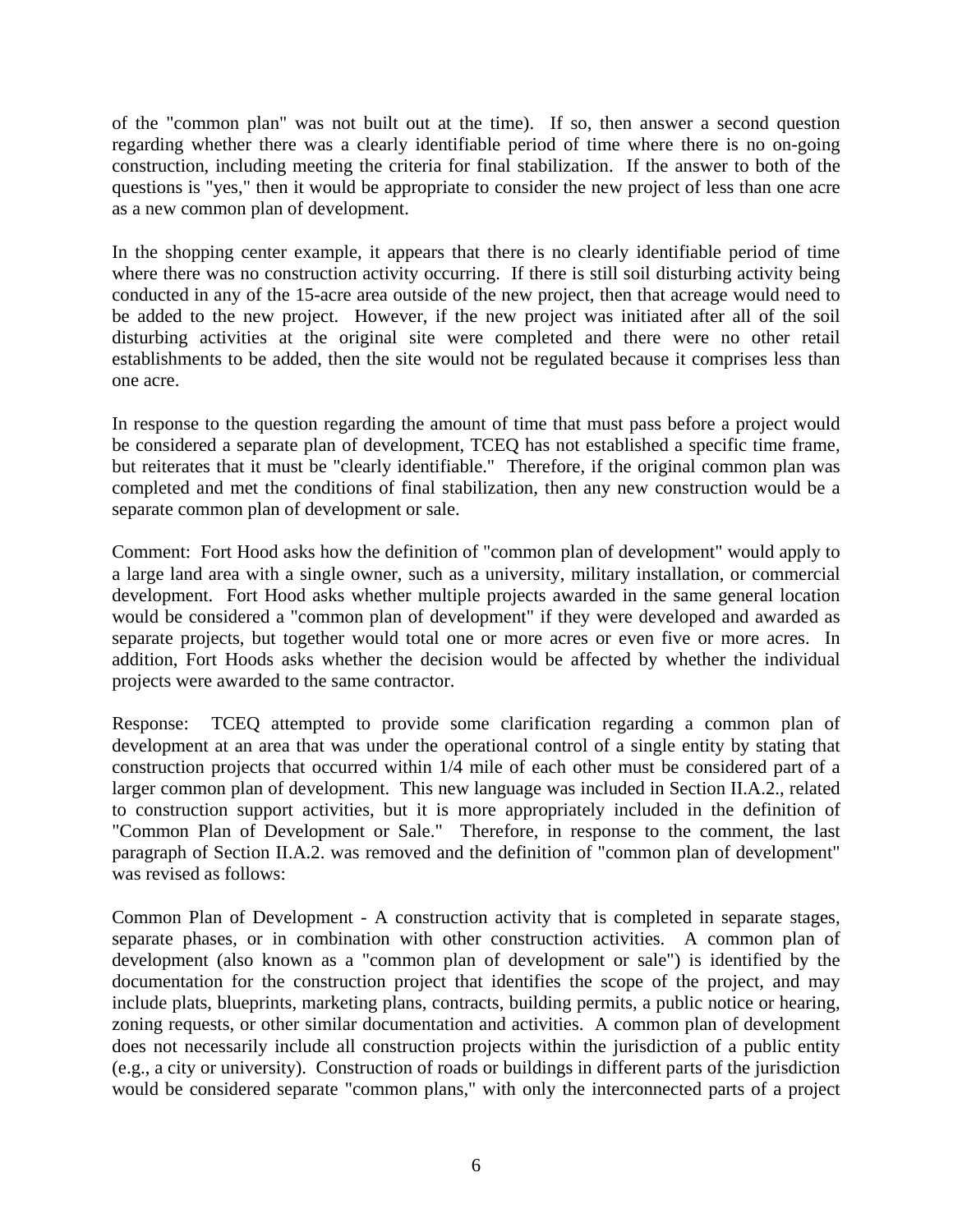of the "common plan" was not built out at the time). If so, then answer a second question regarding whether there was a clearly identifiable period of time where there is no on-going construction, including meeting the criteria for final stabilization. If the answer to both of the questions is "yes," then it would be appropriate to consider the new project of less than one acre as a new common plan of development.

In the shopping center example, it appears that there is no clearly identifiable period of time where there was no construction activity occurring. If there is still soil disturbing activity being conducted in any of the 15-acre area outside of the new project, then that acreage would need to be added to the new project. However, if the new project was initiated after all of the soil disturbing activities at the original site were completed and there were no other retail establishments to be added, then the site would not be regulated because it comprises less than one acre.

In response to the question regarding the amount of time that must pass before a project would be considered a separate plan of development, TCEQ has not established a specific time frame, but reiterates that it must be "clearly identifiable." Therefore, if the original common plan was completed and met the conditions of final stabilization, then any new construction would be a separate common plan of development or sale.

Comment: Fort Hood asks how the definition of "common plan of development" would apply to a large land area with a single owner, such as a university, military installation, or commercial development. Fort Hood asks whether multiple projects awarded in the same general location would be considered a "common plan of development" if they were developed and awarded as separate projects, but together would total one or more acres or even five or more acres. In addition, Fort Hoods asks whether the decision would be affected by whether the individual projects were awarded to the same contractor.

Response: TCEQ attempted to provide some clarification regarding a common plan of development at an area that was under the operational control of a single entity by stating that construction projects that occurred within 1/4 mile of each other must be considered part of a larger common plan of development. This new language was included in Section II.A.2., related to construction support activities, but it is more appropriately included in the definition of "Common Plan of Development or Sale." Therefore, in response to the comment, the last paragraph of Section II.A.2. was removed and the definition of "common plan of development" was revised as follows:

Common Plan of Development - A construction activity that is completed in separate stages, separate phases, or in combination with other construction activities. A common plan of development (also known as a "common plan of development or sale") is identified by the documentation for the construction project that identifies the scope of the project, and may include plats, blueprints, marketing plans, contracts, building permits, a public notice or hearing, zoning requests, or other similar documentation and activities. A common plan of development does not necessarily include all construction projects within the jurisdiction of a public entity (e.g., a city or university). Construction of roads or buildings in different parts of the jurisdiction would be considered separate "common plans," with only the interconnected parts of a project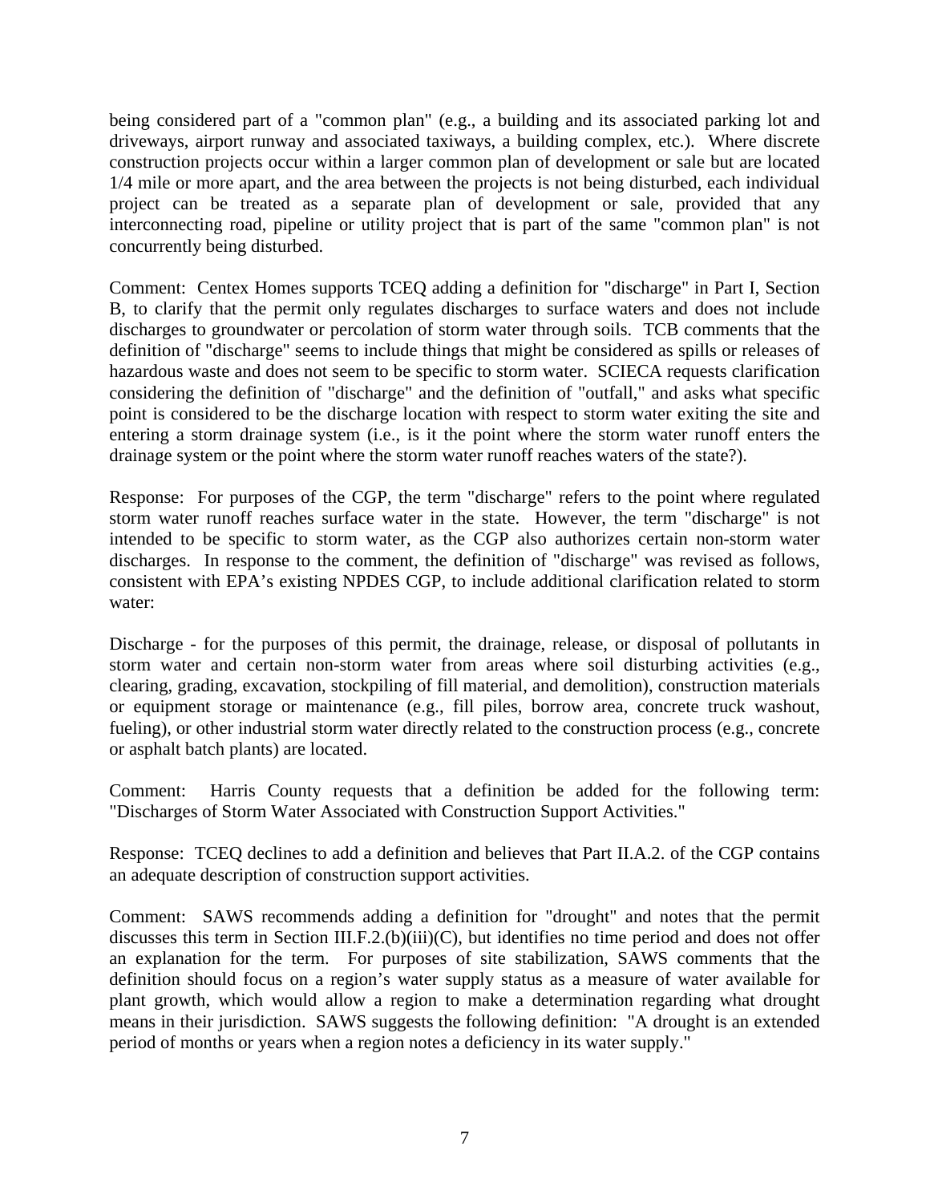being considered part of a "common plan" (e.g., a building and its associated parking lot and driveways, airport runway and associated taxiways, a building complex, etc.). Where discrete construction projects occur within a larger common plan of development or sale but are located 1/4 mile or more apart, and the area between the projects is not being disturbed, each individual project can be treated as a separate plan of development or sale, provided that any interconnecting road, pipeline or utility project that is part of the same "common plan" is not concurrently being disturbed.

Comment: Centex Homes supports TCEQ adding a definition for "discharge" in Part I, Section B, to clarify that the permit only regulates discharges to surface waters and does not include discharges to groundwater or percolation of storm water through soils. TCB comments that the definition of "discharge" seems to include things that might be considered as spills or releases of hazardous waste and does not seem to be specific to storm water. SCIECA requests clarification considering the definition of "discharge" and the definition of "outfall," and asks what specific point is considered to be the discharge location with respect to storm water exiting the site and entering a storm drainage system (i.e., is it the point where the storm water runoff enters the drainage system or the point where the storm water runoff reaches waters of the state?).

Response: For purposes of the CGP, the term "discharge" refers to the point where regulated storm water runoff reaches surface water in the state. However, the term "discharge" is not intended to be specific to storm water, as the CGP also authorizes certain non-storm water discharges. In response to the comment, the definition of "discharge" was revised as follows, consistent with EPA's existing NPDES CGP, to include additional clarification related to storm water:

Discharge - for the purposes of this permit, the drainage, release, or disposal of pollutants in storm water and certain non-storm water from areas where soil disturbing activities (e.g., clearing, grading, excavation, stockpiling of fill material, and demolition), construction materials or equipment storage or maintenance (e.g., fill piles, borrow area, concrete truck washout, fueling), or other industrial storm water directly related to the construction process (e.g., concrete or asphalt batch plants) are located.

Comment: Harris County requests that a definition be added for the following term: "Discharges of Storm Water Associated with Construction Support Activities."

Response: TCEQ declines to add a definition and believes that Part II.A.2. of the CGP contains an adequate description of construction support activities.

Comment: SAWS recommends adding a definition for "drought" and notes that the permit discusses this term in Section III.F.2.(b)(iii)(C), but identifies no time period and does not offer an explanation for the term. For purposes of site stabilization, SAWS comments that the definition should focus on a region's water supply status as a measure of water available for plant growth, which would allow a region to make a determination regarding what drought means in their jurisdiction. SAWS suggests the following definition: "A drought is an extended period of months or years when a region notes a deficiency in its water supply."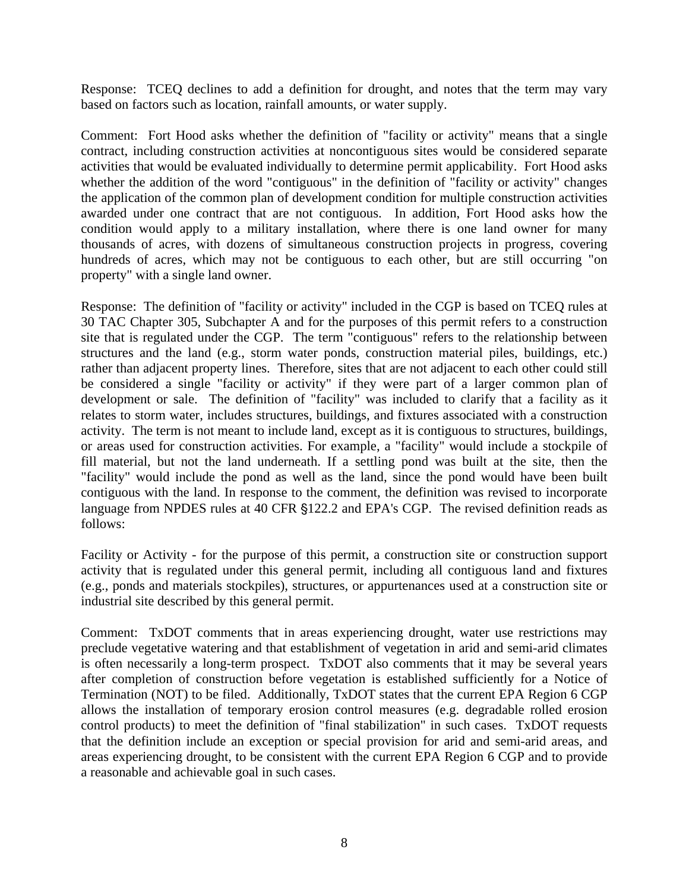Response: TCEQ declines to add a definition for drought, and notes that the term may vary based on factors such as location, rainfall amounts, or water supply.

Comment: Fort Hood asks whether the definition of "facility or activity" means that a single contract, including construction activities at noncontiguous sites would be considered separate activities that would be evaluated individually to determine permit applicability. Fort Hood asks whether the addition of the word "contiguous" in the definition of "facility or activity" changes the application of the common plan of development condition for multiple construction activities awarded under one contract that are not contiguous. In addition, Fort Hood asks how the condition would apply to a military installation, where there is one land owner for many thousands of acres, with dozens of simultaneous construction projects in progress, covering hundreds of acres, which may not be contiguous to each other, but are still occurring "on property" with a single land owner.

Response: The definition of "facility or activity" included in the CGP is based on TCEQ rules at 30 TAC Chapter 305, Subchapter A and for the purposes of this permit refers to a construction site that is regulated under the CGP. The term "contiguous" refers to the relationship between structures and the land (e.g., storm water ponds, construction material piles, buildings, etc.) rather than adjacent property lines. Therefore, sites that are not adjacent to each other could still be considered a single "facility or activity" if they were part of a larger common plan of development or sale. The definition of "facility" was included to clarify that a facility as it relates to storm water, includes structures, buildings, and fixtures associated with a construction activity. The term is not meant to include land, except as it is contiguous to structures, buildings, or areas used for construction activities. For example, a "facility" would include a stockpile of fill material, but not the land underneath. If a settling pond was built at the site, then the "facility" would include the pond as well as the land, since the pond would have been built contiguous with the land. In response to the comment, the definition was revised to incorporate language from NPDES rules at 40 CFR §122.2 and EPA's CGP. The revised definition reads as follows:

Facility or Activity - for the purpose of this permit, a construction site or construction support activity that is regulated under this general permit, including all contiguous land and fixtures (e.g., ponds and materials stockpiles), structures, or appurtenances used at a construction site or industrial site described by this general permit.

Comment: TxDOT comments that in areas experiencing drought, water use restrictions may preclude vegetative watering and that establishment of vegetation in arid and semi-arid climates is often necessarily a long-term prospect. TxDOT also comments that it may be several years after completion of construction before vegetation is established sufficiently for a Notice of Termination (NOT) to be filed. Additionally, TxDOT states that the current EPA Region 6 CGP allows the installation of temporary erosion control measures (e.g. degradable rolled erosion control products) to meet the definition of "final stabilization" in such cases. TxDOT requests that the definition include an exception or special provision for arid and semi-arid areas, and areas experiencing drought, to be consistent with the current EPA Region 6 CGP and to provide a reasonable and achievable goal in such cases.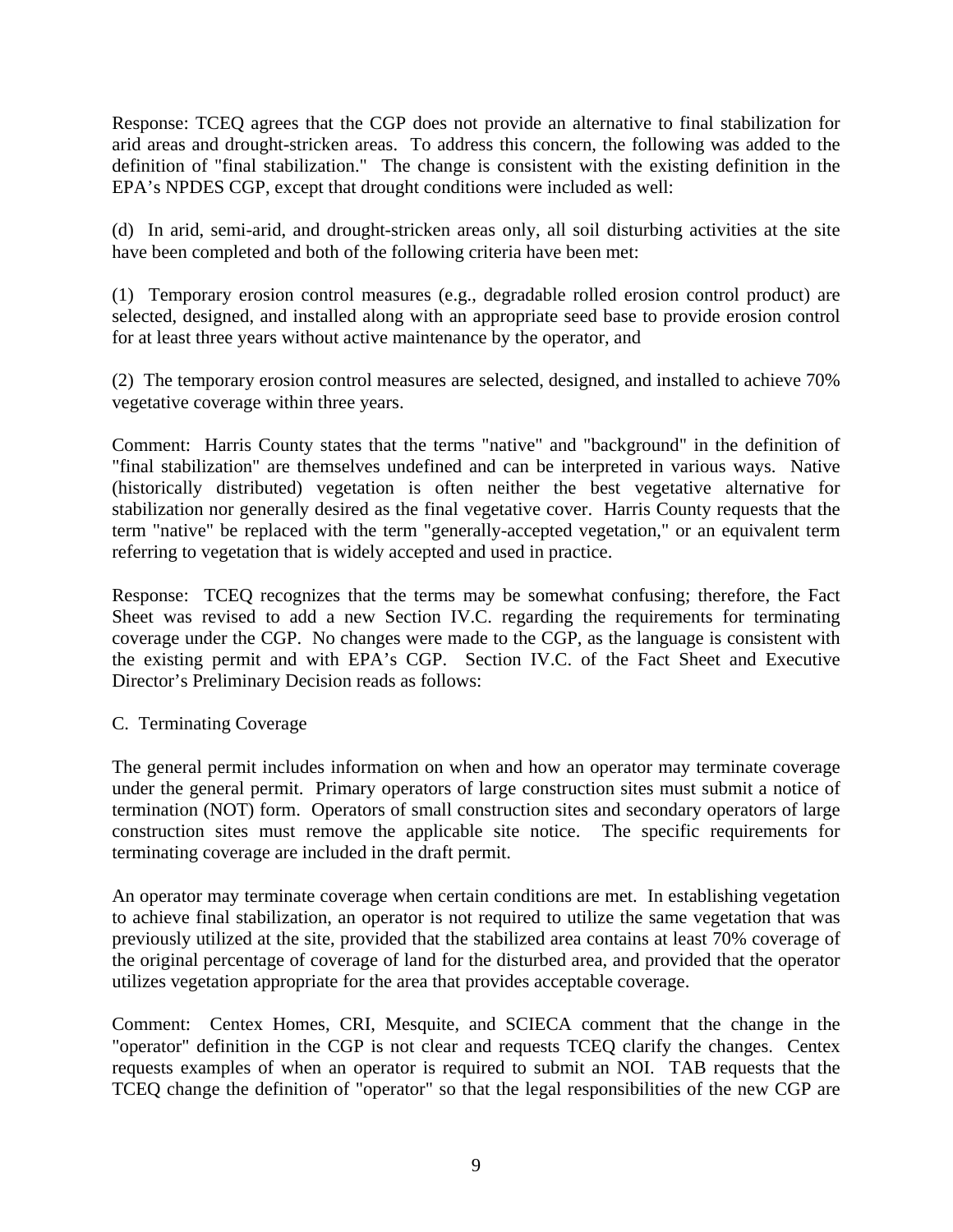Response: TCEQ agrees that the CGP does not provide an alternative to final stabilization for arid areas and drought-stricken areas. To address this concern, the following was added to the definition of "final stabilization." The change is consistent with the existing definition in the EPA's NPDES CGP, except that drought conditions were included as well:

(d) In arid, semi-arid, and drought-stricken areas only, all soil disturbing activities at the site have been completed and both of the following criteria have been met:

(1) Temporary erosion control measures (e.g., degradable rolled erosion control product) are selected, designed, and installed along with an appropriate seed base to provide erosion control for at least three years without active maintenance by the operator, and

(2) The temporary erosion control measures are selected, designed, and installed to achieve 70% vegetative coverage within three years.

Comment: Harris County states that the terms "native" and "background" in the definition of "final stabilization" are themselves undefined and can be interpreted in various ways. Native (historically distributed) vegetation is often neither the best vegetative alternative for stabilization nor generally desired as the final vegetative cover. Harris County requests that the term "native" be replaced with the term "generally-accepted vegetation," or an equivalent term referring to vegetation that is widely accepted and used in practice.

Response: TCEQ recognizes that the terms may be somewhat confusing; therefore, the Fact Sheet was revised to add a new Section IV.C. regarding the requirements for terminating coverage under the CGP. No changes were made to the CGP, as the language is consistent with the existing permit and with EPA's CGP. Section IV.C. of the Fact Sheet and Executive Director's Preliminary Decision reads as follows:

C. Terminating Coverage

The general permit includes information on when and how an operator may terminate coverage under the general permit. Primary operators of large construction sites must submit a notice of termination (NOT) form. Operators of small construction sites and secondary operators of large construction sites must remove the applicable site notice. The specific requirements for terminating coverage are included in the draft permit.

An operator may terminate coverage when certain conditions are met. In establishing vegetation to achieve final stabilization, an operator is not required to utilize the same vegetation that was previously utilized at the site, provided that the stabilized area contains at least 70% coverage of the original percentage of coverage of land for the disturbed area, and provided that the operator utilizes vegetation appropriate for the area that provides acceptable coverage.

Comment: Centex Homes, CRI, Mesquite, and SCIECA comment that the change in the "operator" definition in the CGP is not clear and requests TCEQ clarify the changes. Centex requests examples of when an operator is required to submit an NOI. TAB requests that the TCEQ change the definition of "operator" so that the legal responsibilities of the new CGP are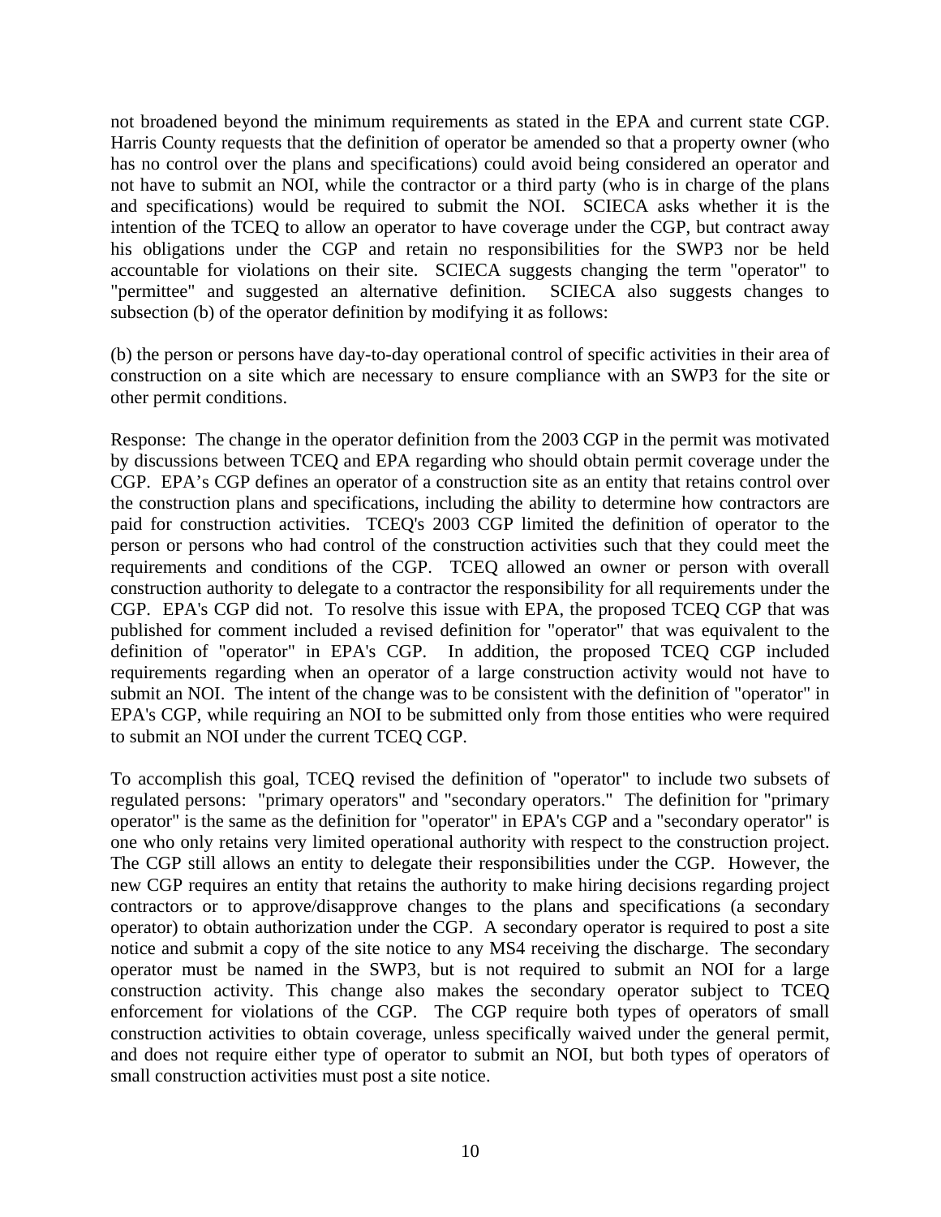not broadened beyond the minimum requirements as stated in the EPA and current state CGP. Harris County requests that the definition of operator be amended so that a property owner (who has no control over the plans and specifications) could avoid being considered an operator and not have to submit an NOI, while the contractor or a third party (who is in charge of the plans and specifications) would be required to submit the NOI. SCIECA asks whether it is the intention of the TCEQ to allow an operator to have coverage under the CGP, but contract away his obligations under the CGP and retain no responsibilities for the SWP3 nor be held accountable for violations on their site. SCIECA suggests changing the term "operator" to "permittee" and suggested an alternative definition. SCIECA also suggests changes to subsection (b) of the operator definition by modifying it as follows:

(b) the person or persons have day-to-day operational control of specific activities in their area of construction on a site which are necessary to ensure compliance with an SWP3 for the site or other permit conditions.

Response: The change in the operator definition from the 2003 CGP in the permit was motivated by discussions between TCEQ and EPA regarding who should obtain permit coverage under the CGP. EPA's CGP defines an operator of a construction site as an entity that retains control over the construction plans and specifications, including the ability to determine how contractors are paid for construction activities. TCEQ's 2003 CGP limited the definition of operator to the person or persons who had control of the construction activities such that they could meet the requirements and conditions of the CGP. TCEQ allowed an owner or person with overall construction authority to delegate to a contractor the responsibility for all requirements under the CGP. EPA's CGP did not. To resolve this issue with EPA, the proposed TCEQ CGP that was published for comment included a revised definition for "operator" that was equivalent to the definition of "operator" in EPA's CGP. In addition, the proposed TCEQ CGP included requirements regarding when an operator of a large construction activity would not have to submit an NOI. The intent of the change was to be consistent with the definition of "operator" in EPA's CGP, while requiring an NOI to be submitted only from those entities who were required to submit an NOI under the current TCEQ CGP.

To accomplish this goal, TCEQ revised the definition of "operator" to include two subsets of regulated persons: "primary operators" and "secondary operators." The definition for "primary operator" is the same as the definition for "operator" in EPA's CGP and a "secondary operator" is one who only retains very limited operational authority with respect to the construction project. The CGP still allows an entity to delegate their responsibilities under the CGP. However, the new CGP requires an entity that retains the authority to make hiring decisions regarding project contractors or to approve/disapprove changes to the plans and specifications (a secondary operator) to obtain authorization under the CGP. A secondary operator is required to post a site notice and submit a copy of the site notice to any MS4 receiving the discharge. The secondary operator must be named in the SWP3, but is not required to submit an NOI for a large construction activity. This change also makes the secondary operator subject to TCEQ enforcement for violations of the CGP. The CGP require both types of operators of small construction activities to obtain coverage, unless specifically waived under the general permit, and does not require either type of operator to submit an NOI, but both types of operators of small construction activities must post a site notice.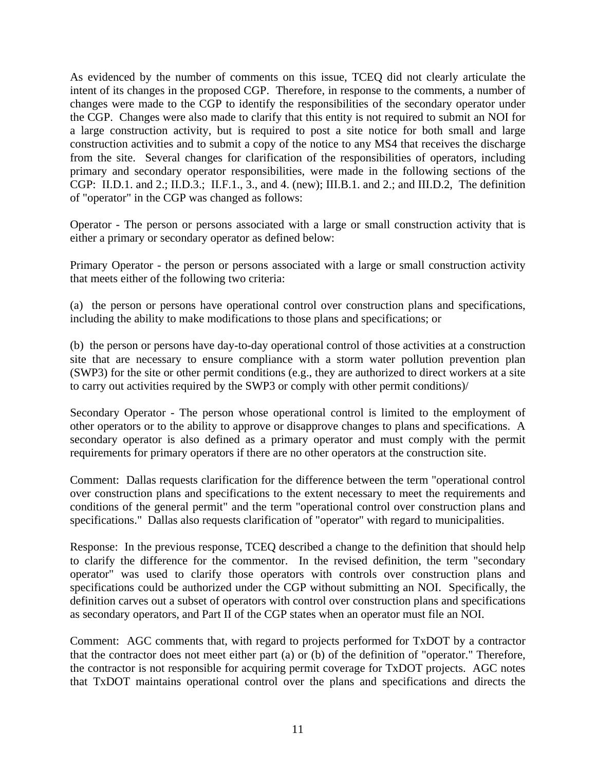As evidenced by the number of comments on this issue, TCEQ did not clearly articulate the intent of its changes in the proposed CGP. Therefore, in response to the comments, a number of changes were made to the CGP to identify the responsibilities of the secondary operator under the CGP. Changes were also made to clarify that this entity is not required to submit an NOI for a large construction activity, but is required to post a site notice for both small and large construction activities and to submit a copy of the notice to any MS4 that receives the discharge from the site. Several changes for clarification of the responsibilities of operators, including primary and secondary operator responsibilities, were made in the following sections of the CGP: II.D.1. and 2.; II.D.3.; II.F.1., 3., and 4. (new); III.B.1. and 2.; and III.D.2, The definition of "operator" in the CGP was changed as follows:

Operator - The person or persons associated with a large or small construction activity that is either a primary or secondary operator as defined below:

Primary Operator - the person or persons associated with a large or small construction activity that meets either of the following two criteria:

(a) the person or persons have operational control over construction plans and specifications, including the ability to make modifications to those plans and specifications; or

(b) the person or persons have day-to-day operational control of those activities at a construction site that are necessary to ensure compliance with a storm water pollution prevention plan (SWP3) for the site or other permit conditions (e.g., they are authorized to direct workers at a site to carry out activities required by the SWP3 or comply with other permit conditions)/

Secondary Operator - The person whose operational control is limited to the employment of other operators or to the ability to approve or disapprove changes to plans and specifications. A secondary operator is also defined as a primary operator and must comply with the permit requirements for primary operators if there are no other operators at the construction site.

Comment: Dallas requests clarification for the difference between the term "operational control over construction plans and specifications to the extent necessary to meet the requirements and conditions of the general permit" and the term "operational control over construction plans and specifications." Dallas also requests clarification of "operator" with regard to municipalities.

Response: In the previous response, TCEQ described a change to the definition that should help to clarify the difference for the commentor. In the revised definition, the term "secondary operator" was used to clarify those operators with controls over construction plans and specifications could be authorized under the CGP without submitting an NOI. Specifically, the definition carves out a subset of operators with control over construction plans and specifications as secondary operators, and Part II of the CGP states when an operator must file an NOI.

Comment: AGC comments that, with regard to projects performed for TxDOT by a contractor that the contractor does not meet either part (a) or (b) of the definition of "operator." Therefore, the contractor is not responsible for acquiring permit coverage for TxDOT projects. AGC notes that TxDOT maintains operational control over the plans and specifications and directs the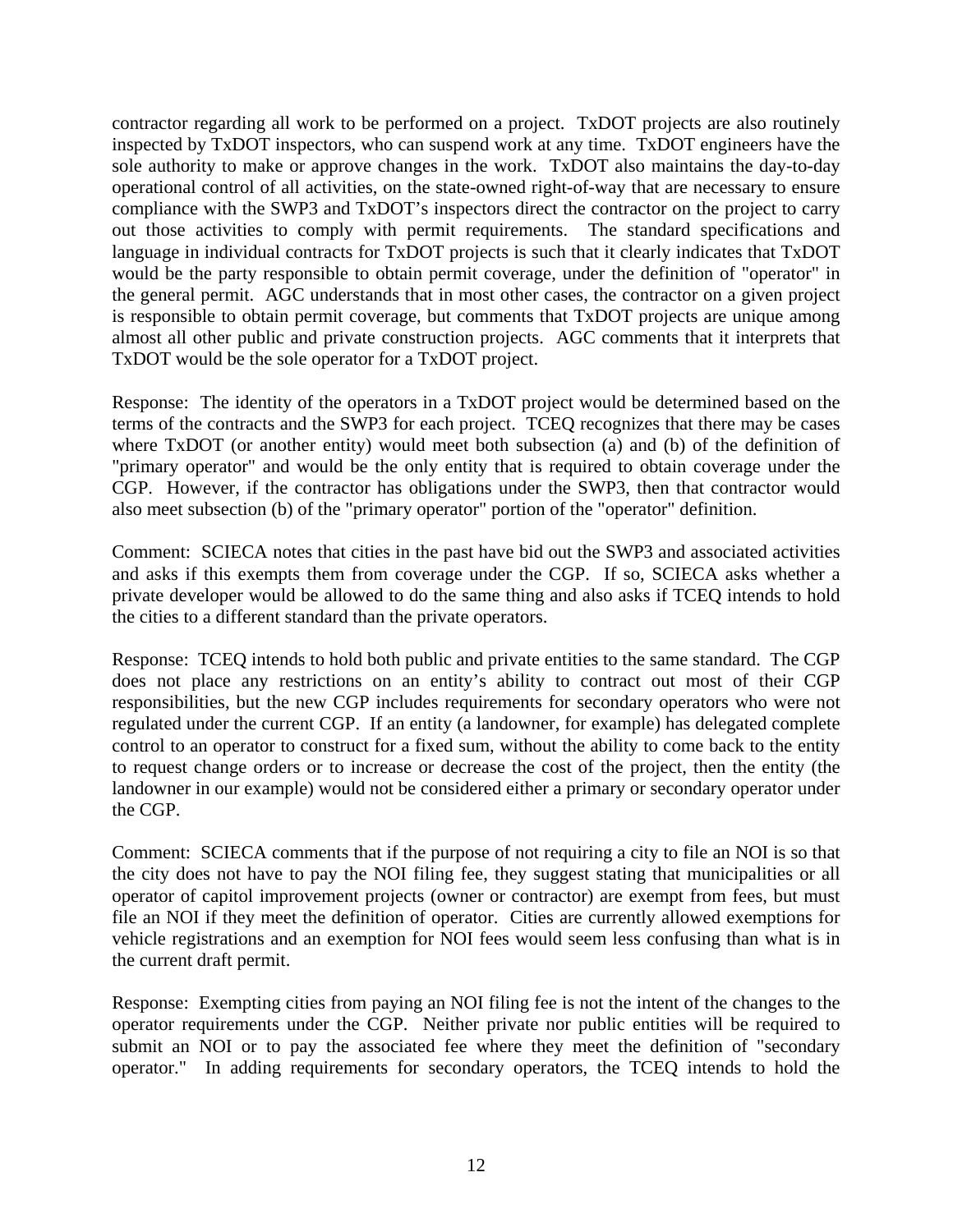contractor regarding all work to be performed on a project. TxDOT projects are also routinely inspected by TxDOT inspectors, who can suspend work at any time. TxDOT engineers have the sole authority to make or approve changes in the work. TxDOT also maintains the day-to-day operational control of all activities, on the state-owned right-of-way that are necessary to ensure compliance with the SWP3 and TxDOT's inspectors direct the contractor on the project to carry out those activities to comply with permit requirements. The standard specifications and language in individual contracts for TxDOT projects is such that it clearly indicates that TxDOT would be the party responsible to obtain permit coverage, under the definition of "operator" in the general permit. AGC understands that in most other cases, the contractor on a given project is responsible to obtain permit coverage, but comments that TxDOT projects are unique among almost all other public and private construction projects. AGC comments that it interprets that TxDOT would be the sole operator for a TxDOT project.

Response: The identity of the operators in a TxDOT project would be determined based on the terms of the contracts and the SWP3 for each project. TCEQ recognizes that there may be cases where TxDOT (or another entity) would meet both subsection (a) and (b) of the definition of "primary operator" and would be the only entity that is required to obtain coverage under the CGP. However, if the contractor has obligations under the SWP3, then that contractor would also meet subsection (b) of the "primary operator" portion of the "operator" definition.

Comment: SCIECA notes that cities in the past have bid out the SWP3 and associated activities and asks if this exempts them from coverage under the CGP. If so, SCIECA asks whether a private developer would be allowed to do the same thing and also asks if TCEQ intends to hold the cities to a different standard than the private operators.

Response: TCEQ intends to hold both public and private entities to the same standard. The CGP does not place any restrictions on an entity's ability to contract out most of their CGP responsibilities, but the new CGP includes requirements for secondary operators who were not regulated under the current CGP. If an entity (a landowner, for example) has delegated complete control to an operator to construct for a fixed sum, without the ability to come back to the entity to request change orders or to increase or decrease the cost of the project, then the entity (the landowner in our example) would not be considered either a primary or secondary operator under the CGP.

Comment: SCIECA comments that if the purpose of not requiring a city to file an NOI is so that the city does not have to pay the NOI filing fee, they suggest stating that municipalities or all operator of capitol improvement projects (owner or contractor) are exempt from fees, but must file an NOI if they meet the definition of operator. Cities are currently allowed exemptions for vehicle registrations and an exemption for NOI fees would seem less confusing than what is in the current draft permit.

Response: Exempting cities from paying an NOI filing fee is not the intent of the changes to the operator requirements under the CGP. Neither private nor public entities will be required to submit an NOI or to pay the associated fee where they meet the definition of "secondary operator." In adding requirements for secondary operators, the TCEQ intends to hold the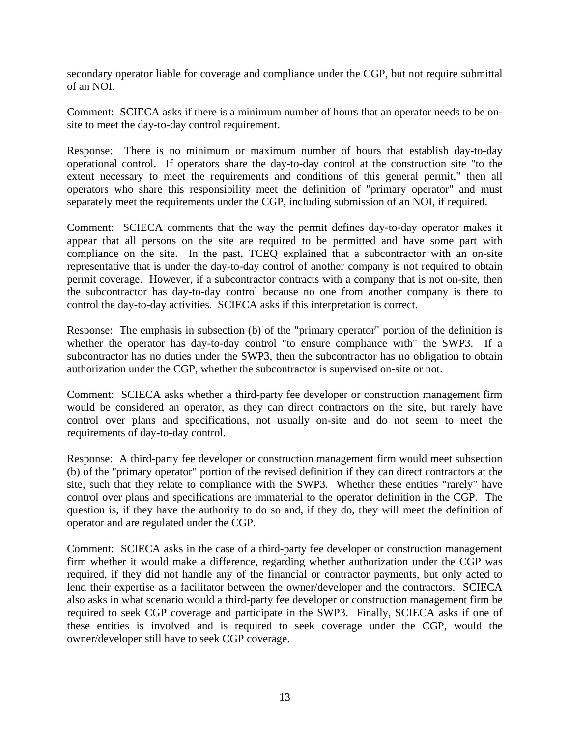secondary operator liable for coverage and compliance under the CGP, but not require submittal of an NOI.

Comment: SCIECA asks if there is a minimum number of hours that an operator needs to be on-site to meet the day-to-day control requirement.

Response: There is no minimum or maximum number of hours that establish day-to-day operational control. If operators share the day-to-day control at the construction site "to the extent necessary to meet the requirements and conditions of this general permit," then all operators who share this responsibility meet the definition of "primary operator" and must separately meet the requirements under the CGP, including submission of an NOI, if required.

Comment: SCIECA comments that the way the permit defines day-to-day operator makes it appear that all persons on the site are required to be permitted and have some part with compliance on the site. In the past, TCEQ explained that a subcontractor with an on-site representative that is under the day-to-day control of another company is not required to obtain permit coverage. However, if a subcontractor contracts with a company that is not on-site, then the subcontractor has day-to-day control because no one from another company is there to control the day-to-day activities. SCIECA asks if this interpretation is correct.

Response: The emphasis in subsection (b) of the "primary operator" portion of the definition is whether the operator has day-to-day control "to ensure compliance with" the SWP3. If a subcontractor has no duties under the SWP3, then the subcontractor has no obligation to obtain authorization under the CGP, whether the subcontractor is supervised on-site or not.

Comment: SCIECA asks whether a third-party fee developer or construction management firm would be considered an operator, as they can direct contractors on the site, but rarely have control over plans and specifications, not usually on-site and do not seem to meet the requirements of day-to-day control.

Response: A third-party fee developer or construction management firm would meet subsection (b) of the "primary operator" portion of the revised definition if they can direct contractors at the site, such that they relate to compliance with the SWP3. Whether these entities "rarely" have control over plans and specifications are immaterial to the operator definition in the CGP. The question is, if they have the authority to do so and, if they do, they will meet the definition of operator and are regulated under the CGP.

Comment: SCIECA asks in the case of a third-party fee developer or construction management firm whether it would make a difference, regarding whether authorization under the CGP was required, if they did not handle any of the financial or contractor payments, but only acted to lend their expertise as a facilitator between the owner/developer and the contractors. SCIECA also asks in what scenario would a third-party fee developer or construction management firm be required to seek CGP coverage and participate in the SWP3. Finally, SCIECA asks if one of these entities is involved and is required to seek coverage under the CGP, would the owner/developer still have to seek CGP coverage.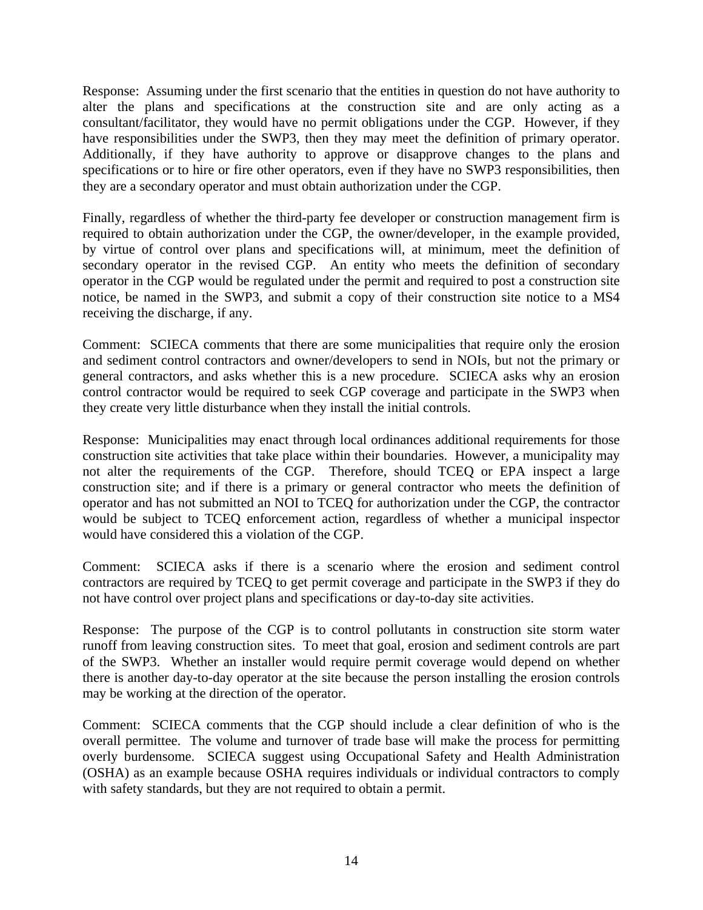Response: Assuming under the first scenario that the entities in question do not have authority to alter the plans and specifications at the construction site and are only acting as a consultant/facilitator, they would have no permit obligations under the CGP. However, if they have responsibilities under the SWP3, then they may meet the definition of primary operator. Additionally, if they have authority to approve or disapprove changes to the plans and specifications or to hire or fire other operators, even if they have no SWP3 responsibilities, then they are a secondary operator and must obtain authorization under the CGP.

Finally, regardless of whether the third-party fee developer or construction management firm is required to obtain authorization under the CGP, the owner/developer, in the example provided, by virtue of control over plans and specifications will, at minimum, meet the definition of secondary operator in the revised CGP. An entity who meets the definition of secondary operator in the CGP would be regulated under the permit and required to post a construction site notice, be named in the SWP3, and submit a copy of their construction site notice to a MS4 receiving the discharge, if any.

Comment: SCIECA comments that there are some municipalities that require only the erosion and sediment control contractors and owner/developers to send in NOIs, but not the primary or general contractors, and asks whether this is a new procedure. SCIECA asks why an erosion control contractor would be required to seek CGP coverage and participate in the SWP3 when they create very little disturbance when they install the initial controls.

Response: Municipalities may enact through local ordinances additional requirements for those construction site activities that take place within their boundaries. However, a municipality may not alter the requirements of the CGP. Therefore, should TCEQ or EPA inspect a large construction site; and if there is a primary or general contractor who meets the definition of operator and has not submitted an NOI to TCEQ for authorization under the CGP, the contractor would be subject to TCEQ enforcement action, regardless of whether a municipal inspector would have considered this a violation of the CGP.

Comment: SCIECA asks if there is a scenario where the erosion and sediment control contractors are required by TCEQ to get permit coverage and participate in the SWP3 if they do not have control over project plans and specifications or day-to-day site activities.

Response: The purpose of the CGP is to control pollutants in construction site storm water runoff from leaving construction sites. To meet that goal, erosion and sediment controls are part of the SWP3. Whether an installer would require permit coverage would depend on whether there is another day-to-day operator at the site because the person installing the erosion controls may be working at the direction of the operator.

Comment: SCIECA comments that the CGP should include a clear definition of who is the overall permittee. The volume and turnover of trade base will make the process for permitting overly burdensome. SCIECA suggest using Occupational Safety and Health Administration (OSHA) as an example because OSHA requires individuals or individual contractors to comply with safety standards, but they are not required to obtain a permit.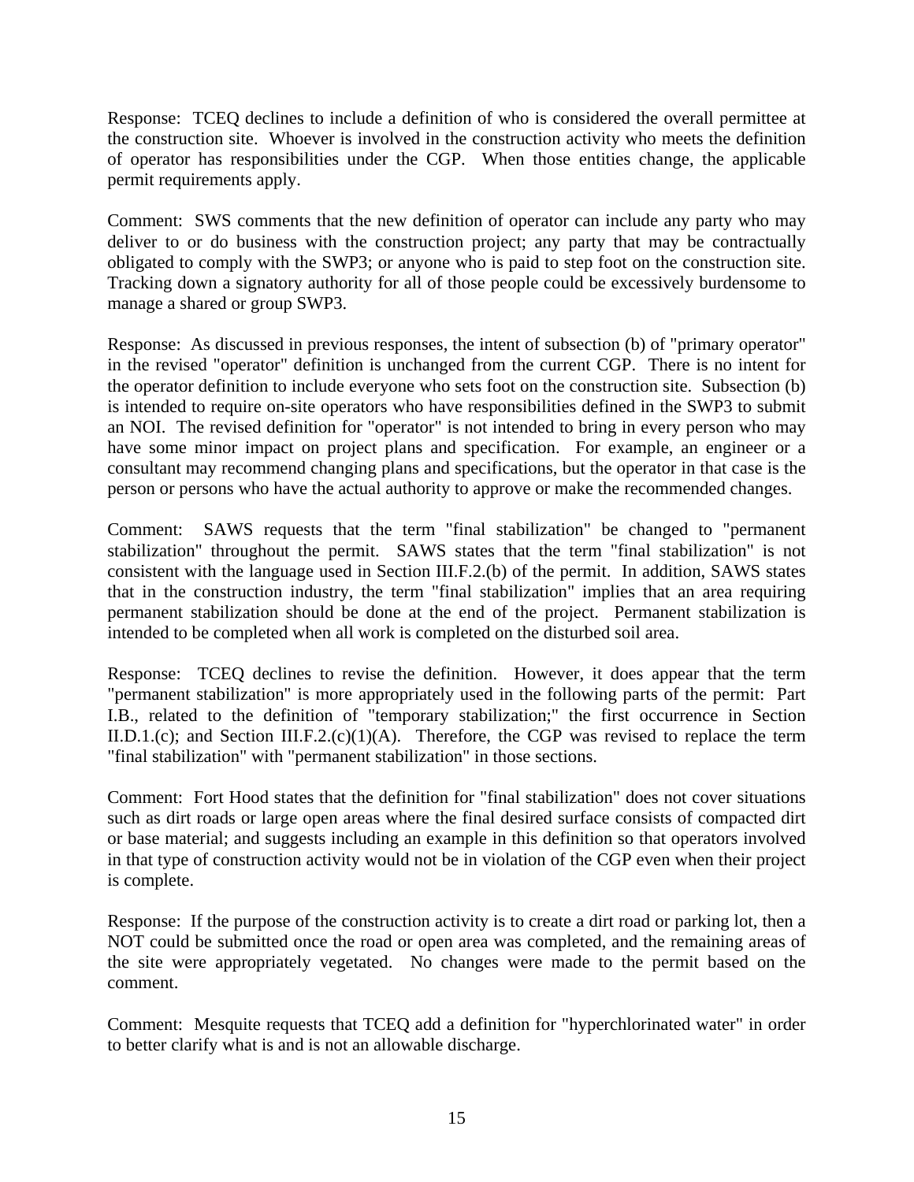Response: TCEQ declines to include a definition of who is considered the overall permittee at the construction site. Whoever is involved in the construction activity who meets the definition of operator has responsibilities under the CGP. When those entities change, the applicable permit requirements apply.

Comment: SWS comments that the new definition of operator can include any party who may deliver to or do business with the construction project; any party that may be contractually obligated to comply with the SWP3; or anyone who is paid to step foot on the construction site. Tracking down a signatory authority for all of those people could be excessively burdensome to manage a shared or group SWP3.

Response: As discussed in previous responses, the intent of subsection (b) of "primary operator" in the revised "operator" definition is unchanged from the current CGP. There is no intent for the operator definition to include everyone who sets foot on the construction site. Subsection (b) is intended to require on-site operators who have responsibilities defined in the SWP3 to submit an NOI. The revised definition for "operator" is not intended to bring in every person who may have some minor impact on project plans and specification. For example, an engineer or a consultant may recommend changing plans and specifications, but the operator in that case is the person or persons who have the actual authority to approve or make the recommended changes.

Comment: SAWS requests that the term "final stabilization" be changed to "permanent stabilization" throughout the permit. SAWS states that the term "final stabilization" is not consistent with the language used in Section III.F.2.(b) of the permit. In addition, SAWS states that in the construction industry, the term "final stabilization" implies that an area requiring permanent stabilization should be done at the end of the project. Permanent stabilization is intended to be completed when all work is completed on the disturbed soil area.

Response: TCEQ declines to revise the definition. However, it does appear that the term "permanent stabilization" is more appropriately used in the following parts of the permit: Part I.B., related to the definition of "temporary stabilization;" the first occurrence in Section II.D.1.(c); and Section III.F.2.(c)(1)(A). Therefore, the CGP was revised to replace the term "final stabilization" with "permanent stabilization" in those sections.

Comment: Fort Hood states that the definition for "final stabilization" does not cover situations such as dirt roads or large open areas where the final desired surface consists of compacted dirt or base material; and suggests including an example in this definition so that operators involved in that type of construction activity would not be in violation of the CGP even when their project is complete.

Response: If the purpose of the construction activity is to create a dirt road or parking lot, then a NOT could be submitted once the road or open area was completed, and the remaining areas of the site were appropriately vegetated. No changes were made to the permit based on the comment.

Comment: Mesquite requests that TCEQ add a definition for "hyperchlorinated water" in order to better clarify what is and is not an allowable discharge.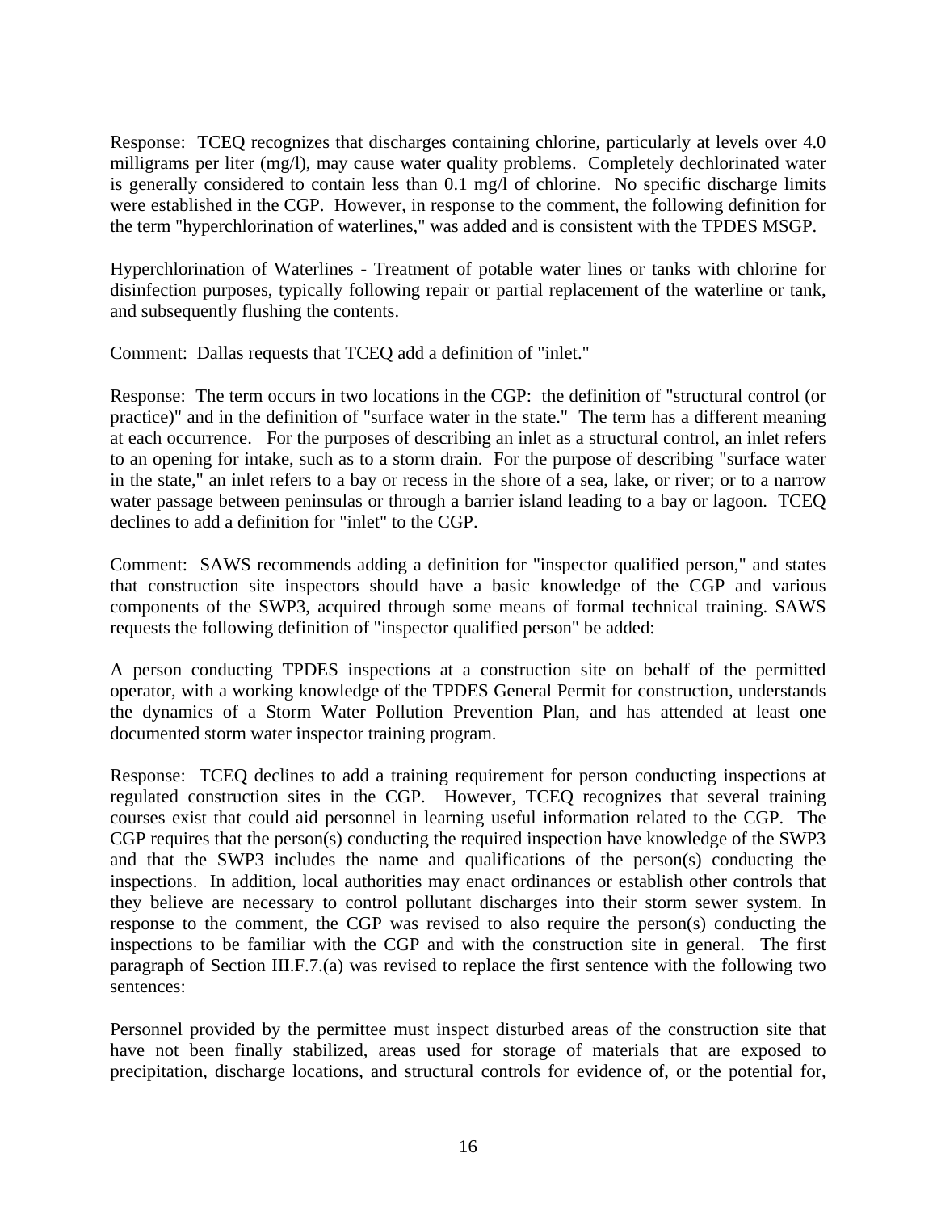Response: TCEQ recognizes that discharges containing chlorine, particularly at levels over 4.0 milligrams per liter (mg/l), may cause water quality problems. Completely dechlorinated water is generally considered to contain less than 0.1 mg/l of chlorine. No specific discharge limits were established in the CGP. However, in response to the comment, the following definition for the term "hyperchlorination of waterlines," was added and is consistent with the TPDES MSGP.

Hyperchlorination of Waterlines - Treatment of potable water lines or tanks with chlorine for disinfection purposes, typically following repair or partial replacement of the waterline or tank, and subsequently flushing the contents.

Comment: Dallas requests that TCEQ add a definition of "inlet."

Response: The term occurs in two locations in the CGP: the definition of "structural control (or practice)" and in the definition of "surface water in the state." The term has a different meaning at each occurrence. For the purposes of describing an inlet as a structural control, an inlet refers to an opening for intake, such as to a storm drain. For the purpose of describing "surface water in the state," an inlet refers to a bay or recess in the shore of a sea, lake, or river; or to a narrow water passage between peninsulas or through a barrier island leading to a bay or lagoon. TCEQ declines to add a definition for "inlet" to the CGP.

Comment: SAWS recommends adding a definition for "inspector qualified person," and states that construction site inspectors should have a basic knowledge of the CGP and various components of the SWP3, acquired through some means of formal technical training. SAWS requests the following definition of "inspector qualified person" be added:

A person conducting TPDES inspections at a construction site on behalf of the permitted operator, with a working knowledge of the TPDES General Permit for construction, understands the dynamics of a Storm Water Pollution Prevention Plan, and has attended at least one documented storm water inspector training program.

Response: TCEQ declines to add a training requirement for person conducting inspections at regulated construction sites in the CGP. However, TCEQ recognizes that several training courses exist that could aid personnel in learning useful information related to the CGP. The CGP requires that the person(s) conducting the required inspection have knowledge of the SWP3 and that the SWP3 includes the name and qualifications of the person(s) conducting the inspections. In addition, local authorities may enact ordinances or establish other controls that they believe are necessary to control pollutant discharges into their storm sewer system. In response to the comment, the CGP was revised to also require the person(s) conducting the inspections to be familiar with the CGP and with the construction site in general. The first paragraph of Section III.F.7.(a) was revised to replace the first sentence with the following two sentences:

Personnel provided by the permittee must inspect disturbed areas of the construction site that have not been finally stabilized, areas used for storage of materials that are exposed to precipitation, discharge locations, and structural controls for evidence of, or the potential for,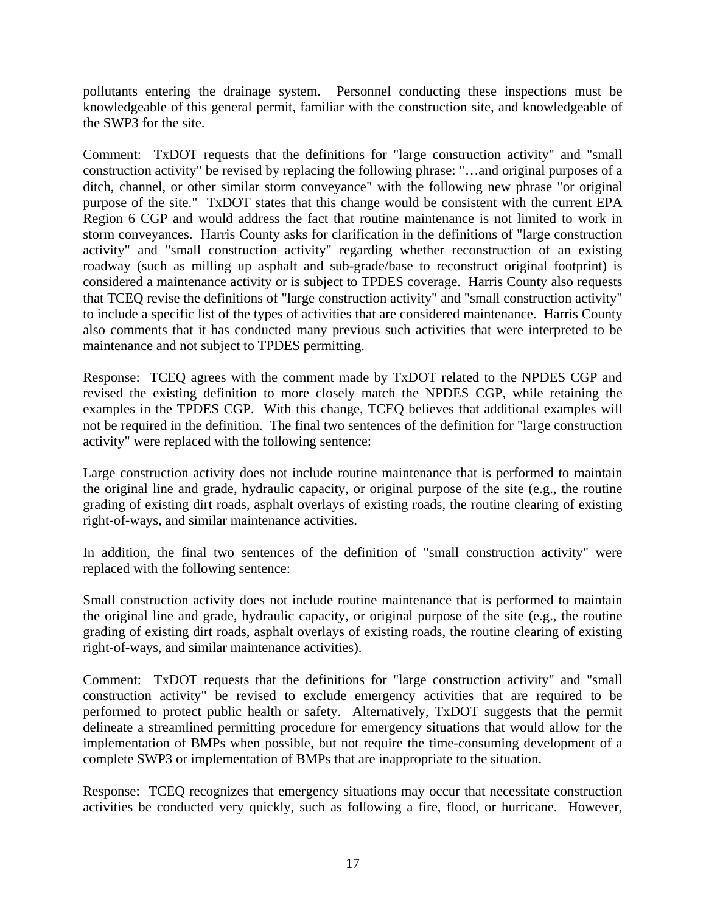pollutants entering the drainage system. Personnel conducting these inspections must be knowledgeable of this general permit, familiar with the construction site, and knowledgeable of the SWP3 for the site.

Comment: TxDOT requests that the definitions for "large construction activity" and "small construction activity" be revised by replacing the following phrase: "…and original purposes of a ditch, channel, or other similar storm conveyance" with the following new phrase "or original purpose of the site." TxDOT states that this change would be consistent with the current EPA Region 6 CGP and would address the fact that routine maintenance is not limited to work in storm conveyances. Harris County asks for clarification in the definitions of "large construction activity" and "small construction activity" regarding whether reconstruction of an existing roadway (such as milling up asphalt and sub-grade/base to reconstruct original footprint) is considered a maintenance activity or is subject to TPDES coverage. Harris County also requests that TCEQ revise the definitions of "large construction activity" and "small construction activity" to include a specific list of the types of activities that are considered maintenance. Harris County also comments that it has conducted many previous such activities that were interpreted to be maintenance and not subject to TPDES permitting.

Response: TCEQ agrees with the comment made by TxDOT related to the NPDES CGP and revised the existing definition to more closely match the NPDES CGP, while retaining the examples in the TPDES CGP. With this change, TCEQ believes that additional examples will not be required in the definition. The final two sentences of the definition for "large construction activity" were replaced with the following sentence:

Large construction activity does not include routine maintenance that is performed to maintain the original line and grade, hydraulic capacity, or original purpose of the site (e.g., the routine grading of existing dirt roads, asphalt overlays of existing roads, the routine clearing of existing right-of-ways, and similar maintenance activities.

In addition, the final two sentences of the definition of "small construction activity" were replaced with the following sentence:

Small construction activity does not include routine maintenance that is performed to maintain the original line and grade, hydraulic capacity, or original purpose of the site (e.g., the routine grading of existing dirt roads, asphalt overlays of existing roads, the routine clearing of existing right-of-ways, and similar maintenance activities).

Comment: TxDOT requests that the definitions for "large construction activity" and "small construction activity" be revised to exclude emergency activities that are required to be performed to protect public health or safety. Alternatively, TxDOT suggests that the permit delineate a streamlined permitting procedure for emergency situations that would allow for the implementation of BMPs when possible, but not require the time-consuming development of a complete SWP3 or implementation of BMPs that are inappropriate to the situation.

Response: TCEQ recognizes that emergency situations may occur that necessitate construction activities be conducted very quickly, such as following a fire, flood, or hurricane. However,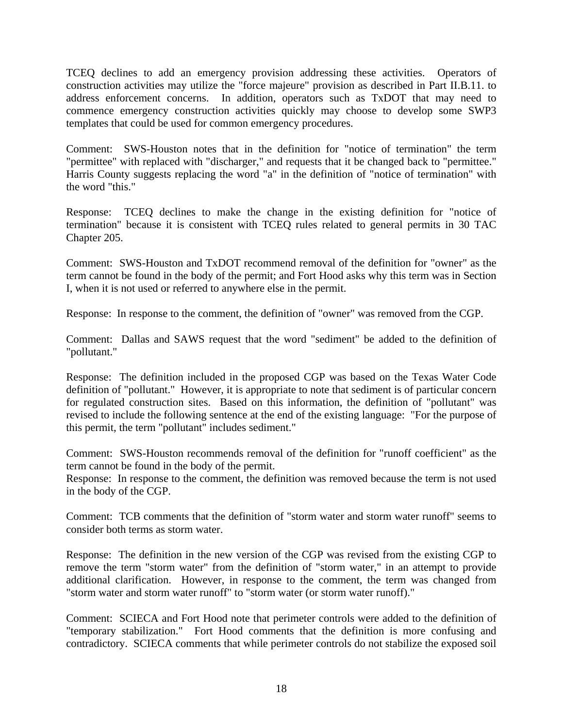TCEQ declines to add an emergency provision addressing these activities. Operators of construction activities may utilize the "force majeure" provision as described in Part II.B.11. to address enforcement concerns. In addition, operators such as TxDOT that may need to commence emergency construction activities quickly may choose to develop some SWP3 templates that could be used for common emergency procedures.

Comment: SWS-Houston notes that in the definition for "notice of termination" the term "permittee" with replaced with "discharger," and requests that it be changed back to "permittee." Harris County suggests replacing the word "a" in the definition of "notice of termination" with the word "this."

Response: TCEQ declines to make the change in the existing definition for "notice of termination" because it is consistent with TCEQ rules related to general permits in 30 TAC Chapter 205.

Comment: SWS-Houston and TxDOT recommend removal of the definition for "owner" as the term cannot be found in the body of the permit; and Fort Hood asks why this term was in Section I, when it is not used or referred to anywhere else in the permit.

Response: In response to the comment, the definition of "owner" was removed from the CGP.

Comment: Dallas and SAWS request that the word "sediment" be added to the definition of "pollutant."

Response: The definition included in the proposed CGP was based on the Texas Water Code definition of "pollutant." However, it is appropriate to note that sediment is of particular concern for regulated construction sites. Based on this information, the definition of "pollutant" was revised to include the following sentence at the end of the existing language: "For the purpose of this permit, the term "pollutant" includes sediment."

Comment: SWS-Houston recommends removal of the definition for "runoff coefficient" as the term cannot be found in the body of the permit.
Response: In response to the comment, the definition was removed because the term is not used in the body of the CGP.

Comment: TCB comments that the definition of "storm water and storm water runoff" seems to consider both terms as storm water.

Response: The definition in the new version of the CGP was revised from the existing CGP to remove the term "storm water" from the definition of "storm water," in an attempt to provide additional clarification. However, in response to the comment, the term was changed from "storm water and storm water runoff" to "storm water (or storm water runoff)."

Comment: SCIECA and Fort Hood note that perimeter controls were added to the definition of "temporary stabilization." Fort Hood comments that the definition is more confusing and contradictory. SCIECA comments that while perimeter controls do not stabilize the exposed soil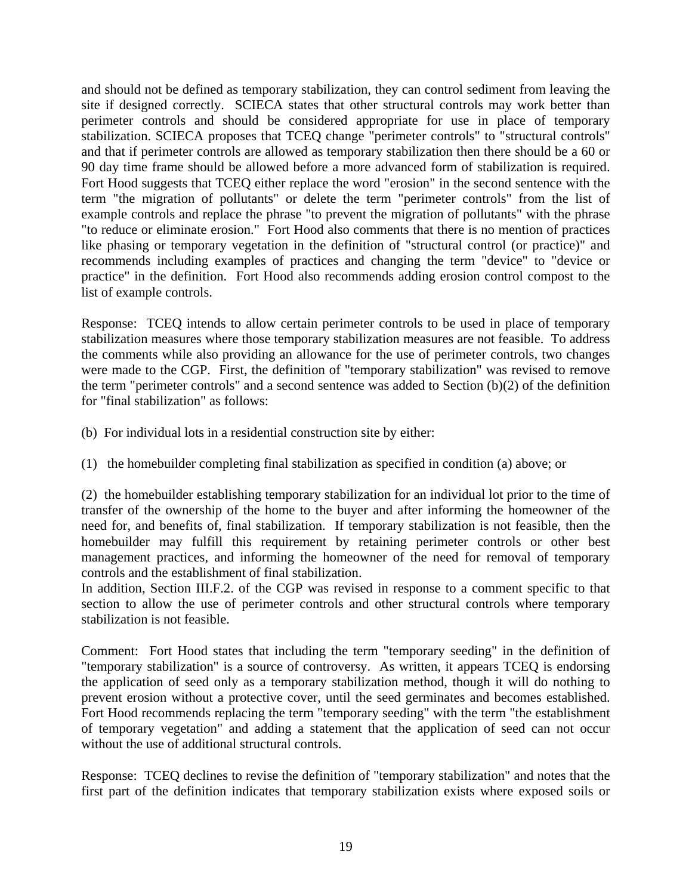and should not be defined as temporary stabilization, they can control sediment from leaving the site if designed correctly. SCIECA states that other structural controls may work better than perimeter controls and should be considered appropriate for use in place of temporary stabilization. SCIECA proposes that TCEQ change "perimeter controls" to "structural controls" and that if perimeter controls are allowed as temporary stabilization then there should be a 60 or 90 day time frame should be allowed before a more advanced form of stabilization is required. Fort Hood suggests that TCEQ either replace the word "erosion" in the second sentence with the term "the migration of pollutants" or delete the term "perimeter controls" from the list of example controls and replace the phrase "to prevent the migration of pollutants" with the phrase "to reduce or eliminate erosion." Fort Hood also comments that there is no mention of practices like phasing or temporary vegetation in the definition of "structural control (or practice)" and recommends including examples of practices and changing the term "device" to "device or practice" in the definition. Fort Hood also recommends adding erosion control compost to the list of example controls.

Response: TCEQ intends to allow certain perimeter controls to be used in place of temporary stabilization measures where those temporary stabilization measures are not feasible. To address the comments while also providing an allowance for the use of perimeter controls, two changes were made to the CGP. First, the definition of "temporary stabilization" was revised to remove the term "perimeter controls" and a second sentence was added to Section (b)(2) of the definition for "final stabilization" as follows:

(b) For individual lots in a residential construction site by either:

(1) the homebuilder completing final stabilization as specified in condition (a) above; or

(2) the homebuilder establishing temporary stabilization for an individual lot prior to the time of transfer of the ownership of the home to the buyer and after informing the homeowner of the need for, and benefits of, final stabilization. If temporary stabilization is not feasible, then the homebuilder may fulfill this requirement by retaining perimeter controls or other best management practices, and informing the homeowner of the need for removal of temporary controls and the establishment of final stabilization.

In addition, Section III.F.2. of the CGP was revised in response to a comment specific to that section to allow the use of perimeter controls and other structural controls where temporary stabilization is not feasible.

Comment: Fort Hood states that including the term "temporary seeding" in the definition of "temporary stabilization" is a source of controversy. As written, it appears TCEQ is endorsing the application of seed only as a temporary stabilization method, though it will do nothing to prevent erosion without a protective cover, until the seed germinates and becomes established. Fort Hood recommends replacing the term "temporary seeding" with the term "the establishment of temporary vegetation" and adding a statement that the application of seed can not occur without the use of additional structural controls.

Response: TCEQ declines to revise the definition of "temporary stabilization" and notes that the first part of the definition indicates that temporary stabilization exists where exposed soils or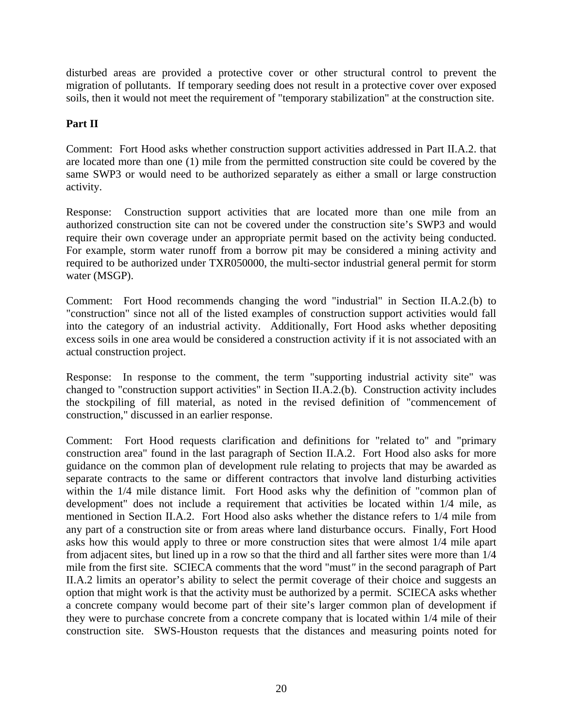disturbed areas are provided a protective cover or other structural control to prevent the migration of pollutants. If temporary seeding does not result in a protective cover over exposed soils, then it would not meet the requirement of "temporary stabilization" at the construction site.

**Part II**

Comment: Fort Hood asks whether construction support activities addressed in Part II.A.2. that are located more than one (1) mile from the permitted construction site could be covered by the same SWP3 or would need to be authorized separately as either a small or large construction activity.

Response: Construction support activities that are located more than one mile from an authorized construction site can not be covered under the construction site's SWP3 and would require their own coverage under an appropriate permit based on the activity being conducted. For example, storm water runoff from a borrow pit may be considered a mining activity and required to be authorized under TXR050000, the multi-sector industrial general permit for storm water (MSGP).

Comment: Fort Hood recommends changing the word "industrial" in Section II.A.2.(b) to "construction" since not all of the listed examples of construction support activities would fall into the category of an industrial activity. Additionally, Fort Hood asks whether depositing excess soils in one area would be considered a construction activity if it is not associated with an actual construction project.

Response: In response to the comment, the term "supporting industrial activity site" was changed to "construction support activities" in Section II.A.2.(b). Construction activity includes the stockpiling of fill material, as noted in the revised definition of "commencement of construction," discussed in an earlier response.

Comment: Fort Hood requests clarification and definitions for "related to" and "primary construction area" found in the last paragraph of Section II.A.2. Fort Hood also asks for more guidance on the common plan of development rule relating to projects that may be awarded as separate contracts to the same or different contractors that involve land disturbing activities within the 1/4 mile distance limit. Fort Hood asks why the definition of "common plan of development" does not include a requirement that activities be located within 1/4 mile, as mentioned in Section II.A.2. Fort Hood also asks whether the distance refers to 1/4 mile from any part of a construction site or from areas where land disturbance occurs. Finally, Fort Hood asks how this would apply to three or more construction sites that were almost 1/4 mile apart from adjacent sites, but lined up in a row so that the third and all farther sites were more than 1/4 mile from the first site. SCIECA comments that the word "must" in the second paragraph of Part II.A.2 limits an operator's ability to select the permit coverage of their choice and suggests an option that might work is that the activity must be authorized by a permit. SCIECA asks whether a concrete company would become part of their site's larger common plan of development if they were to purchase concrete from a concrete company that is located within 1/4 mile of their construction site. SWS-Houston requests that the distances and measuring points noted for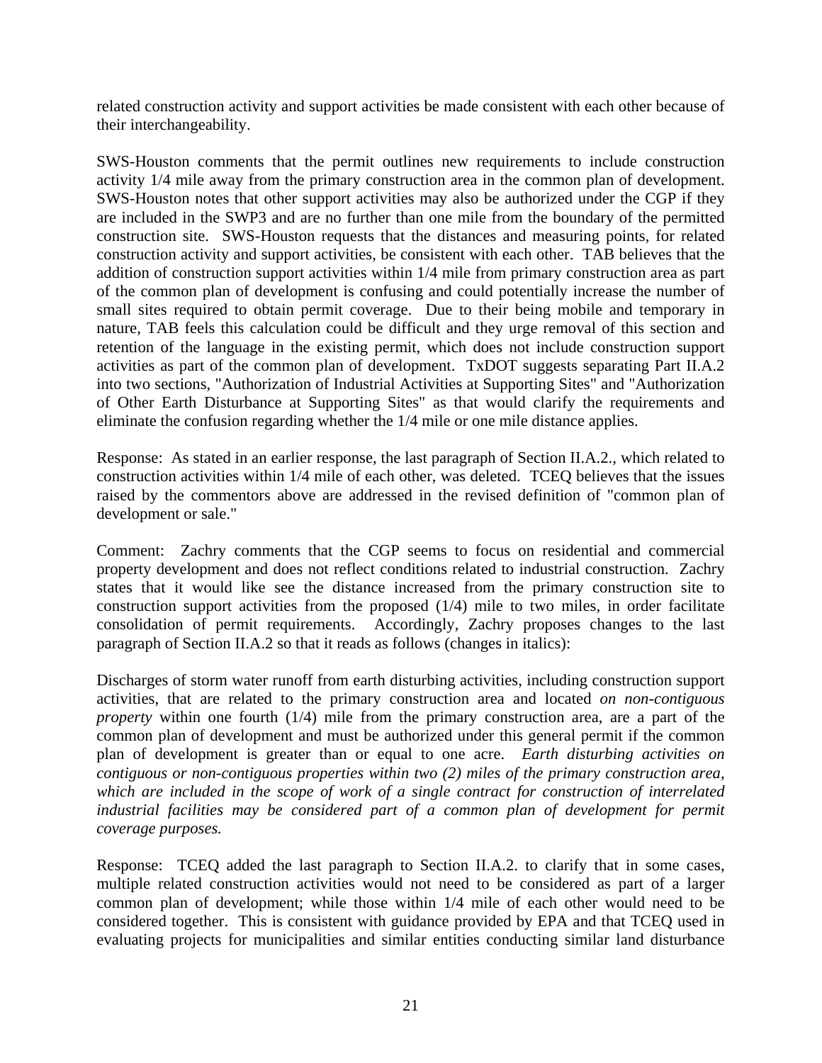related construction activity and support activities be made consistent with each other because of their interchangeability.

SWS-Houston comments that the permit outlines new requirements to include construction activity 1/4 mile away from the primary construction area in the common plan of development. SWS-Houston notes that other support activities may also be authorized under the CGP if they are included in the SWP3 and are no further than one mile from the boundary of the permitted construction site. SWS-Houston requests that the distances and measuring points, for related construction activity and support activities, be consistent with each other. TAB believes that the addition of construction support activities within 1/4 mile from primary construction area as part of the common plan of development is confusing and could potentially increase the number of small sites required to obtain permit coverage. Due to their being mobile and temporary in nature, TAB feels this calculation could be difficult and they urge removal of this section and retention of the language in the existing permit, which does not include construction support activities as part of the common plan of development. TxDOT suggests separating Part II.A.2 into two sections, "Authorization of Industrial Activities at Supporting Sites" and "Authorization of Other Earth Disturbance at Supporting Sites" as that would clarify the requirements and eliminate the confusion regarding whether the 1/4 mile or one mile distance applies.

Response: As stated in an earlier response, the last paragraph of Section II.A.2., which related to construction activities within 1/4 mile of each other, was deleted. TCEQ believes that the issues raised by the commentors above are addressed in the revised definition of "common plan of development or sale."

Comment: Zachry comments that the CGP seems to focus on residential and commercial property development and does not reflect conditions related to industrial construction. Zachry states that it would like see the distance increased from the primary construction site to construction support activities from the proposed (1/4) mile to two miles, in order facilitate consolidation of permit requirements. Accordingly, Zachry proposes changes to the last paragraph of Section II.A.2 so that it reads as follows (changes in italics):

Discharges of storm water runoff from earth disturbing activities, including construction support activities, that are related to the primary construction area and located *on non-contiguous property* within one fourth (1/4) mile from the primary construction area, are a part of the common plan of development and must be authorized under this general permit if the common plan of development is greater than or equal to one acre. *Earth disturbing activities on contiguous or non-contiguous properties within two (2) miles of the primary construction area, which are included in the scope of work of a single contract for construction of interrelated industrial facilities may be considered part of a common plan of development for permit coverage purposes.*

Response: TCEQ added the last paragraph to Section II.A.2. to clarify that in some cases, multiple related construction activities would not need to be considered as part of a larger common plan of development; while those within 1/4 mile of each other would need to be considered together. This is consistent with guidance provided by EPA and that TCEQ used in evaluating projects for municipalities and similar entities conducting similar land disturbance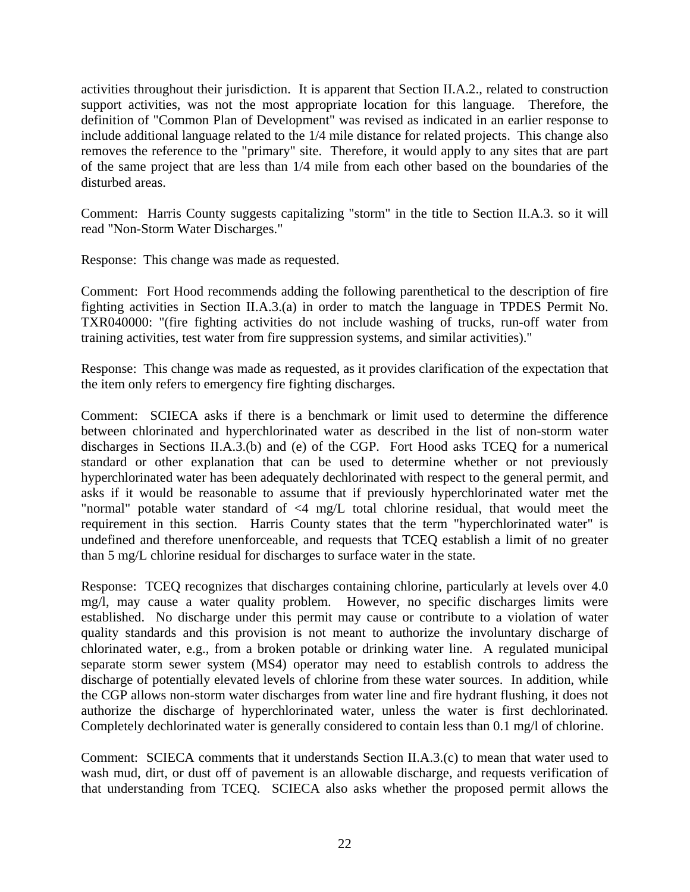activities throughout their jurisdiction. It is apparent that Section II.A.2., related to construction support activities, was not the most appropriate location for this language. Therefore, the definition of "Common Plan of Development" was revised as indicated in an earlier response to include additional language related to the 1/4 mile distance for related projects. This change also removes the reference to the "primary" site. Therefore, it would apply to any sites that are part of the same project that are less than 1/4 mile from each other based on the boundaries of the disturbed areas.

Comment: Harris County suggests capitalizing "storm" in the title to Section II.A.3. so it will read "Non-Storm Water Discharges."

Response: This change was made as requested.

Comment: Fort Hood recommends adding the following parenthetical to the description of fire fighting activities in Section II.A.3.(a) in order to match the language in TPDES Permit No. TXR040000: "(fire fighting activities do not include washing of trucks, run-off water from training activities, test water from fire suppression systems, and similar activities)."

Response: This change was made as requested, as it provides clarification of the expectation that the item only refers to emergency fire fighting discharges.

Comment: SCIECA asks if there is a benchmark or limit used to determine the difference between chlorinated and hyperchlorinated water as described in the list of non-storm water discharges in Sections II.A.3.(b) and (e) of the CGP. Fort Hood asks TCEQ for a numerical standard or other explanation that can be used to determine whether or not previously hyperchlorinated water has been adequately dechlorinated with respect to the general permit, and asks if it would be reasonable to assume that if previously hyperchlorinated water met the "normal" potable water standard of <4 mg/L total chlorine residual, that would meet the requirement in this section. Harris County states that the term "hyperchlorinated water" is undefined and therefore unenforceable, and requests that TCEQ establish a limit of no greater than 5 mg/L chlorine residual for discharges to surface water in the state.

Response: TCEQ recognizes that discharges containing chlorine, particularly at levels over 4.0 mg/l, may cause a water quality problem. However, no specific discharges limits were established. No discharge under this permit may cause or contribute to a violation of water quality standards and this provision is not meant to authorize the involuntary discharge of chlorinated water, e.g., from a broken potable or drinking water line. A regulated municipal separate storm sewer system (MS4) operator may need to establish controls to address the discharge of potentially elevated levels of chlorine from these water sources. In addition, while the CGP allows non-storm water discharges from water line and fire hydrant flushing, it does not authorize the discharge of hyperchlorinated water, unless the water is first dechlorinated. Completely dechlorinated water is generally considered to contain less than 0.1 mg/l of chlorine.

Comment: SCIECA comments that it understands Section II.A.3.(c) to mean that water used to wash mud, dirt, or dust off of pavement is an allowable discharge, and requests verification of that understanding from TCEQ. SCIECA also asks whether the proposed permit allows the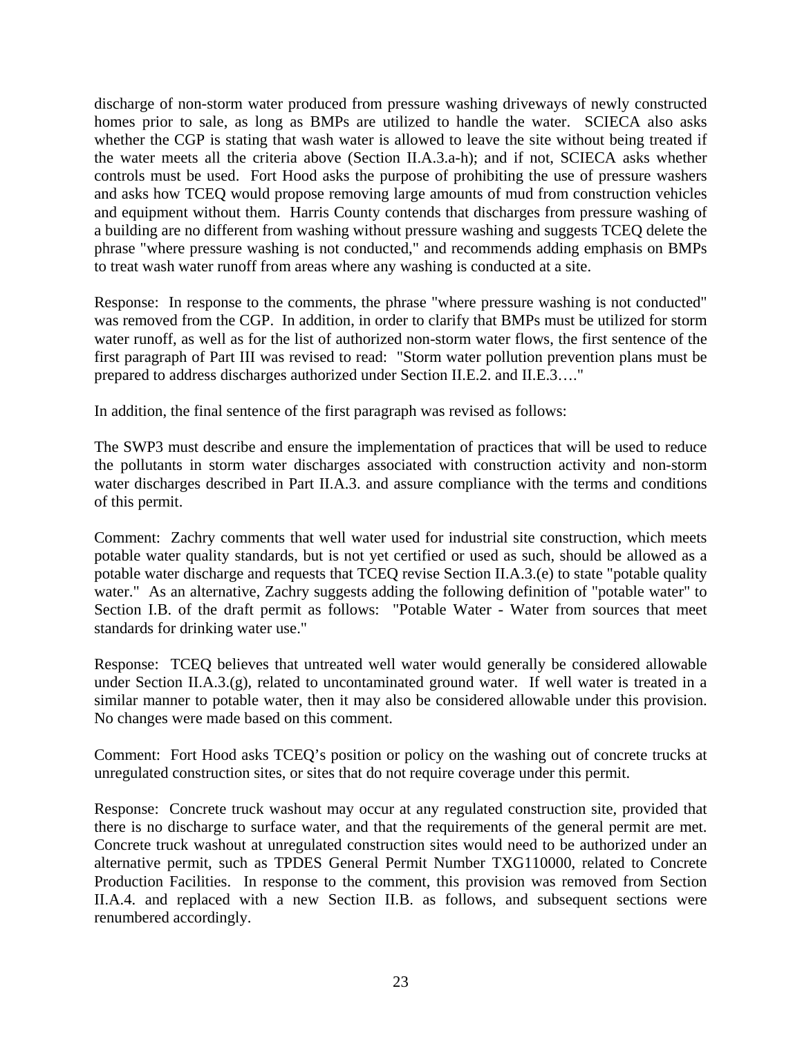discharge of non-storm water produced from pressure washing driveways of newly constructed homes prior to sale, as long as BMPs are utilized to handle the water. SCIECA also asks whether the CGP is stating that wash water is allowed to leave the site without being treated if the water meets all the criteria above (Section II.A.3.a-h); and if not, SCIECA asks whether controls must be used. Fort Hood asks the purpose of prohibiting the use of pressure washers and asks how TCEQ would propose removing large amounts of mud from construction vehicles and equipment without them. Harris County contends that discharges from pressure washing of a building are no different from washing without pressure washing and suggests TCEQ delete the phrase "where pressure washing is not conducted," and recommends adding emphasis on BMPs to treat wash water runoff from areas where any washing is conducted at a site.

Response: In response to the comments, the phrase "where pressure washing is not conducted" was removed from the CGP. In addition, in order to clarify that BMPs must be utilized for storm water runoff, as well as for the list of authorized non-storm water flows, the first sentence of the first paragraph of Part III was revised to read: "Storm water pollution prevention plans must be prepared to address discharges authorized under Section II.E.2. and II.E.3…."

In addition, the final sentence of the first paragraph was revised as follows:

The SWP3 must describe and ensure the implementation of practices that will be used to reduce the pollutants in storm water discharges associated with construction activity and non-storm water discharges described in Part II.A.3. and assure compliance with the terms and conditions of this permit.

Comment: Zachry comments that well water used for industrial site construction, which meets potable water quality standards, but is not yet certified or used as such, should be allowed as a potable water discharge and requests that TCEQ revise Section II.A.3.(e) to state "potable quality water." As an alternative, Zachry suggests adding the following definition of "potable water" to Section I.B. of the draft permit as follows: "Potable Water - Water from sources that meet standards for drinking water use."

Response: TCEQ believes that untreated well water would generally be considered allowable under Section II.A.3.(g), related to uncontaminated ground water. If well water is treated in a similar manner to potable water, then it may also be considered allowable under this provision. No changes were made based on this comment.

Comment: Fort Hood asks TCEQ's position or policy on the washing out of concrete trucks at unregulated construction sites, or sites that do not require coverage under this permit.

Response: Concrete truck washout may occur at any regulated construction site, provided that there is no discharge to surface water, and that the requirements of the general permit are met. Concrete truck washout at unregulated construction sites would need to be authorized under an alternative permit, such as TPDES General Permit Number TXG110000, related to Concrete Production Facilities. In response to the comment, this provision was removed from Section II.A.4. and replaced with a new Section II.B. as follows, and subsequent sections were renumbered accordingly.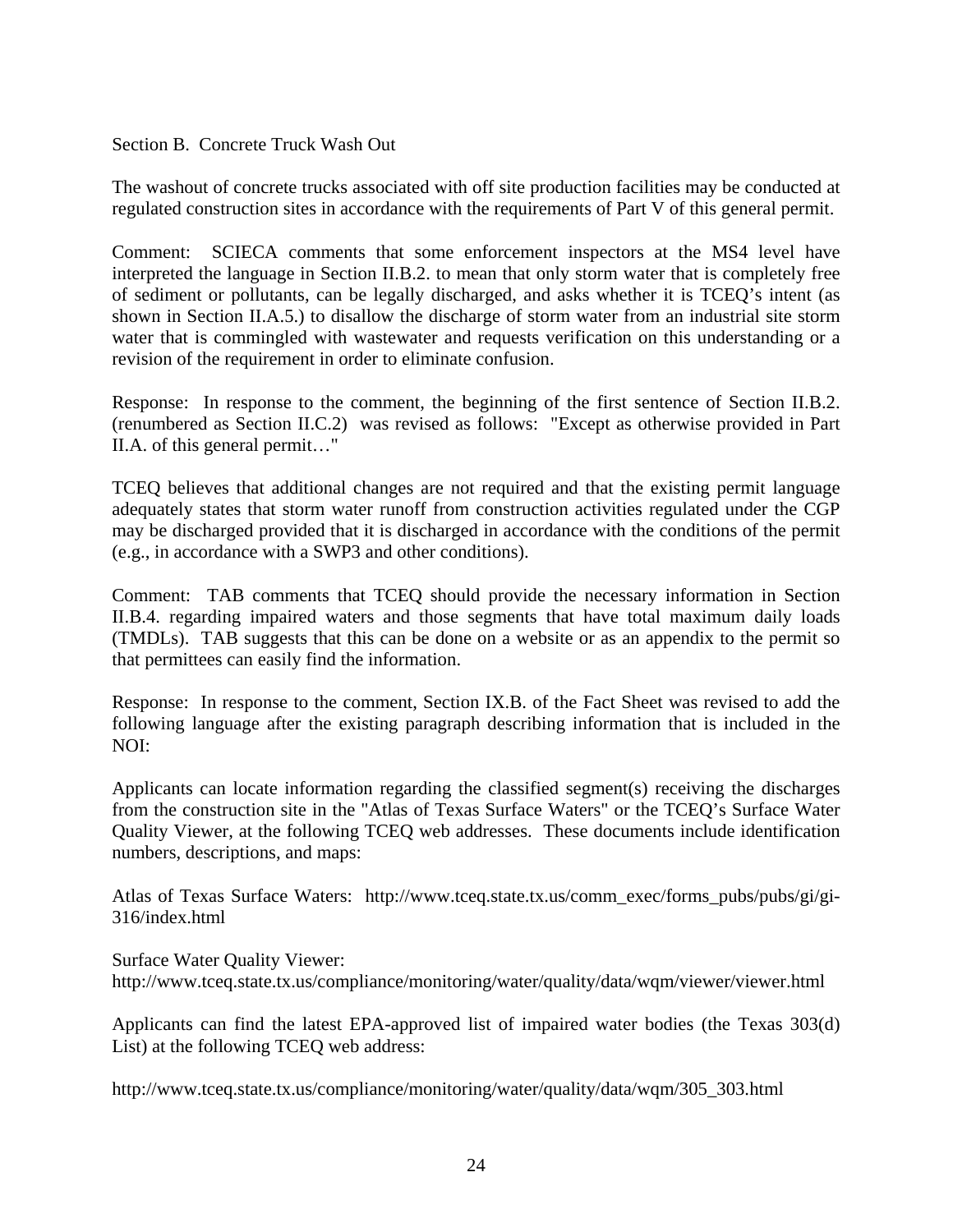Section B. Concrete Truck Wash Out

The washout of concrete trucks associated with off site production facilities may be conducted at regulated construction sites in accordance with the requirements of Part V of this general permit.

Comment: SCIECA comments that some enforcement inspectors at the MS4 level have interpreted the language in Section II.B.2. to mean that only storm water that is completely free of sediment or pollutants, can be legally discharged, and asks whether it is TCEQ's intent (as shown in Section II.A.5.) to disallow the discharge of storm water from an industrial site storm water that is commingled with wastewater and requests verification on this understanding or a revision of the requirement in order to eliminate confusion.

Response: In response to the comment, the beginning of the first sentence of Section II.B.2. (renumbered as Section II.C.2) was revised as follows: "Except as otherwise provided in Part II.A. of this general permit…"

TCEQ believes that additional changes are not required and that the existing permit language adequately states that storm water runoff from construction activities regulated under the CGP may be discharged provided that it is discharged in accordance with the conditions of the permit (e.g., in accordance with a SWP3 and other conditions).

Comment: TAB comments that TCEQ should provide the necessary information in Section II.B.4. regarding impaired waters and those segments that have total maximum daily loads (TMDLs). TAB suggests that this can be done on a website or as an appendix to the permit so that permittees can easily find the information.

Response: In response to the comment, Section IX.B. of the Fact Sheet was revised to add the following language after the existing paragraph describing information that is included in the NOI:

Applicants can locate information regarding the classified segment(s) receiving the discharges from the construction site in the "Atlas of Texas Surface Waters" or the TCEQ's Surface Water Quality Viewer, at the following TCEQ web addresses. These documents include identification numbers, descriptions, and maps:

Atlas of Texas Surface Waters: http://www.tceq.state.tx.us/comm_exec/forms_pubs/pubs/gi/gi-316/index.html

Surface Water Quality Viewer:
http://www.tceq.state.tx.us/compliance/monitoring/water/quality/data/wqm/viewer/viewer.html

Applicants can find the latest EPA-approved list of impaired water bodies (the Texas 303(d) List) at the following TCEQ web address:

http://www.tceq.state.tx.us/compliance/monitoring/water/quality/data/wqm/305_303.html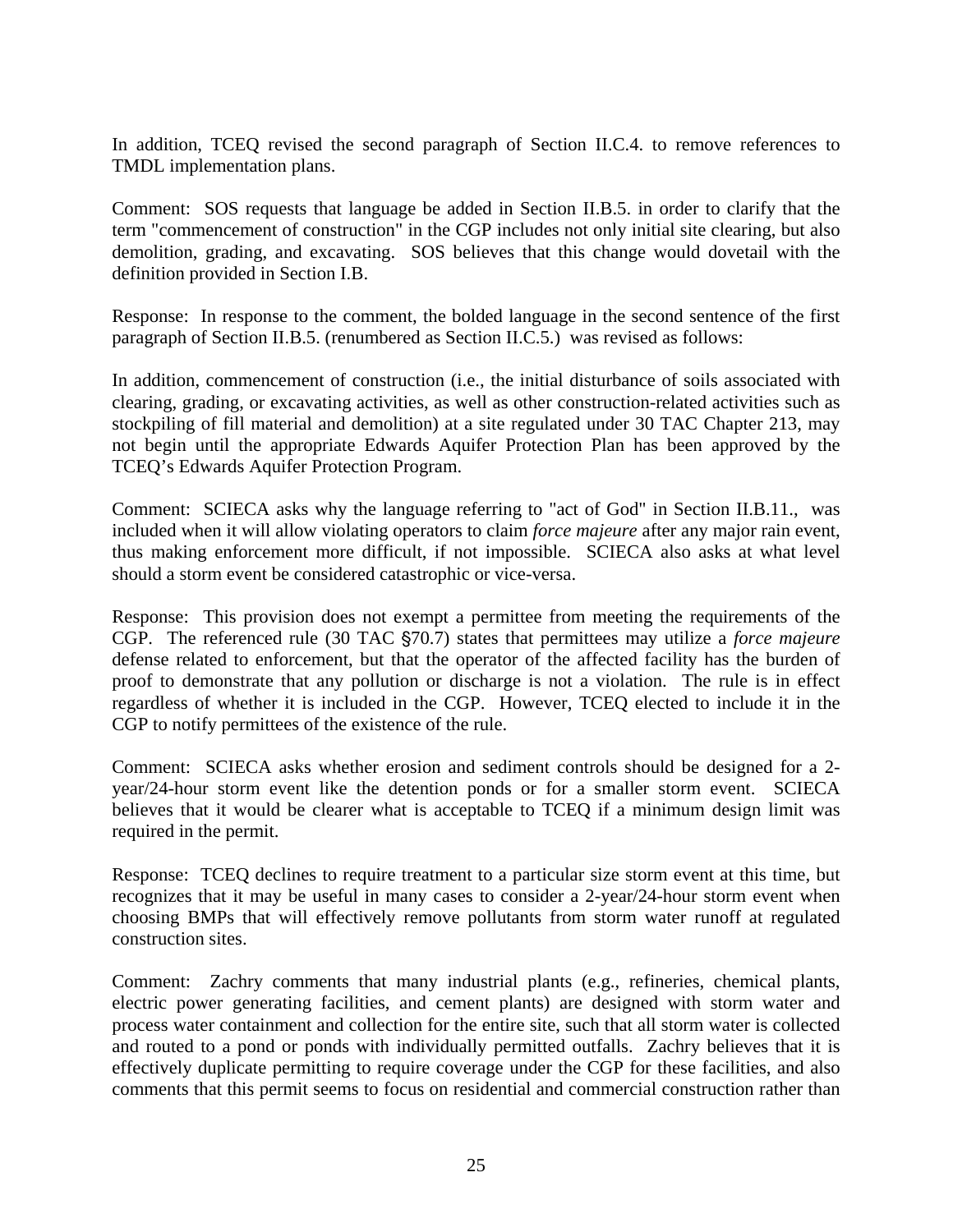In addition, TCEQ revised the second paragraph of Section II.C.4. to remove references to TMDL implementation plans.

Comment: SOS requests that language be added in Section II.B.5. in order to clarify that the term "commencement of construction" in the CGP includes not only initial site clearing, but also demolition, grading, and excavating. SOS believes that this change would dovetail with the definition provided in Section I.B.

Response: In response to the comment, the bolded language in the second sentence of the first paragraph of Section II.B.5. (renumbered as Section II.C.5.) was revised as follows:

In addition, commencement of construction (i.e., the initial disturbance of soils associated with clearing, grading, or excavating activities, as well as other construction-related activities such as stockpiling of fill material and demolition) at a site regulated under 30 TAC Chapter 213, may not begin until the appropriate Edwards Aquifer Protection Plan has been approved by the TCEQ's Edwards Aquifer Protection Program.

Comment: SCIECA asks why the language referring to "act of God" in Section II.B.11., was included when it will allow violating operators to claim *force majeure* after any major rain event, thus making enforcement more difficult, if not impossible. SCIECA also asks at what level should a storm event be considered catastrophic or vice-versa.

Response: This provision does not exempt a permittee from meeting the requirements of the CGP. The referenced rule (30 TAC §70.7) states that permittees may utilize a *force majeure* defense related to enforcement, but that the operator of the affected facility has the burden of proof to demonstrate that any pollution or discharge is not a violation. The rule is in effect regardless of whether it is included in the CGP. However, TCEQ elected to include it in the CGP to notify permittees of the existence of the rule.

Comment: SCIECA asks whether erosion and sediment controls should be designed for a 2-year/24-hour storm event like the detention ponds or for a smaller storm event. SCIECA believes that it would be clearer what is acceptable to TCEQ if a minimum design limit was required in the permit.

Response: TCEQ declines to require treatment to a particular size storm event at this time, but recognizes that it may be useful in many cases to consider a 2-year/24-hour storm event when choosing BMPs that will effectively remove pollutants from storm water runoff at regulated construction sites.

Comment: Zachry comments that many industrial plants (e.g., refineries, chemical plants, electric power generating facilities, and cement plants) are designed with storm water and process water containment and collection for the entire site, such that all storm water is collected and routed to a pond or ponds with individually permitted outfalls. Zachry believes that it is effectively duplicate permitting to require coverage under the CGP for these facilities, and also comments that this permit seems to focus on residential and commercial construction rather than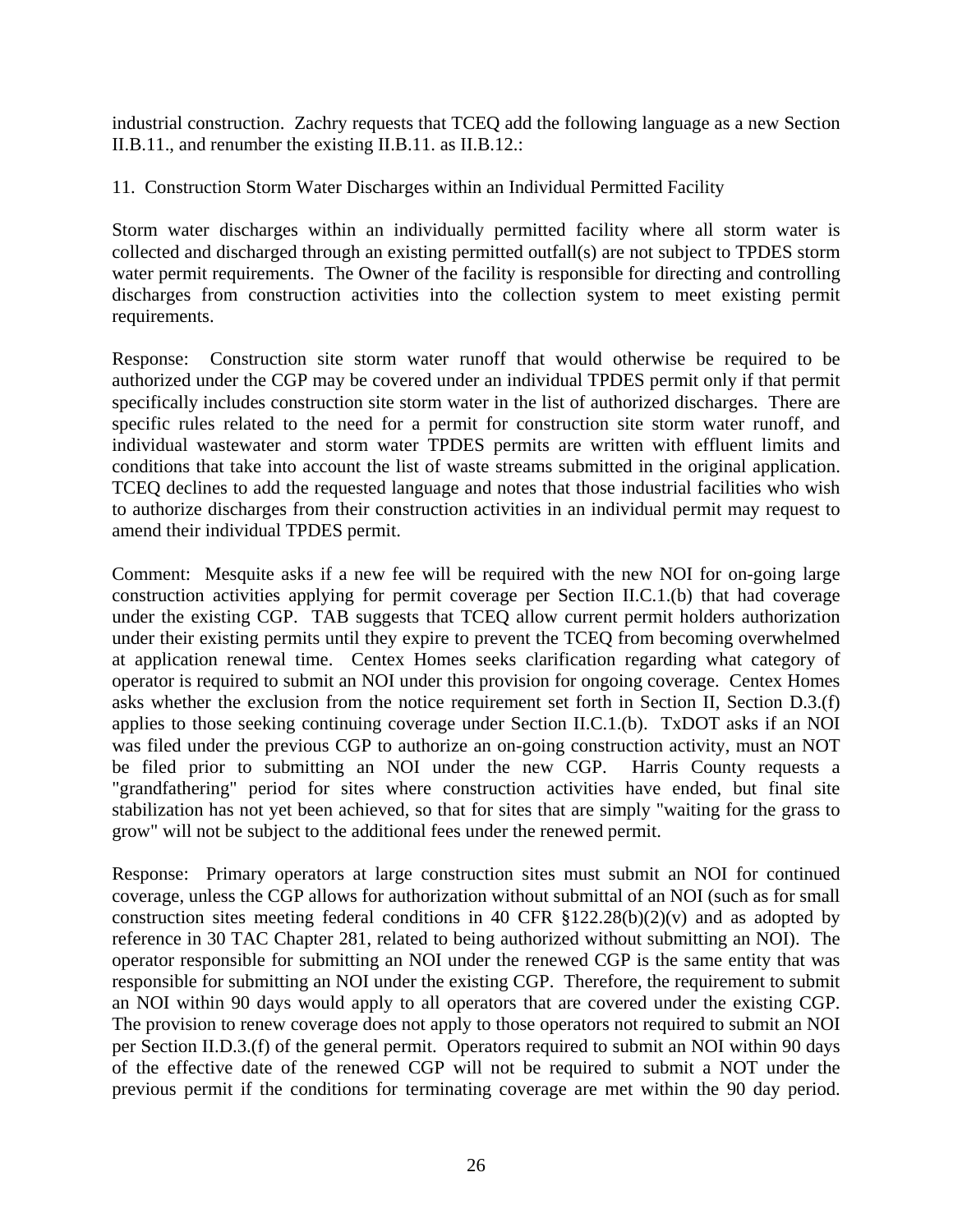industrial construction. Zachry requests that TCEQ add the following language as a new Section II.B.11., and renumber the existing II.B.11. as II.B.12.:

11. Construction Storm Water Discharges within an Individual Permitted Facility

Storm water discharges within an individually permitted facility where all storm water is collected and discharged through an existing permitted outfall(s) are not subject to TPDES storm water permit requirements. The Owner of the facility is responsible for directing and controlling discharges from construction activities into the collection system to meet existing permit requirements.

Response: Construction site storm water runoff that would otherwise be required to be authorized under the CGP may be covered under an individual TPDES permit only if that permit specifically includes construction site storm water in the list of authorized discharges. There are specific rules related to the need for a permit for construction site storm water runoff, and individual wastewater and storm water TPDES permits are written with effluent limits and conditions that take into account the list of waste streams submitted in the original application. TCEQ declines to add the requested language and notes that those industrial facilities who wish to authorize discharges from their construction activities in an individual permit may request to amend their individual TPDES permit.

Comment: Mesquite asks if a new fee will be required with the new NOI for on-going large construction activities applying for permit coverage per Section II.C.1.(b) that had coverage under the existing CGP. TAB suggests that TCEQ allow current permit holders authorization under their existing permits until they expire to prevent the TCEQ from becoming overwhelmed at application renewal time. Centex Homes seeks clarification regarding what category of operator is required to submit an NOI under this provision for ongoing coverage. Centex Homes asks whether the exclusion from the notice requirement set forth in Section II, Section D.3.(f) applies to those seeking continuing coverage under Section II.C.1.(b). TxDOT asks if an NOI was filed under the previous CGP to authorize an on-going construction activity, must an NOT be filed prior to submitting an NOI under the new CGP. Harris County requests a "grandfathering" period for sites where construction activities have ended, but final site stabilization has not yet been achieved, so that for sites that are simply "waiting for the grass to grow" will not be subject to the additional fees under the renewed permit.

Response: Primary operators at large construction sites must submit an NOI for continued coverage, unless the CGP allows for authorization without submittal of an NOI (such as for small construction sites meeting federal conditions in 40 CFR §122.28(b)(2)(v) and as adopted by reference in 30 TAC Chapter 281, related to being authorized without submitting an NOI). The operator responsible for submitting an NOI under the renewed CGP is the same entity that was responsible for submitting an NOI under the existing CGP. Therefore, the requirement to submit an NOI within 90 days would apply to all operators that are covered under the existing CGP. The provision to renew coverage does not apply to those operators not required to submit an NOI per Section II.D.3.(f) of the general permit. Operators required to submit an NOI within 90 days of the effective date of the renewed CGP will not be required to submit a NOT under the previous permit if the conditions for terminating coverage are met within the 90 day period.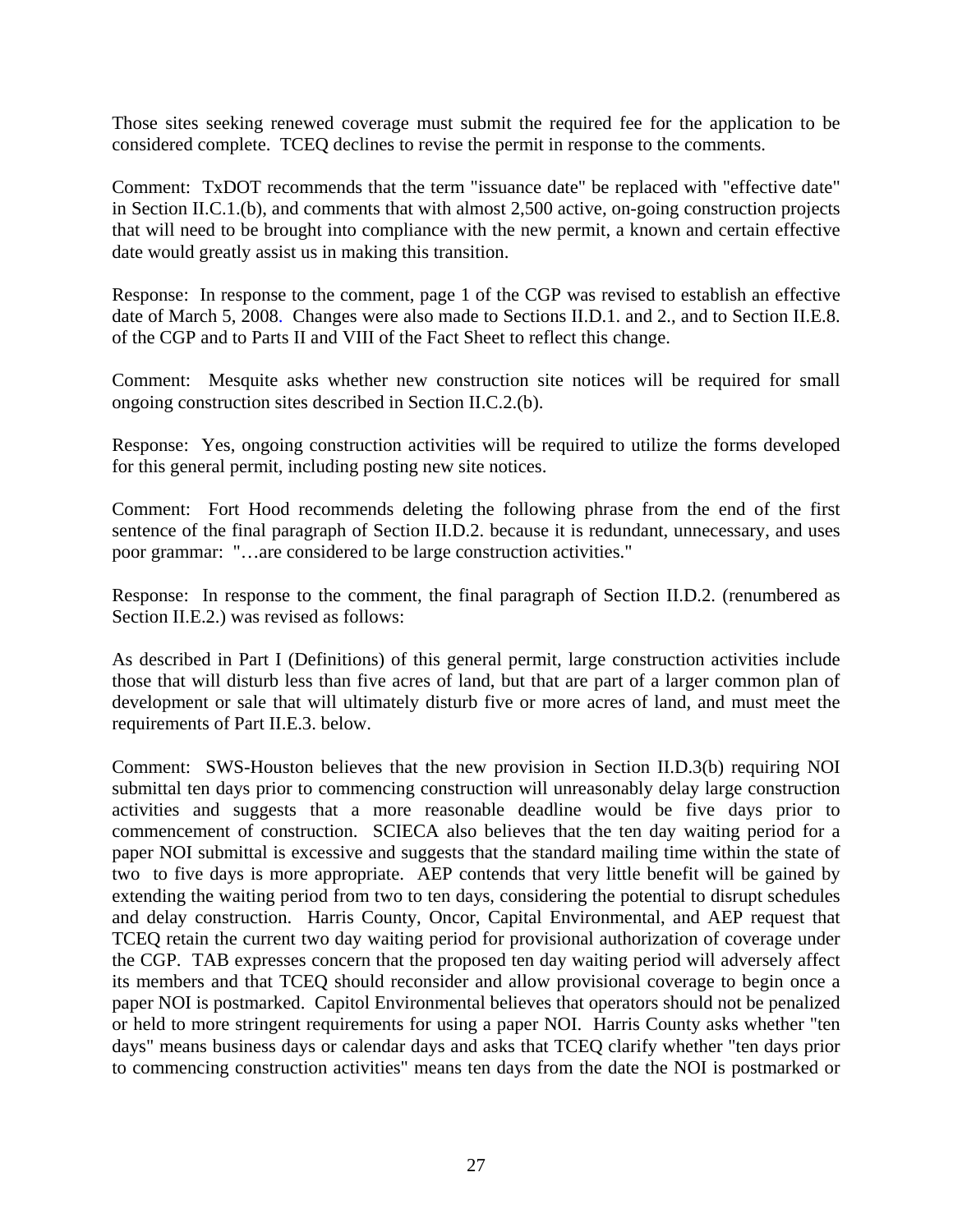Those sites seeking renewed coverage must submit the required fee for the application to be considered complete. TCEQ declines to revise the permit in response to the comments.

Comment: TxDOT recommends that the term "issuance date" be replaced with "effective date" in Section II.C.1.(b), and comments that with almost 2,500 active, on-going construction projects that will need to be brought into compliance with the new permit, a known and certain effective date would greatly assist us in making this transition.

Response: In response to the comment, page 1 of the CGP was revised to establish an effective date of March 5, 2008. Changes were also made to Sections II.D.1. and 2., and to Section II.E.8. of the CGP and to Parts II and VIII of the Fact Sheet to reflect this change.

Comment: Mesquite asks whether new construction site notices will be required for small ongoing construction sites described in Section II.C.2.(b).

Response: Yes, ongoing construction activities will be required to utilize the forms developed for this general permit, including posting new site notices.

Comment: Fort Hood recommends deleting the following phrase from the end of the first sentence of the final paragraph of Section II.D.2. because it is redundant, unnecessary, and uses poor grammar: "…are considered to be large construction activities."

Response: In response to the comment, the final paragraph of Section II.D.2. (renumbered as Section II.E.2.) was revised as follows:

As described in Part I (Definitions) of this general permit, large construction activities include those that will disturb less than five acres of land, but that are part of a larger common plan of development or sale that will ultimately disturb five or more acres of land, and must meet the requirements of Part II.E.3. below.

Comment: SWS-Houston believes that the new provision in Section II.D.3(b) requiring NOI submittal ten days prior to commencing construction will unreasonably delay large construction activities and suggests that a more reasonable deadline would be five days prior to commencement of construction. SCIECA also believes that the ten day waiting period for a paper NOI submittal is excessive and suggests that the standard mailing time within the state of two to five days is more appropriate. AEP contends that very little benefit will be gained by extending the waiting period from two to ten days, considering the potential to disrupt schedules and delay construction. Harris County, Oncor, Capital Environmental, and AEP request that TCEQ retain the current two day waiting period for provisional authorization of coverage under the CGP. TAB expresses concern that the proposed ten day waiting period will adversely affect its members and that TCEQ should reconsider and allow provisional coverage to begin once a paper NOI is postmarked. Capitol Environmental believes that operators should not be penalized or held to more stringent requirements for using a paper NOI. Harris County asks whether "ten days" means business days or calendar days and asks that TCEQ clarify whether "ten days prior to commencing construction activities" means ten days from the date the NOI is postmarked or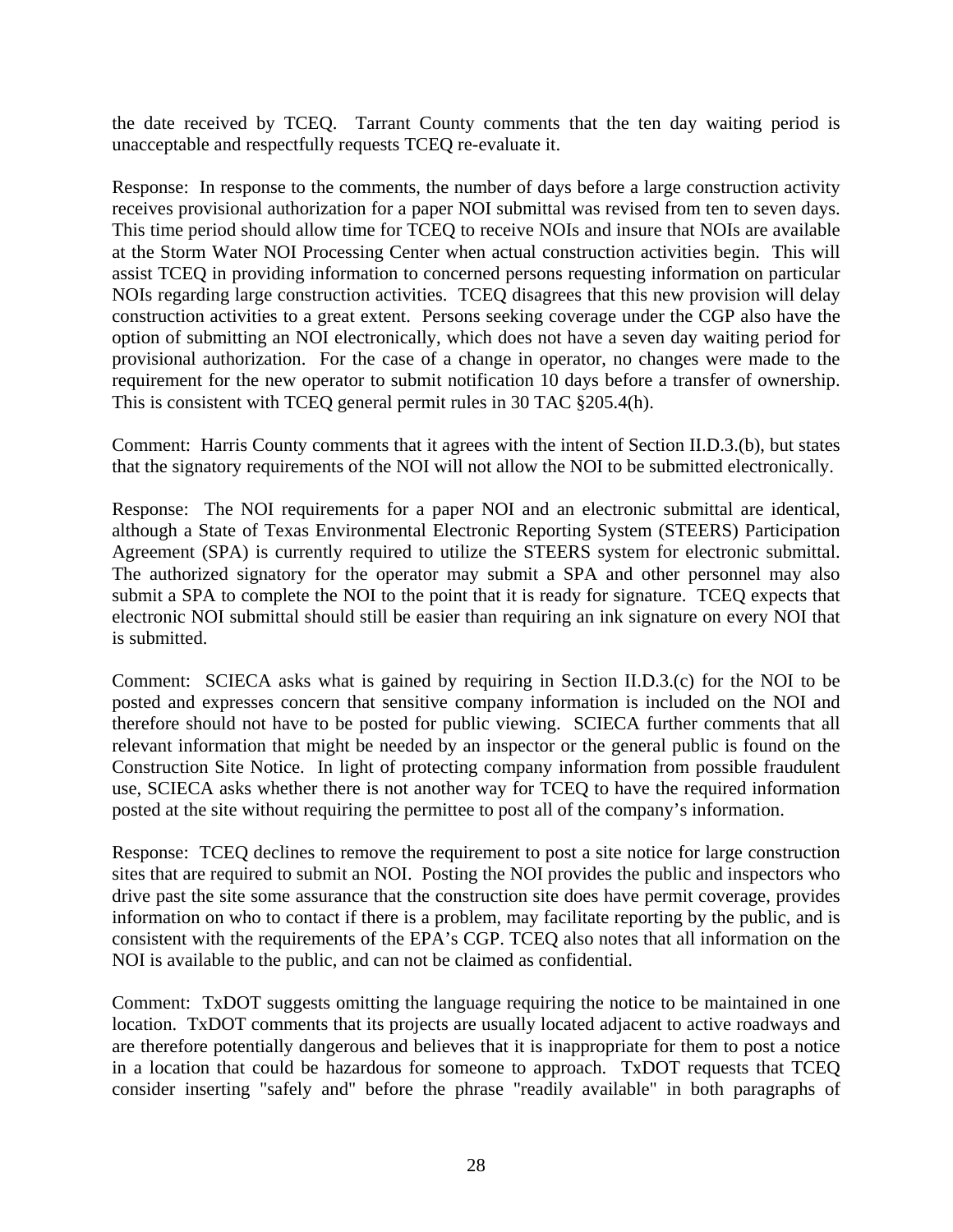the date received by TCEQ. Tarrant County comments that the ten day waiting period is unacceptable and respectfully requests TCEQ re-evaluate it.

Response: In response to the comments, the number of days before a large construction activity receives provisional authorization for a paper NOI submittal was revised from ten to seven days. This time period should allow time for TCEQ to receive NOIs and insure that NOIs are available at the Storm Water NOI Processing Center when actual construction activities begin. This will assist TCEQ in providing information to concerned persons requesting information on particular NOIs regarding large construction activities. TCEQ disagrees that this new provision will delay construction activities to a great extent. Persons seeking coverage under the CGP also have the option of submitting an NOI electronically, which does not have a seven day waiting period for provisional authorization. For the case of a change in operator, no changes were made to the requirement for the new operator to submit notification 10 days before a transfer of ownership. This is consistent with TCEQ general permit rules in 30 TAC §205.4(h).

Comment: Harris County comments that it agrees with the intent of Section II.D.3.(b), but states that the signatory requirements of the NOI will not allow the NOI to be submitted electronically.

Response: The NOI requirements for a paper NOI and an electronic submittal are identical, although a State of Texas Environmental Electronic Reporting System (STEERS) Participation Agreement (SPA) is currently required to utilize the STEERS system for electronic submittal. The authorized signatory for the operator may submit a SPA and other personnel may also submit a SPA to complete the NOI to the point that it is ready for signature. TCEQ expects that electronic NOI submittal should still be easier than requiring an ink signature on every NOI that is submitted.

Comment: SCIECA asks what is gained by requiring in Section II.D.3.(c) for the NOI to be posted and expresses concern that sensitive company information is included on the NOI and therefore should not have to be posted for public viewing. SCIECA further comments that all relevant information that might be needed by an inspector or the general public is found on the Construction Site Notice. In light of protecting company information from possible fraudulent use, SCIECA asks whether there is not another way for TCEQ to have the required information posted at the site without requiring the permittee to post all of the company's information.

Response: TCEQ declines to remove the requirement to post a site notice for large construction sites that are required to submit an NOI. Posting the NOI provides the public and inspectors who drive past the site some assurance that the construction site does have permit coverage, provides information on who to contact if there is a problem, may facilitate reporting by the public, and is consistent with the requirements of the EPA's CGP. TCEQ also notes that all information on the NOI is available to the public, and can not be claimed as confidential.

Comment: TxDOT suggests omitting the language requiring the notice to be maintained in one location. TxDOT comments that its projects are usually located adjacent to active roadways and are therefore potentially dangerous and believes that it is inappropriate for them to post a notice in a location that could be hazardous for someone to approach. TxDOT requests that TCEQ consider inserting "safely and" before the phrase "readily available" in both paragraphs of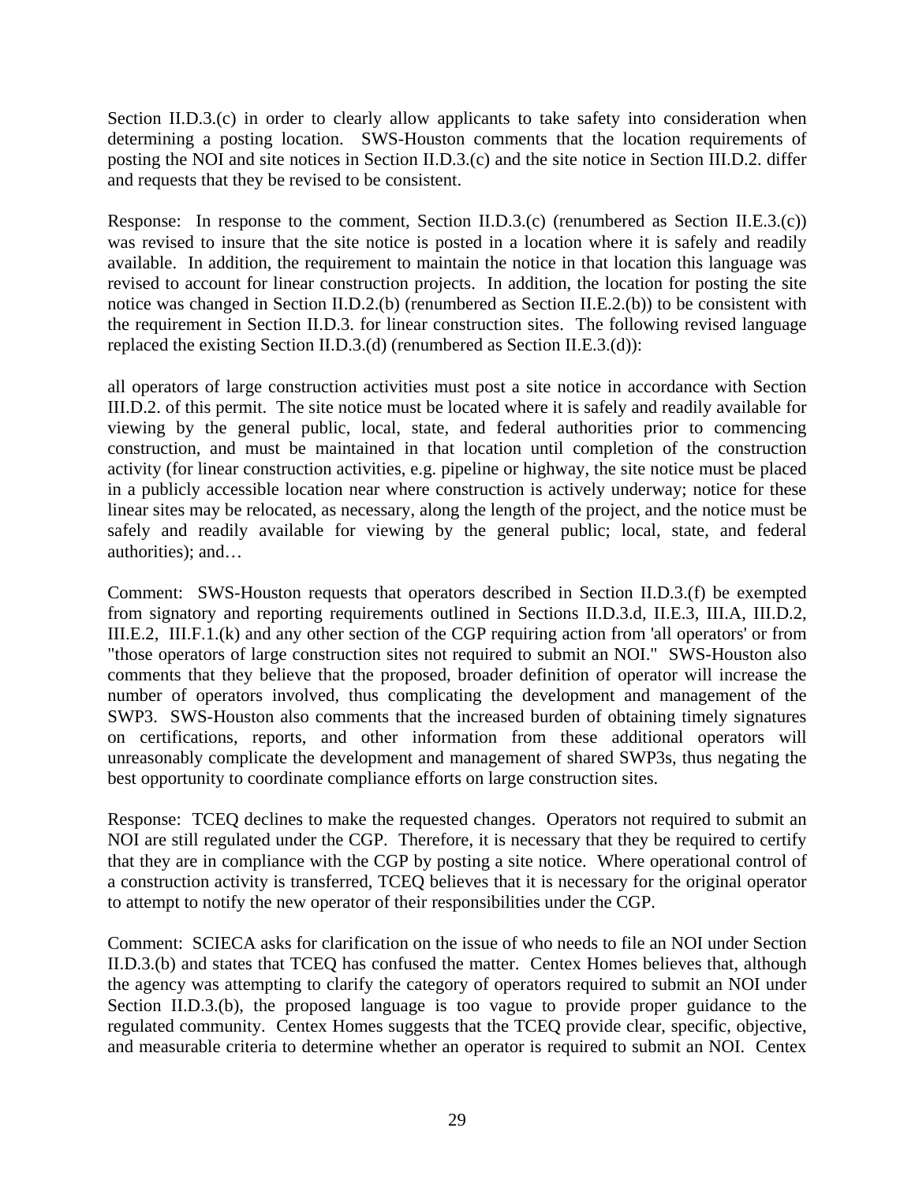Section II.D.3.(c) in order to clearly allow applicants to take safety into consideration when determining a posting location. SWS-Houston comments that the location requirements of posting the NOI and site notices in Section II.D.3.(c) and the site notice in Section III.D.2. differ and requests that they be revised to be consistent.

Response: In response to the comment, Section II.D.3.(c) (renumbered as Section II.E.3.(c)) was revised to insure that the site notice is posted in a location where it is safely and readily available. In addition, the requirement to maintain the notice in that location this language was revised to account for linear construction projects. In addition, the location for posting the site notice was changed in Section II.D.2.(b) (renumbered as Section II.E.2.(b)) to be consistent with the requirement in Section II.D.3. for linear construction sites. The following revised language replaced the existing Section II.D.3.(d) (renumbered as Section II.E.3.(d)):

all operators of large construction activities must post a site notice in accordance with Section III.D.2. of this permit. The site notice must be located where it is safely and readily available for viewing by the general public, local, state, and federal authorities prior to commencing construction, and must be maintained in that location until completion of the construction activity (for linear construction activities, e.g. pipeline or highway, the site notice must be placed in a publicly accessible location near where construction is actively underway; notice for these linear sites may be relocated, as necessary, along the length of the project, and the notice must be safely and readily available for viewing by the general public; local, state, and federal authorities); and…

Comment: SWS-Houston requests that operators described in Section II.D.3.(f) be exempted from signatory and reporting requirements outlined in Sections II.D.3.d, II.E.3, III.A, III.D.2, III.E.2, III.F.1.(k) and any other section of the CGP requiring action from 'all operators' or from "those operators of large construction sites not required to submit an NOI." SWS-Houston also comments that they believe that the proposed, broader definition of operator will increase the number of operators involved, thus complicating the development and management of the SWP3. SWS-Houston also comments that the increased burden of obtaining timely signatures on certifications, reports, and other information from these additional operators will unreasonably complicate the development and management of shared SWP3s, thus negating the best opportunity to coordinate compliance efforts on large construction sites.

Response: TCEQ declines to make the requested changes. Operators not required to submit an NOI are still regulated under the CGP. Therefore, it is necessary that they be required to certify that they are in compliance with the CGP by posting a site notice. Where operational control of a construction activity is transferred, TCEQ believes that it is necessary for the original operator to attempt to notify the new operator of their responsibilities under the CGP.

Comment: SCIECA asks for clarification on the issue of who needs to file an NOI under Section II.D.3.(b) and states that TCEQ has confused the matter. Centex Homes believes that, although the agency was attempting to clarify the category of operators required to submit an NOI under Section II.D.3.(b), the proposed language is too vague to provide proper guidance to the regulated community. Centex Homes suggests that the TCEQ provide clear, specific, objective, and measurable criteria to determine whether an operator is required to submit an NOI. Centex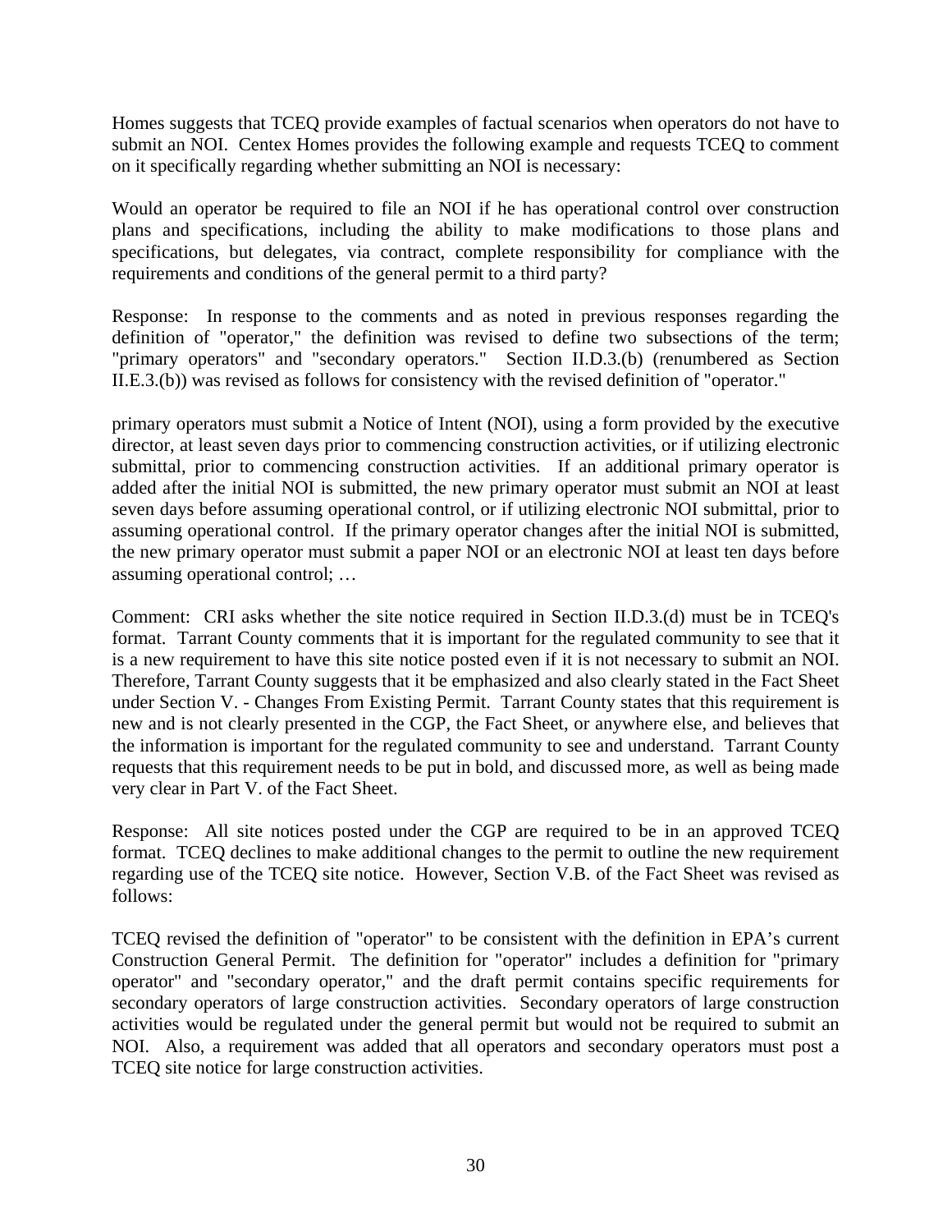Homes suggests that TCEQ provide examples of factual scenarios when operators do not have to submit an NOI. Centex Homes provides the following example and requests TCEQ to comment on it specifically regarding whether submitting an NOI is necessary:

Would an operator be required to file an NOI if he has operational control over construction plans and specifications, including the ability to make modifications to those plans and specifications, but delegates, via contract, complete responsibility for compliance with the requirements and conditions of the general permit to a third party?

Response: In response to the comments and as noted in previous responses regarding the definition of "operator," the definition was revised to define two subsections of the term; "primary operators" and "secondary operators." Section II.D.3.(b) (renumbered as Section II.E.3.(b)) was revised as follows for consistency with the revised definition of "operator."

primary operators must submit a Notice of Intent (NOI), using a form provided by the executive director, at least seven days prior to commencing construction activities, or if utilizing electronic submittal, prior to commencing construction activities. If an additional primary operator is added after the initial NOI is submitted, the new primary operator must submit an NOI at least seven days before assuming operational control, or if utilizing electronic NOI submittal, prior to assuming operational control. If the primary operator changes after the initial NOI is submitted, the new primary operator must submit a paper NOI or an electronic NOI at least ten days before assuming operational control; …

Comment: CRI asks whether the site notice required in Section II.D.3.(d) must be in TCEQ's format. Tarrant County comments that it is important for the regulated community to see that it is a new requirement to have this site notice posted even if it is not necessary to submit an NOI. Therefore, Tarrant County suggests that it be emphasized and also clearly stated in the Fact Sheet under Section V. - Changes From Existing Permit. Tarrant County states that this requirement is new and is not clearly presented in the CGP, the Fact Sheet, or anywhere else, and believes that the information is important for the regulated community to see and understand. Tarrant County requests that this requirement needs to be put in bold, and discussed more, as well as being made very clear in Part V. of the Fact Sheet.

Response: All site notices posted under the CGP are required to be in an approved TCEQ format. TCEQ declines to make additional changes to the permit to outline the new requirement regarding use of the TCEQ site notice. However, Section V.B. of the Fact Sheet was revised as follows:

TCEQ revised the definition of "operator" to be consistent with the definition in EPA's current Construction General Permit. The definition for "operator" includes a definition for "primary operator" and "secondary operator," and the draft permit contains specific requirements for secondary operators of large construction activities. Secondary operators of large construction activities would be regulated under the general permit but would not be required to submit an NOI. Also, a requirement was added that all operators and secondary operators must post a TCEQ site notice for large construction activities.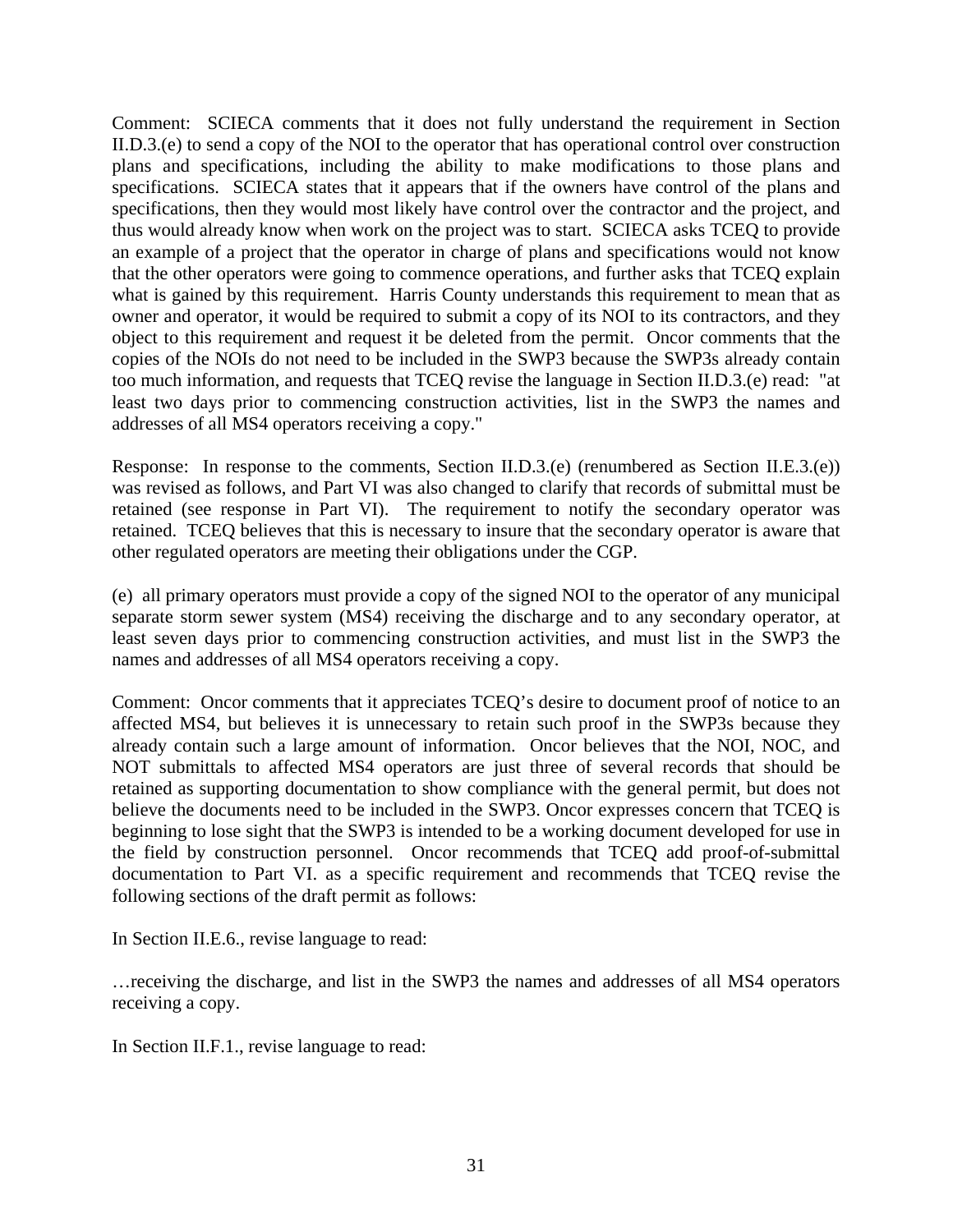Comment: SCIECA comments that it does not fully understand the requirement in Section II.D.3.(e) to send a copy of the NOI to the operator that has operational control over construction plans and specifications, including the ability to make modifications to those plans and specifications. SCIECA states that it appears that if the owners have control of the plans and specifications, then they would most likely have control over the contractor and the project, and thus would already know when work on the project was to start. SCIECA asks TCEQ to provide an example of a project that the operator in charge of plans and specifications would not know that the other operators were going to commence operations, and further asks that TCEQ explain what is gained by this requirement. Harris County understands this requirement to mean that as owner and operator, it would be required to submit a copy of its NOI to its contractors, and they object to this requirement and request it be deleted from the permit. Oncor comments that the copies of the NOIs do not need to be included in the SWP3 because the SWP3s already contain too much information, and requests that TCEQ revise the language in Section II.D.3.(e) read: "at least two days prior to commencing construction activities, list in the SWP3 the names and addresses of all MS4 operators receiving a copy."

Response: In response to the comments, Section II.D.3.(e) (renumbered as Section II.E.3.(e)) was revised as follows, and Part VI was also changed to clarify that records of submittal must be retained (see response in Part VI). The requirement to notify the secondary operator was retained. TCEQ believes that this is necessary to insure that the secondary operator is aware that other regulated operators are meeting their obligations under the CGP.

(e) all primary operators must provide a copy of the signed NOI to the operator of any municipal separate storm sewer system (MS4) receiving the discharge and to any secondary operator, at least seven days prior to commencing construction activities, and must list in the SWP3 the names and addresses of all MS4 operators receiving a copy.

Comment: Oncor comments that it appreciates TCEQ's desire to document proof of notice to an affected MS4, but believes it is unnecessary to retain such proof in the SWP3s because they already contain such a large amount of information. Oncor believes that the NOI, NOC, and NOT submittals to affected MS4 operators are just three of several records that should be retained as supporting documentation to show compliance with the general permit, but does not believe the documents need to be included in the SWP3. Oncor expresses concern that TCEQ is beginning to lose sight that the SWP3 is intended to be a working document developed for use in the field by construction personnel. Oncor recommends that TCEQ add proof-of-submittal documentation to Part VI. as a specific requirement and recommends that TCEQ revise the following sections of the draft permit as follows:

In Section II.E.6., revise language to read:

…receiving the discharge, and list in the SWP3 the names and addresses of all MS4 operators receiving a copy.

In Section II.F.1., revise language to read: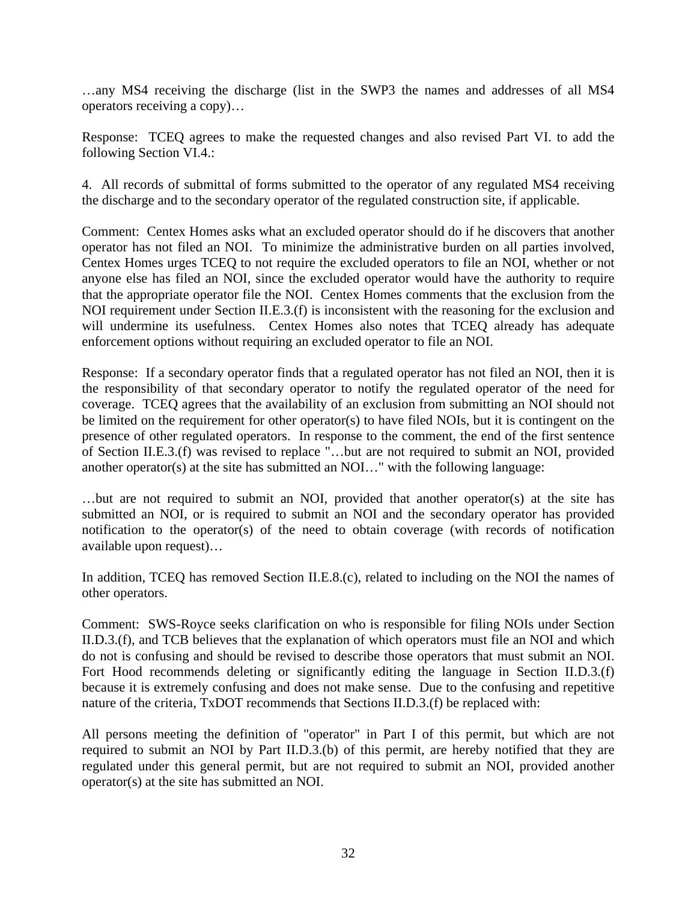…any MS4 receiving the discharge (list in the SWP3 the names and addresses of all MS4 operators receiving a copy)…

Response: TCEQ agrees to make the requested changes and also revised Part VI. to add the following Section VI.4.:

4. All records of submittal of forms submitted to the operator of any regulated MS4 receiving the discharge and to the secondary operator of the regulated construction site, if applicable.

Comment: Centex Homes asks what an excluded operator should do if he discovers that another operator has not filed an NOI. To minimize the administrative burden on all parties involved, Centex Homes urges TCEQ to not require the excluded operators to file an NOI, whether or not anyone else has filed an NOI, since the excluded operator would have the authority to require that the appropriate operator file the NOI. Centex Homes comments that the exclusion from the NOI requirement under Section II.E.3.(f) is inconsistent with the reasoning for the exclusion and will undermine its usefulness. Centex Homes also notes that TCEQ already has adequate enforcement options without requiring an excluded operator to file an NOI.

Response: If a secondary operator finds that a regulated operator has not filed an NOI, then it is the responsibility of that secondary operator to notify the regulated operator of the need for coverage. TCEQ agrees that the availability of an exclusion from submitting an NOI should not be limited on the requirement for other operator(s) to have filed NOIs, but it is contingent on the presence of other regulated operators. In response to the comment, the end of the first sentence of Section II.E.3.(f) was revised to replace "…but are not required to submit an NOI, provided another operator(s) at the site has submitted an NOI…" with the following language:

…but are not required to submit an NOI, provided that another operator(s) at the site has submitted an NOI, or is required to submit an NOI and the secondary operator has provided notification to the operator(s) of the need to obtain coverage (with records of notification available upon request)…

In addition, TCEQ has removed Section II.E.8.(c), related to including on the NOI the names of other operators.

Comment: SWS-Royce seeks clarification on who is responsible for filing NOIs under Section II.D.3.(f), and TCB believes that the explanation of which operators must file an NOI and which do not is confusing and should be revised to describe those operators that must submit an NOI. Fort Hood recommends deleting or significantly editing the language in Section II.D.3.(f) because it is extremely confusing and does not make sense. Due to the confusing and repetitive nature of the criteria, TxDOT recommends that Sections II.D.3.(f) be replaced with:

All persons meeting the definition of "operator" in Part I of this permit, but which are not required to submit an NOI by Part II.D.3.(b) of this permit, are hereby notified that they are regulated under this general permit, but are not required to submit an NOI, provided another operator(s) at the site has submitted an NOI.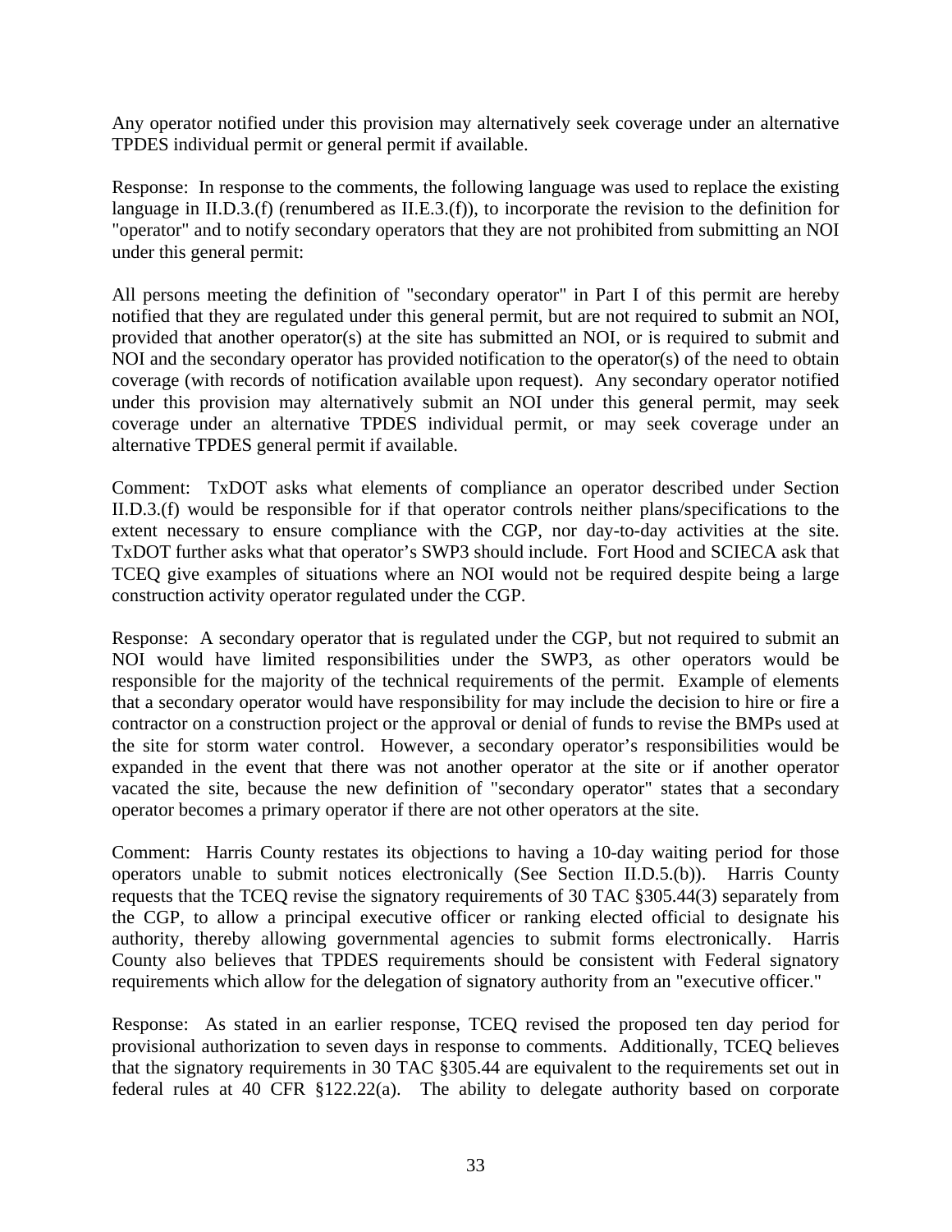Any operator notified under this provision may alternatively seek coverage under an alternative TPDES individual permit or general permit if available.

Response: In response to the comments, the following language was used to replace the existing language in II.D.3.(f) (renumbered as II.E.3.(f)), to incorporate the revision to the definition for "operator" and to notify secondary operators that they are not prohibited from submitting an NOI under this general permit:

All persons meeting the definition of "secondary operator" in Part I of this permit are hereby notified that they are regulated under this general permit, but are not required to submit an NOI, provided that another operator(s) at the site has submitted an NOI, or is required to submit and NOI and the secondary operator has provided notification to the operator(s) of the need to obtain coverage (with records of notification available upon request). Any secondary operator notified under this provision may alternatively submit an NOI under this general permit, may seek coverage under an alternative TPDES individual permit, or may seek coverage under an alternative TPDES general permit if available.

Comment: TxDOT asks what elements of compliance an operator described under Section II.D.3.(f) would be responsible for if that operator controls neither plans/specifications to the extent necessary to ensure compliance with the CGP, nor day-to-day activities at the site. TxDOT further asks what that operator's SWP3 should include. Fort Hood and SCIECA ask that TCEQ give examples of situations where an NOI would not be required despite being a large construction activity operator regulated under the CGP.

Response: A secondary operator that is regulated under the CGP, but not required to submit an NOI would have limited responsibilities under the SWP3, as other operators would be responsible for the majority of the technical requirements of the permit. Example of elements that a secondary operator would have responsibility for may include the decision to hire or fire a contractor on a construction project or the approval or denial of funds to revise the BMPs used at the site for storm water control. However, a secondary operator's responsibilities would be expanded in the event that there was not another operator at the site or if another operator vacated the site, because the new definition of "secondary operator" states that a secondary operator becomes a primary operator if there are not other operators at the site.

Comment: Harris County restates its objections to having a 10-day waiting period for those operators unable to submit notices electronically (See Section II.D.5.(b)). Harris County requests that the TCEQ revise the signatory requirements of 30 TAC §305.44(3) separately from the CGP, to allow a principal executive officer or ranking elected official to designate his authority, thereby allowing governmental agencies to submit forms electronically. Harris County also believes that TPDES requirements should be consistent with Federal signatory requirements which allow for the delegation of signatory authority from an "executive officer."

Response: As stated in an earlier response, TCEQ revised the proposed ten day period for provisional authorization to seven days in response to comments. Additionally, TCEQ believes that the signatory requirements in 30 TAC §305.44 are equivalent to the requirements set out in federal rules at 40 CFR §122.22(a). The ability to delegate authority based on corporate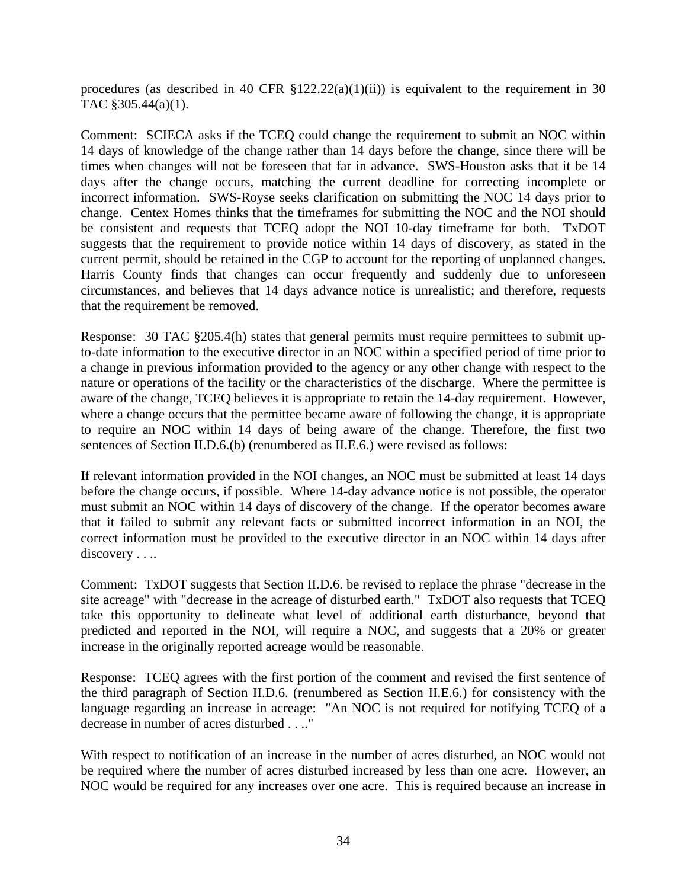procedures (as described in 40 CFR §122.22(a)(1)(ii)) is equivalent to the requirement in 30 TAC §305.44(a)(1).

Comment: SCIECA asks if the TCEQ could change the requirement to submit an NOC within 14 days of knowledge of the change rather than 14 days before the change, since there will be times when changes will not be foreseen that far in advance. SWS-Houston asks that it be 14 days after the change occurs, matching the current deadline for correcting incomplete or incorrect information. SWS-Royse seeks clarification on submitting the NOC 14 days prior to change. Centex Homes thinks that the timeframes for submitting the NOC and the NOI should be consistent and requests that TCEQ adopt the NOI 10-day timeframe for both. TxDOT suggests that the requirement to provide notice within 14 days of discovery, as stated in the current permit, should be retained in the CGP to account for the reporting of unplanned changes. Harris County finds that changes can occur frequently and suddenly due to unforeseen circumstances, and believes that 14 days advance notice is unrealistic; and therefore, requests that the requirement be removed.

Response: 30 TAC §205.4(h) states that general permits must require permittees to submit up-to-date information to the executive director in an NOC within a specified period of time prior to a change in previous information provided to the agency or any other change with respect to the nature or operations of the facility or the characteristics of the discharge. Where the permittee is aware of the change, TCEQ believes it is appropriate to retain the 14-day requirement. However, where a change occurs that the permittee became aware of following the change, it is appropriate to require an NOC within 14 days of being aware of the change. Therefore, the first two sentences of Section II.D.6.(b) (renumbered as II.E.6.) were revised as follows:

If relevant information provided in the NOI changes, an NOC must be submitted at least 14 days before the change occurs, if possible. Where 14-day advance notice is not possible, the operator must submit an NOC within 14 days of discovery of the change. If the operator becomes aware that it failed to submit any relevant facts or submitted incorrect information in an NOI, the correct information must be provided to the executive director in an NOC within 14 days after discovery . . ..

Comment: TxDOT suggests that Section II.D.6. be revised to replace the phrase "decrease in the site acreage" with "decrease in the acreage of disturbed earth." TxDOT also requests that TCEQ take this opportunity to delineate what level of additional earth disturbance, beyond that predicted and reported in the NOI, will require a NOC, and suggests that a 20% or greater increase in the originally reported acreage would be reasonable.

Response: TCEQ agrees with the first portion of the comment and revised the first sentence of the third paragraph of Section II.D.6. (renumbered as Section II.E.6.) for consistency with the language regarding an increase in acreage: "An NOC is not required for notifying TCEQ of a decrease in number of acres disturbed . . .."

With respect to notification of an increase in the number of acres disturbed, an NOC would not be required where the number of acres disturbed increased by less than one acre. However, an NOC would be required for any increases over one acre. This is required because an increase in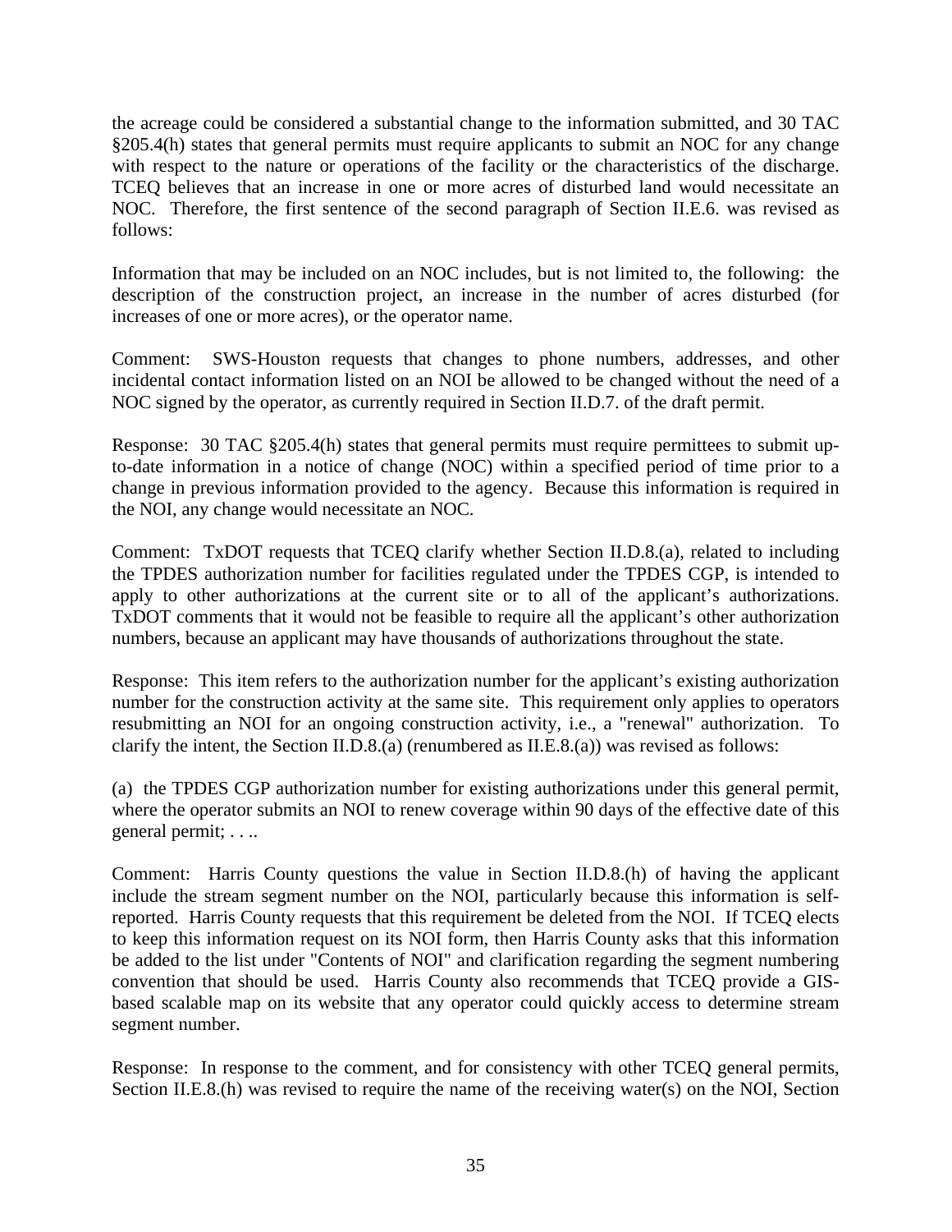the acreage could be considered a substantial change to the information submitted, and 30 TAC §205.4(h) states that general permits must require applicants to submit an NOC for any change with respect to the nature or operations of the facility or the characteristics of the discharge. TCEQ believes that an increase in one or more acres of disturbed land would necessitate an NOC. Therefore, the first sentence of the second paragraph of Section II.E.6. was revised as follows:

Information that may be included on an NOC includes, but is not limited to, the following: the description of the construction project, an increase in the number of acres disturbed (for increases of one or more acres), or the operator name.

Comment: SWS-Houston requests that changes to phone numbers, addresses, and other incidental contact information listed on an NOI be allowed to be changed without the need of a NOC signed by the operator, as currently required in Section II.D.7. of the draft permit.

Response: 30 TAC §205.4(h) states that general permits must require permittees to submit up-to-date information in a notice of change (NOC) within a specified period of time prior to a change in previous information provided to the agency. Because this information is required in the NOI, any change would necessitate an NOC.

Comment: TxDOT requests that TCEQ clarify whether Section II.D.8.(a), related to including the TPDES authorization number for facilities regulated under the TPDES CGP, is intended to apply to other authorizations at the current site or to all of the applicant's authorizations. TxDOT comments that it would not be feasible to require all the applicant's other authorization numbers, because an applicant may have thousands of authorizations throughout the state.

Response: This item refers to the authorization number for the applicant's existing authorization number for the construction activity at the same site. This requirement only applies to operators resubmitting an NOI for an ongoing construction activity, i.e., a "renewal" authorization. To clarify the intent, the Section II.D.8.(a) (renumbered as II.E.8.(a)) was revised as follows:

(a) the TPDES CGP authorization number for existing authorizations under this general permit, where the operator submits an NOI to renew coverage within 90 days of the effective date of this general permit; . . ..

Comment: Harris County questions the value in Section II.D.8.(h) of having the applicant include the stream segment number on the NOI, particularly because this information is self-reported. Harris County requests that this requirement be deleted from the NOI. If TCEQ elects to keep this information request on its NOI form, then Harris County asks that this information be added to the list under "Contents of NOI" and clarification regarding the segment numbering convention that should be used. Harris County also recommends that TCEQ provide a GIS-based scalable map on its website that any operator could quickly access to determine stream segment number.

Response: In response to the comment, and for consistency with other TCEQ general permits, Section II.E.8.(h) was revised to require the name of the receiving water(s) on the NOI, Section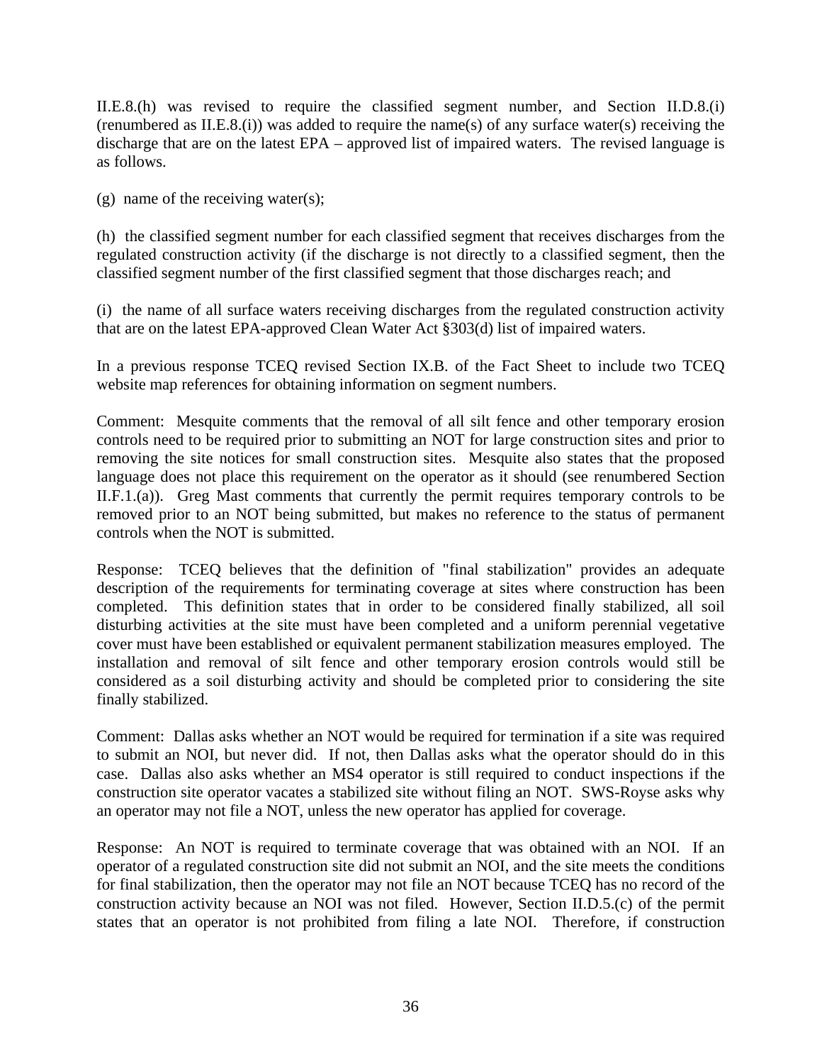II.E.8.(h) was revised to require the classified segment number, and Section II.D.8.(i) (renumbered as II.E.8.(i)) was added to require the name(s) of any surface water(s) receiving the discharge that are on the latest EPA – approved list of impaired waters. The revised language is as follows.

(g) name of the receiving water(s);

(h) the classified segment number for each classified segment that receives discharges from the regulated construction activity (if the discharge is not directly to a classified segment, then the classified segment number of the first classified segment that those discharges reach; and

(i) the name of all surface waters receiving discharges from the regulated construction activity that are on the latest EPA-approved Clean Water Act §303(d) list of impaired waters.

In a previous response TCEQ revised Section IX.B. of the Fact Sheet to include two TCEQ website map references for obtaining information on segment numbers.

Comment: Mesquite comments that the removal of all silt fence and other temporary erosion controls need to be required prior to submitting an NOT for large construction sites and prior to removing the site notices for small construction sites. Mesquite also states that the proposed language does not place this requirement on the operator as it should (see renumbered Section II.F.1.(a)). Greg Mast comments that currently the permit requires temporary controls to be removed prior to an NOT being submitted, but makes no reference to the status of permanent controls when the NOT is submitted.

Response: TCEQ believes that the definition of "final stabilization" provides an adequate description of the requirements for terminating coverage at sites where construction has been completed. This definition states that in order to be considered finally stabilized, all soil disturbing activities at the site must have been completed and a uniform perennial vegetative cover must have been established or equivalent permanent stabilization measures employed. The installation and removal of silt fence and other temporary erosion controls would still be considered as a soil disturbing activity and should be completed prior to considering the site finally stabilized.

Comment: Dallas asks whether an NOT would be required for termination if a site was required to submit an NOI, but never did. If not, then Dallas asks what the operator should do in this case. Dallas also asks whether an MS4 operator is still required to conduct inspections if the construction site operator vacates a stabilized site without filing an NOT. SWS-Royse asks why an operator may not file a NOT, unless the new operator has applied for coverage.

Response: An NOT is required to terminate coverage that was obtained with an NOI. If an operator of a regulated construction site did not submit an NOI, and the site meets the conditions for final stabilization, then the operator may not file an NOT because TCEQ has no record of the construction activity because an NOI was not filed. However, Section II.D.5.(c) of the permit states that an operator is not prohibited from filing a late NOI. Therefore, if construction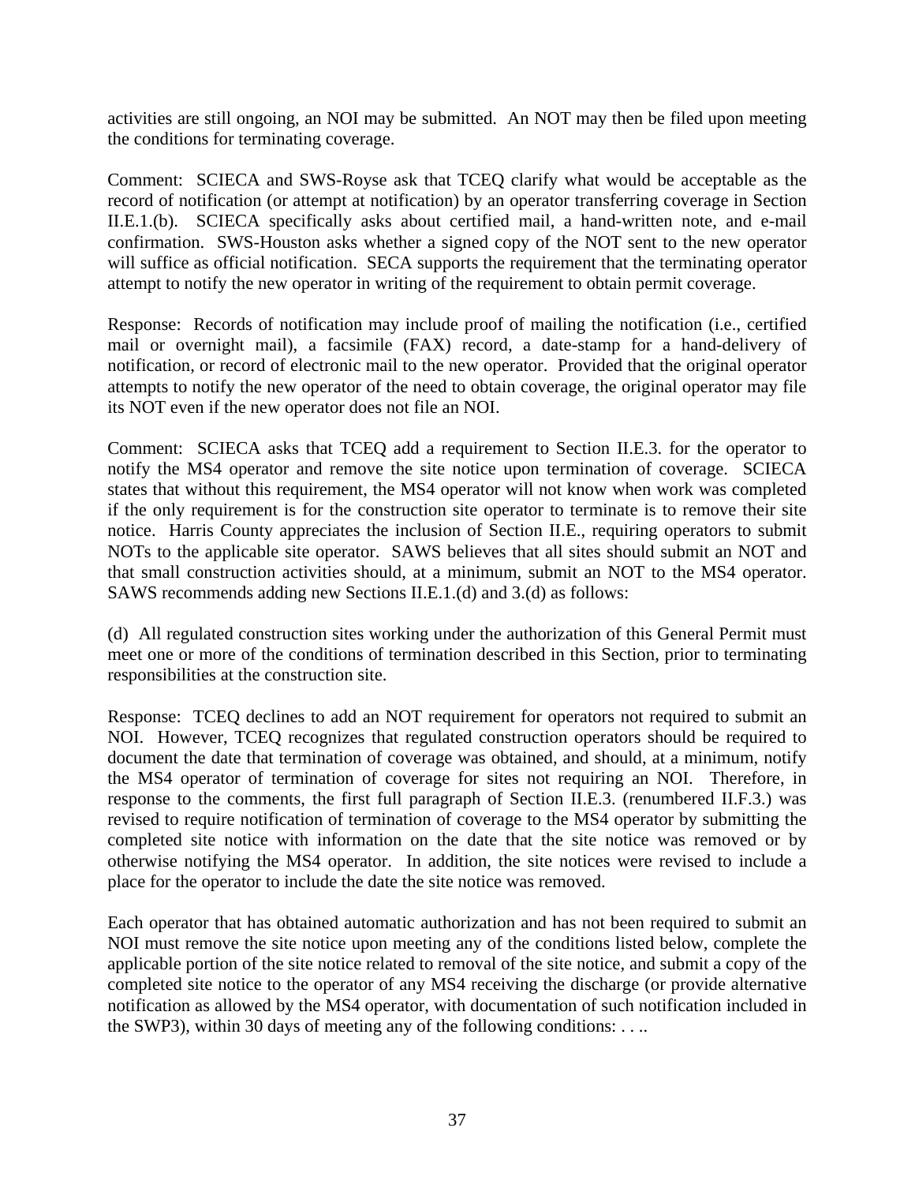activities are still ongoing, an NOI may be submitted. An NOT may then be filed upon meeting the conditions for terminating coverage.

Comment: SCIECA and SWS-Royse ask that TCEQ clarify what would be acceptable as the record of notification (or attempt at notification) by an operator transferring coverage in Section II.E.1.(b). SCIECA specifically asks about certified mail, a hand-written note, and e-mail confirmation. SWS-Houston asks whether a signed copy of the NOT sent to the new operator will suffice as official notification. SECA supports the requirement that the terminating operator attempt to notify the new operator in writing of the requirement to obtain permit coverage.

Response: Records of notification may include proof of mailing the notification (i.e., certified mail or overnight mail), a facsimile (FAX) record, a date-stamp for a hand-delivery of notification, or record of electronic mail to the new operator. Provided that the original operator attempts to notify the new operator of the need to obtain coverage, the original operator may file its NOT even if the new operator does not file an NOI.

Comment: SCIECA asks that TCEQ add a requirement to Section II.E.3. for the operator to notify the MS4 operator and remove the site notice upon termination of coverage. SCIECA states that without this requirement, the MS4 operator will not know when work was completed if the only requirement is for the construction site operator to terminate is to remove their site notice. Harris County appreciates the inclusion of Section II.E., requiring operators to submit NOTs to the applicable site operator. SAWS believes that all sites should submit an NOT and that small construction activities should, at a minimum, submit an NOT to the MS4 operator. SAWS recommends adding new Sections II.E.1.(d) and 3.(d) as follows:

(d) All regulated construction sites working under the authorization of this General Permit must meet one or more of the conditions of termination described in this Section, prior to terminating responsibilities at the construction site.

Response: TCEQ declines to add an NOT requirement for operators not required to submit an NOI. However, TCEQ recognizes that regulated construction operators should be required to document the date that termination of coverage was obtained, and should, at a minimum, notify the MS4 operator of termination of coverage for sites not requiring an NOI. Therefore, in response to the comments, the first full paragraph of Section II.E.3. (renumbered II.F.3.) was revised to require notification of termination of coverage to the MS4 operator by submitting the completed site notice with information on the date that the site notice was removed or by otherwise notifying the MS4 operator. In addition, the site notices were revised to include a place for the operator to include the date the site notice was removed.

Each operator that has obtained automatic authorization and has not been required to submit an NOI must remove the site notice upon meeting any of the conditions listed below, complete the applicable portion of the site notice related to removal of the site notice, and submit a copy of the completed site notice to the operator of any MS4 receiving the discharge (or provide alternative notification as allowed by the MS4 operator, with documentation of such notification included in the SWP3), within 30 days of meeting any of the following conditions: . . ..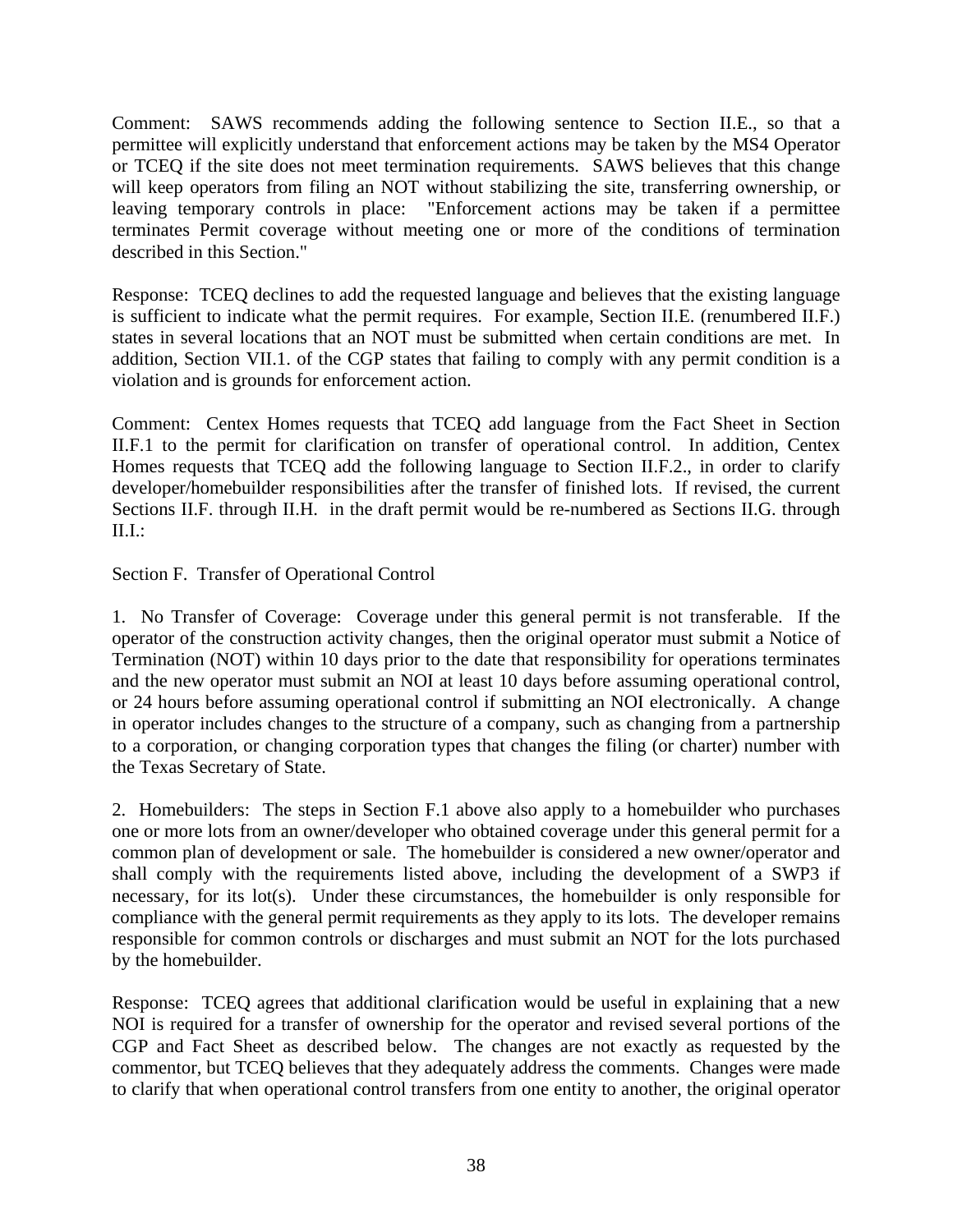Comment: SAWS recommends adding the following sentence to Section II.E., so that a permittee will explicitly understand that enforcement actions may be taken by the MS4 Operator or TCEQ if the site does not meet termination requirements. SAWS believes that this change will keep operators from filing an NOT without stabilizing the site, transferring ownership, or leaving temporary controls in place: "Enforcement actions may be taken if a permittee terminates Permit coverage without meeting one or more of the conditions of termination described in this Section."

Response: TCEQ declines to add the requested language and believes that the existing language is sufficient to indicate what the permit requires. For example, Section II.E. (renumbered II.F.) states in several locations that an NOT must be submitted when certain conditions are met. In addition, Section VII.1. of the CGP states that failing to comply with any permit condition is a violation and is grounds for enforcement action.

Comment: Centex Homes requests that TCEQ add language from the Fact Sheet in Section II.F.1 to the permit for clarification on transfer of operational control. In addition, Centex Homes requests that TCEQ add the following language to Section II.F.2., in order to clarify developer/homebuilder responsibilities after the transfer of finished lots. If revised, the current Sections II.F. through II.H. in the draft permit would be re-numbered as Sections II.G. through II.I.:

Section F. Transfer of Operational Control

1. No Transfer of Coverage: Coverage under this general permit is not transferable. If the operator of the construction activity changes, then the original operator must submit a Notice of Termination (NOT) within 10 days prior to the date that responsibility for operations terminates and the new operator must submit an NOI at least 10 days before assuming operational control, or 24 hours before assuming operational control if submitting an NOI electronically. A change in operator includes changes to the structure of a company, such as changing from a partnership to a corporation, or changing corporation types that changes the filing (or charter) number with the Texas Secretary of State.

2. Homebuilders: The steps in Section F.1 above also apply to a homebuilder who purchases one or more lots from an owner/developer who obtained coverage under this general permit for a common plan of development or sale. The homebuilder is considered a new owner/operator and shall comply with the requirements listed above, including the development of a SWP3 if necessary, for its lot(s). Under these circumstances, the homebuilder is only responsible for compliance with the general permit requirements as they apply to its lots. The developer remains responsible for common controls or discharges and must submit an NOT for the lots purchased by the homebuilder.

Response: TCEQ agrees that additional clarification would be useful in explaining that a new NOI is required for a transfer of ownership for the operator and revised several portions of the CGP and Fact Sheet as described below. The changes are not exactly as requested by the commentor, but TCEQ believes that they adequately address the comments. Changes were made to clarify that when operational control transfers from one entity to another, the original operator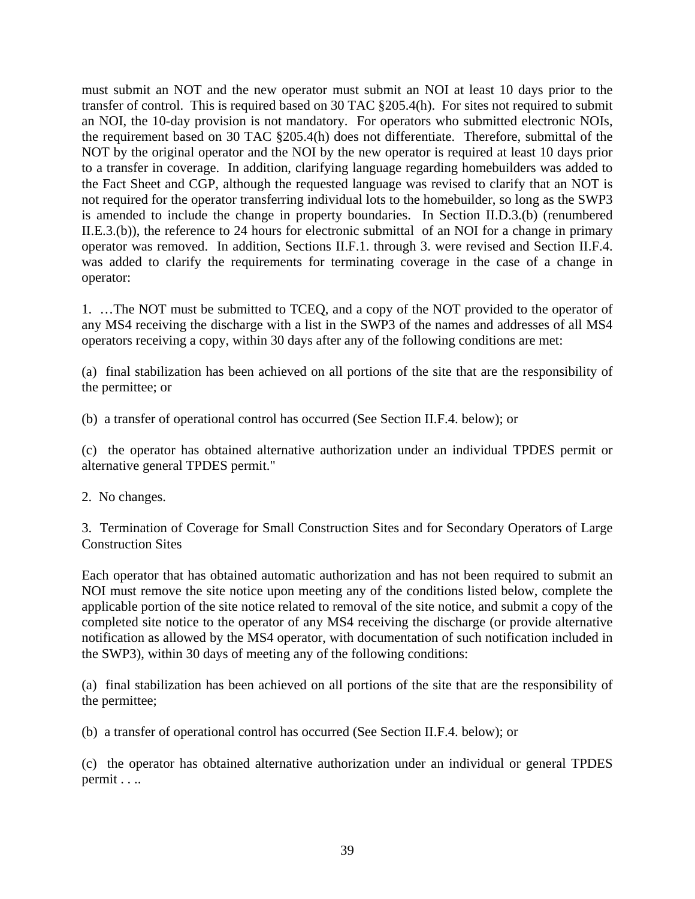must submit an NOT and the new operator must submit an NOI at least 10 days prior to the transfer of control. This is required based on 30 TAC §205.4(h). For sites not required to submit an NOI, the 10-day provision is not mandatory. For operators who submitted electronic NOIs, the requirement based on 30 TAC §205.4(h) does not differentiate. Therefore, submittal of the NOT by the original operator and the NOI by the new operator is required at least 10 days prior to a transfer in coverage. In addition, clarifying language regarding homebuilders was added to the Fact Sheet and CGP, although the requested language was revised to clarify that an NOT is not required for the operator transferring individual lots to the homebuilder, so long as the SWP3 is amended to include the change in property boundaries. In Section II.D.3.(b) (renumbered II.E.3.(b)), the reference to 24 hours for electronic submittal of an NOI for a change in primary operator was removed. In addition, Sections II.F.1. through 3. were revised and Section II.F.4. was added to clarify the requirements for terminating coverage in the case of a change in operator:

1. …The NOT must be submitted to TCEQ, and a copy of the NOT provided to the operator of any MS4 receiving the discharge with a list in the SWP3 of the names and addresses of all MS4 operators receiving a copy, within 30 days after any of the following conditions are met:

(a) final stabilization has been achieved on all portions of the site that are the responsibility of the permittee; or

(b) a transfer of operational control has occurred (See Section II.F.4. below); or

(c) the operator has obtained alternative authorization under an individual TPDES permit or alternative general TPDES permit."

2. No changes.

3. Termination of Coverage for Small Construction Sites and for Secondary Operators of Large Construction Sites

Each operator that has obtained automatic authorization and has not been required to submit an NOI must remove the site notice upon meeting any of the conditions listed below, complete the applicable portion of the site notice related to removal of the site notice, and submit a copy of the completed site notice to the operator of any MS4 receiving the discharge (or provide alternative notification as allowed by the MS4 operator, with documentation of such notification included in the SWP3), within 30 days of meeting any of the following conditions:

(a) final stabilization has been achieved on all portions of the site that are the responsibility of the permittee;

(b) a transfer of operational control has occurred (See Section II.F.4. below); or

(c) the operator has obtained alternative authorization under an individual or general TPDES permit . . ..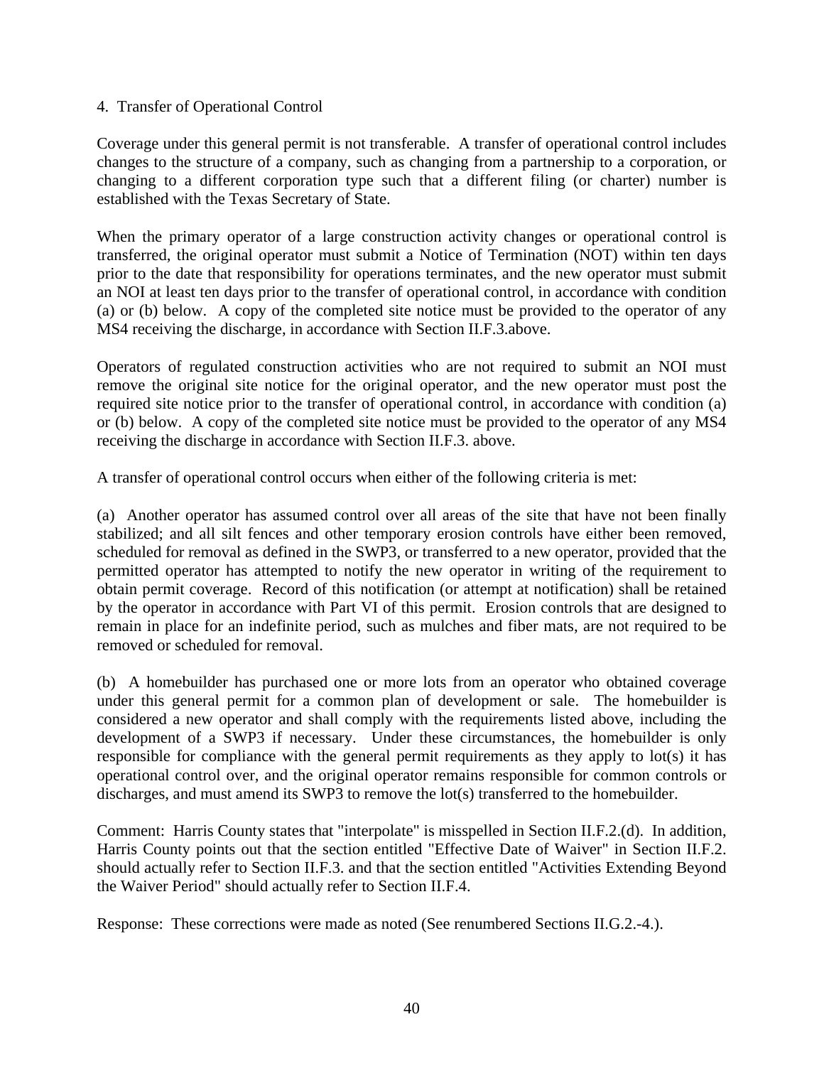4. Transfer of Operational Control

Coverage under this general permit is not transferable. A transfer of operational control includes changes to the structure of a company, such as changing from a partnership to a corporation, or changing to a different corporation type such that a different filing (or charter) number is established with the Texas Secretary of State.

When the primary operator of a large construction activity changes or operational control is transferred, the original operator must submit a Notice of Termination (NOT) within ten days prior to the date that responsibility for operations terminates, and the new operator must submit an NOI at least ten days prior to the transfer of operational control, in accordance with condition (a) or (b) below. A copy of the completed site notice must be provided to the operator of any MS4 receiving the discharge, in accordance with Section II.F.3.above.

Operators of regulated construction activities who are not required to submit an NOI must remove the original site notice for the original operator, and the new operator must post the required site notice prior to the transfer of operational control, in accordance with condition (a) or (b) below. A copy of the completed site notice must be provided to the operator of any MS4 receiving the discharge in accordance with Section II.F.3. above.

A transfer of operational control occurs when either of the following criteria is met:

(a) Another operator has assumed control over all areas of the site that have not been finally stabilized; and all silt fences and other temporary erosion controls have either been removed, scheduled for removal as defined in the SWP3, or transferred to a new operator, provided that the permitted operator has attempted to notify the new operator in writing of the requirement to obtain permit coverage. Record of this notification (or attempt at notification) shall be retained by the operator in accordance with Part VI of this permit. Erosion controls that are designed to remain in place for an indefinite period, such as mulches and fiber mats, are not required to be removed or scheduled for removal.

(b) A homebuilder has purchased one or more lots from an operator who obtained coverage under this general permit for a common plan of development or sale. The homebuilder is considered a new operator and shall comply with the requirements listed above, including the development of a SWP3 if necessary. Under these circumstances, the homebuilder is only responsible for compliance with the general permit requirements as they apply to lot(s) it has operational control over, and the original operator remains responsible for common controls or discharges, and must amend its SWP3 to remove the lot(s) transferred to the homebuilder.

Comment: Harris County states that "interpolate" is misspelled in Section II.F.2.(d). In addition, Harris County points out that the section entitled "Effective Date of Waiver" in Section II.F.2. should actually refer to Section II.F.3. and that the section entitled "Activities Extending Beyond the Waiver Period" should actually refer to Section II.F.4.

Response: These corrections were made as noted (See renumbered Sections II.G.2.-4.).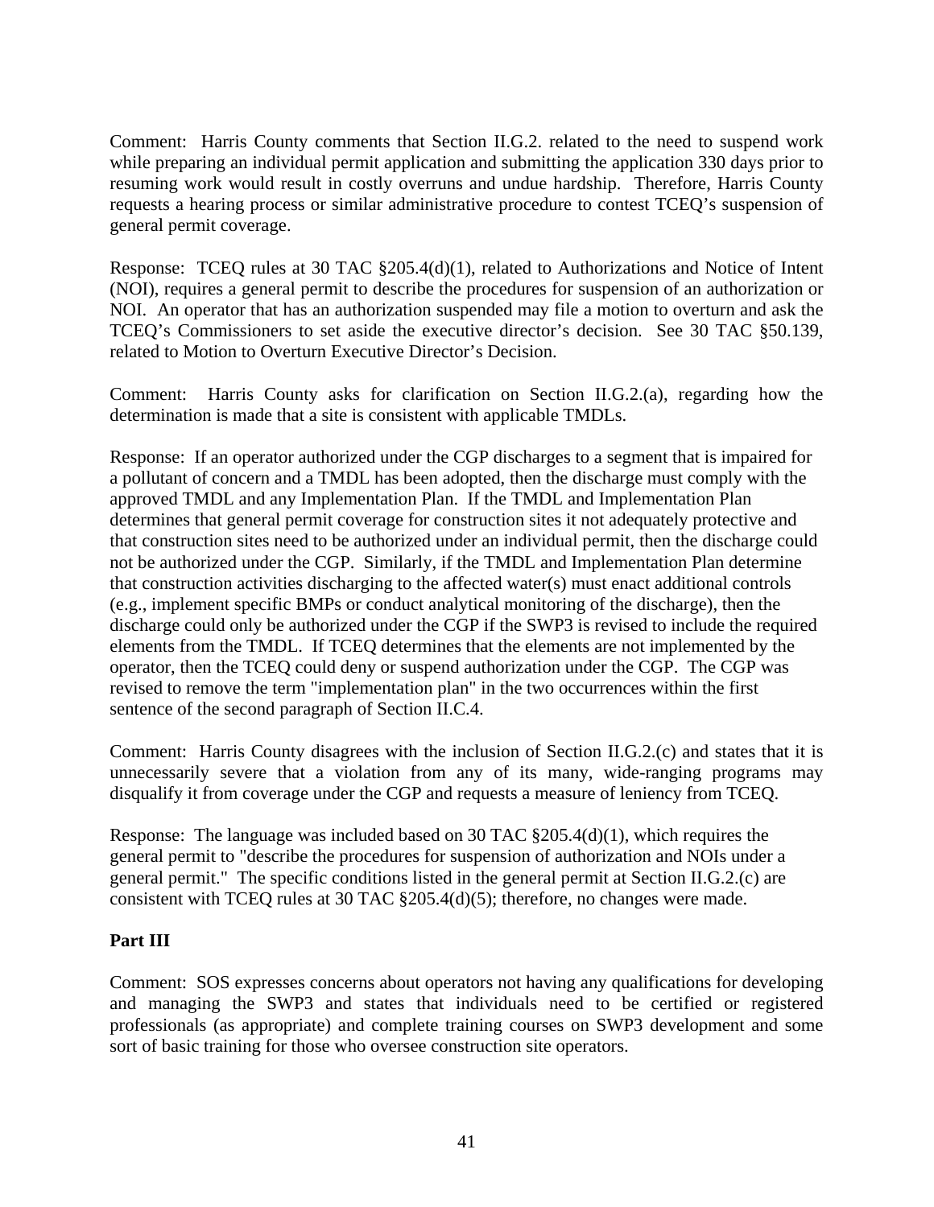Comment: Harris County comments that Section II.G.2. related to the need to suspend work while preparing an individual permit application and submitting the application 330 days prior to resuming work would result in costly overruns and undue hardship. Therefore, Harris County requests a hearing process or similar administrative procedure to contest TCEQ's suspension of general permit coverage.

Response: TCEQ rules at 30 TAC §205.4(d)(1), related to Authorizations and Notice of Intent (NOI), requires a general permit to describe the procedures for suspension of an authorization or NOI. An operator that has an authorization suspended may file a motion to overturn and ask the TCEQ's Commissioners to set aside the executive director's decision. See 30 TAC §50.139, related to Motion to Overturn Executive Director's Decision.

Comment: Harris County asks for clarification on Section II.G.2.(a), regarding how the determination is made that a site is consistent with applicable TMDLs.

Response: If an operator authorized under the CGP discharges to a segment that is impaired for a pollutant of concern and a TMDL has been adopted, then the discharge must comply with the approved TMDL and any Implementation Plan. If the TMDL and Implementation Plan determines that general permit coverage for construction sites it not adequately protective and that construction sites need to be authorized under an individual permit, then the discharge could not be authorized under the CGP. Similarly, if the TMDL and Implementation Plan determine that construction activities discharging to the affected water(s) must enact additional controls (e.g., implement specific BMPs or conduct analytical monitoring of the discharge), then the discharge could only be authorized under the CGP if the SWP3 is revised to include the required elements from the TMDL. If TCEQ determines that the elements are not implemented by the operator, then the TCEQ could deny or suspend authorization under the CGP. The CGP was revised to remove the term "implementation plan" in the two occurrences within the first sentence of the second paragraph of Section II.C.4.

Comment: Harris County disagrees with the inclusion of Section II.G.2.(c) and states that it is unnecessarily severe that a violation from any of its many, wide-ranging programs may disqualify it from coverage under the CGP and requests a measure of leniency from TCEQ.

Response: The language was included based on 30 TAC §205.4(d)(1), which requires the general permit to "describe the procedures for suspension of authorization and NOIs under a general permit." The specific conditions listed in the general permit at Section II.G.2.(c) are consistent with TCEQ rules at 30 TAC §205.4(d)(5); therefore, no changes were made.

**Part III**

Comment: SOS expresses concerns about operators not having any qualifications for developing and managing the SWP3 and states that individuals need to be certified or registered professionals (as appropriate) and complete training courses on SWP3 development and some sort of basic training for those who oversee construction site operators.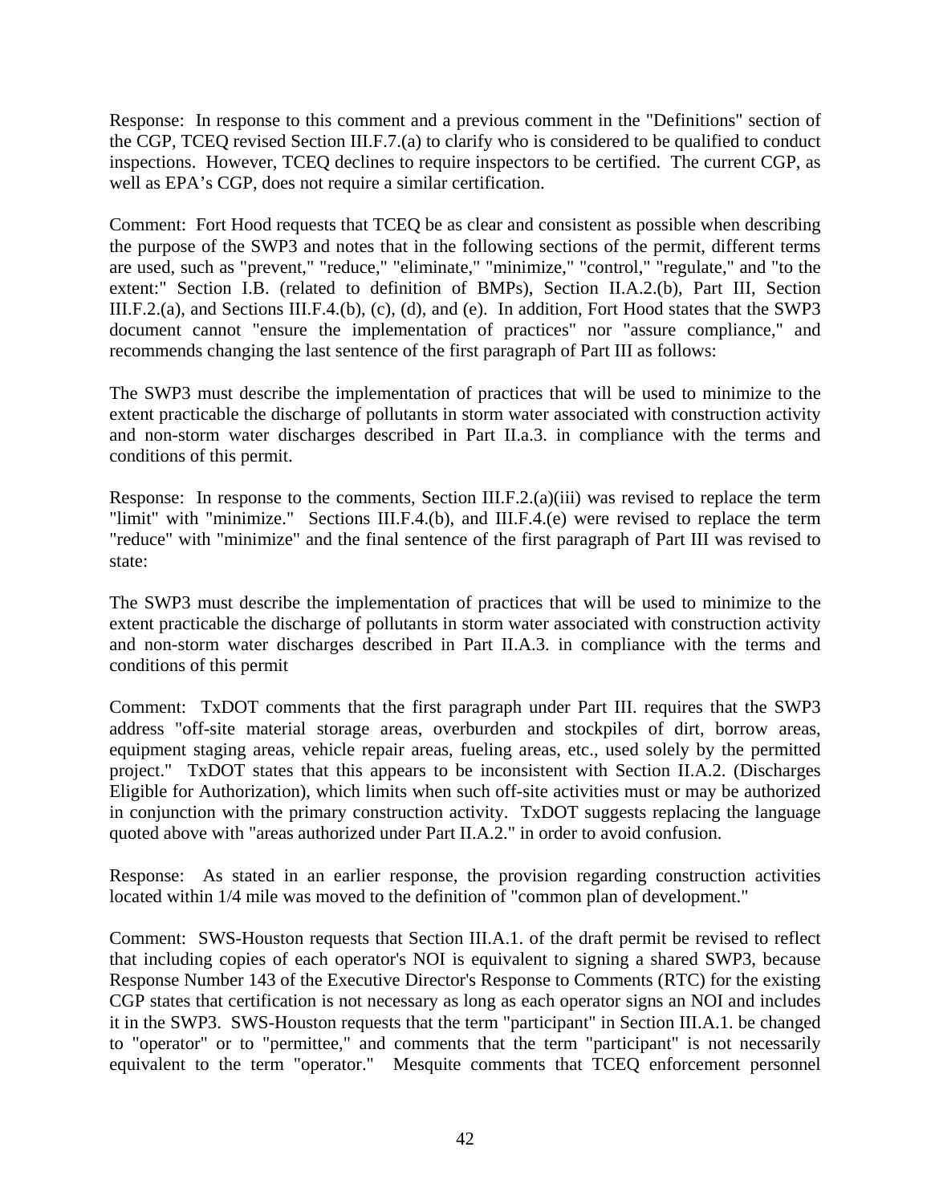Response: In response to this comment and a previous comment in the "Definitions" section of the CGP, TCEQ revised Section III.F.7.(a) to clarify who is considered to be qualified to conduct inspections. However, TCEQ declines to require inspectors to be certified. The current CGP, as well as EPA's CGP, does not require a similar certification.

Comment: Fort Hood requests that TCEQ be as clear and consistent as possible when describing the purpose of the SWP3 and notes that in the following sections of the permit, different terms are used, such as "prevent," "reduce," "eliminate," "minimize," "control," "regulate," and "to the extent:" Section I.B. (related to definition of BMPs), Section II.A.2.(b), Part III, Section III.F.2.(a), and Sections III.F.4.(b), (c), (d), and (e). In addition, Fort Hood states that the SWP3 document cannot "ensure the implementation of practices" nor "assure compliance," and recommends changing the last sentence of the first paragraph of Part III as follows:

The SWP3 must describe the implementation of practices that will be used to minimize to the extent practicable the discharge of pollutants in storm water associated with construction activity and non-storm water discharges described in Part II.a.3. in compliance with the terms and conditions of this permit.

Response: In response to the comments, Section III.F.2.(a)(iii) was revised to replace the term "limit" with "minimize." Sections III.F.4.(b), and III.F.4.(e) were revised to replace the term "reduce" with "minimize" and the final sentence of the first paragraph of Part III was revised to state:

The SWP3 must describe the implementation of practices that will be used to minimize to the extent practicable the discharge of pollutants in storm water associated with construction activity and non-storm water discharges described in Part II.A.3. in compliance with the terms and conditions of this permit

Comment: TxDOT comments that the first paragraph under Part III. requires that the SWP3 address "off-site material storage areas, overburden and stockpiles of dirt, borrow areas, equipment staging areas, vehicle repair areas, fueling areas, etc., used solely by the permitted project." TxDOT states that this appears to be inconsistent with Section II.A.2. (Discharges Eligible for Authorization), which limits when such off-site activities must or may be authorized in conjunction with the primary construction activity. TxDOT suggests replacing the language quoted above with "areas authorized under Part II.A.2." in order to avoid confusion.

Response: As stated in an earlier response, the provision regarding construction activities located within 1/4 mile was moved to the definition of "common plan of development."

Comment: SWS-Houston requests that Section III.A.1. of the draft permit be revised to reflect that including copies of each operator's NOI is equivalent to signing a shared SWP3, because Response Number 143 of the Executive Director's Response to Comments (RTC) for the existing CGP states that certification is not necessary as long as each operator signs an NOI and includes it in the SWP3. SWS-Houston requests that the term "participant" in Section III.A.1. be changed to "operator" or to "permittee," and comments that the term "participant" is not necessarily equivalent to the term "operator." Mesquite comments that TCEQ enforcement personnel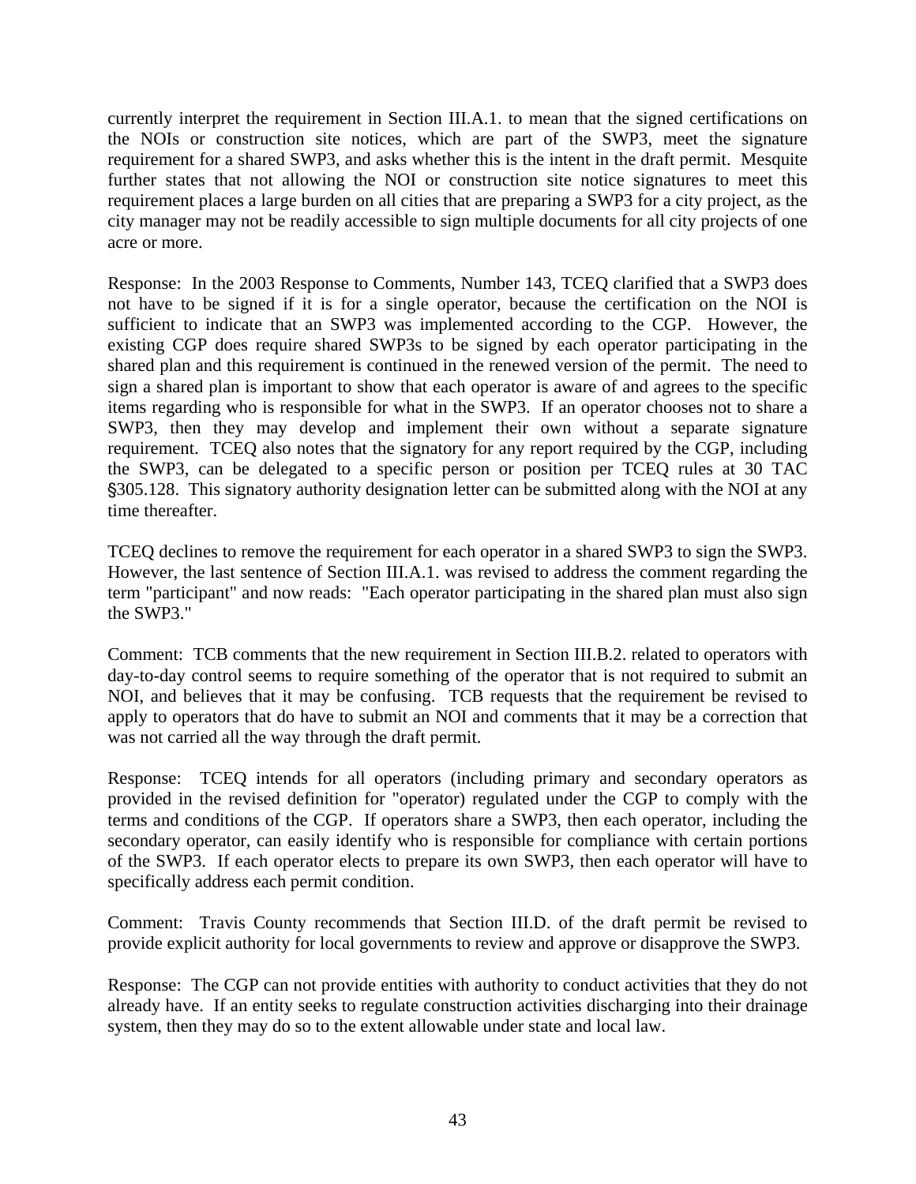currently interpret the requirement in Section III.A.1. to mean that the signed certifications on the NOIs or construction site notices, which are part of the SWP3, meet the signature requirement for a shared SWP3, and asks whether this is the intent in the draft permit. Mesquite further states that not allowing the NOI or construction site notice signatures to meet this requirement places a large burden on all cities that are preparing a SWP3 for a city project, as the city manager may not be readily accessible to sign multiple documents for all city projects of one acre or more.

Response: In the 2003 Response to Comments, Number 143, TCEQ clarified that a SWP3 does not have to be signed if it is for a single operator, because the certification on the NOI is sufficient to indicate that an SWP3 was implemented according to the CGP. However, the existing CGP does require shared SWP3s to be signed by each operator participating in the shared plan and this requirement is continued in the renewed version of the permit. The need to sign a shared plan is important to show that each operator is aware of and agrees to the specific items regarding who is responsible for what in the SWP3. If an operator chooses not to share a SWP3, then they may develop and implement their own without a separate signature requirement. TCEQ also notes that the signatory for any report required by the CGP, including the SWP3, can be delegated to a specific person or position per TCEQ rules at 30 TAC §305.128. This signatory authority designation letter can be submitted along with the NOI at any time thereafter.

TCEQ declines to remove the requirement for each operator in a shared SWP3 to sign the SWP3. However, the last sentence of Section III.A.1. was revised to address the comment regarding the term "participant" and now reads: "Each operator participating in the shared plan must also sign the SWP3."

Comment: TCB comments that the new requirement in Section III.B.2. related to operators with day-to-day control seems to require something of the operator that is not required to submit an NOI, and believes that it may be confusing. TCB requests that the requirement be revised to apply to operators that do have to submit an NOI and comments that it may be a correction that was not carried all the way through the draft permit.

Response: TCEQ intends for all operators (including primary and secondary operators as provided in the revised definition for "operator) regulated under the CGP to comply with the terms and conditions of the CGP. If operators share a SWP3, then each operator, including the secondary operator, can easily identify who is responsible for compliance with certain portions of the SWP3. If each operator elects to prepare its own SWP3, then each operator will have to specifically address each permit condition.

Comment: Travis County recommends that Section III.D. of the draft permit be revised to provide explicit authority for local governments to review and approve or disapprove the SWP3.

Response: The CGP can not provide entities with authority to conduct activities that they do not already have. If an entity seeks to regulate construction activities discharging into their drainage system, then they may do so to the extent allowable under state and local law.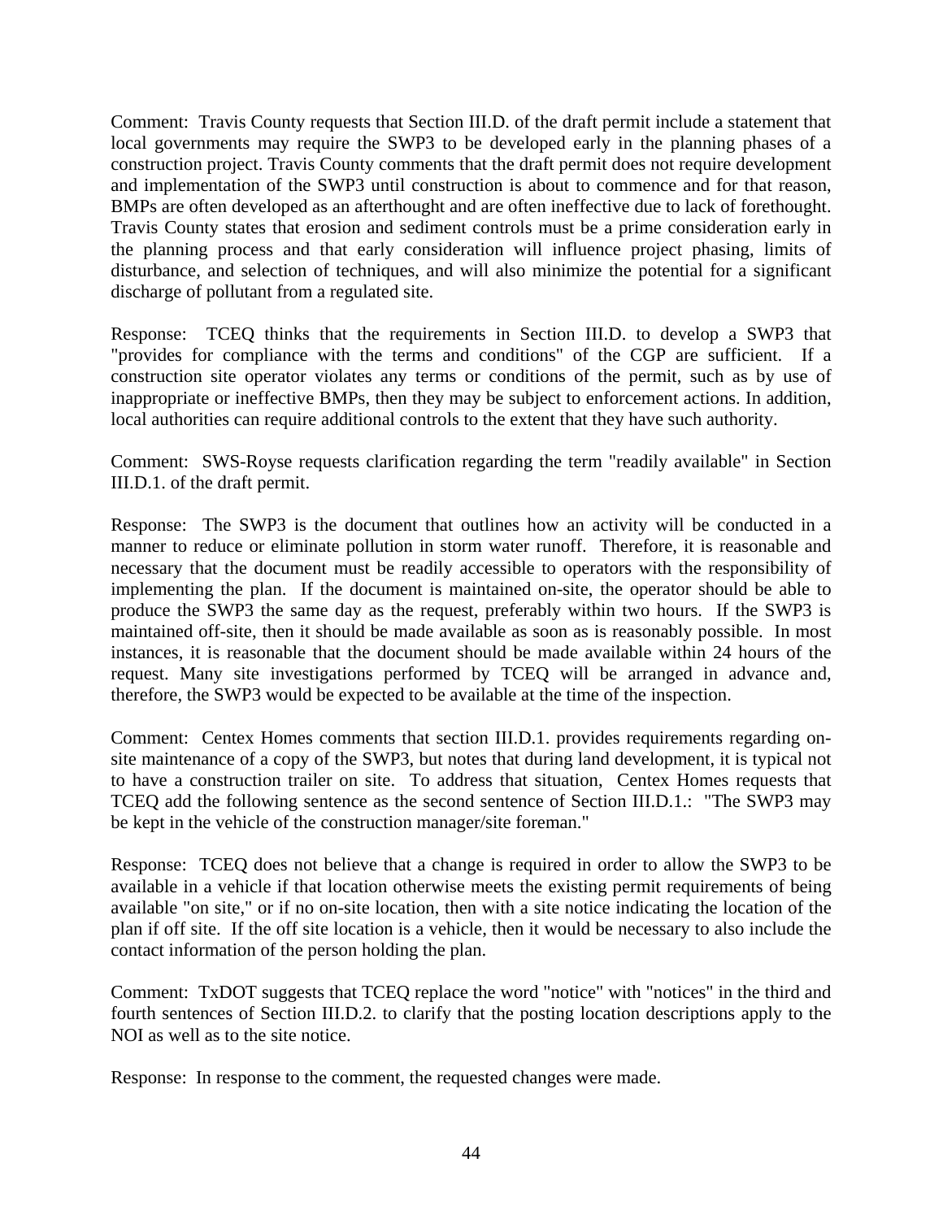Comment: Travis County requests that Section III.D. of the draft permit include a statement that local governments may require the SWP3 to be developed early in the planning phases of a construction project. Travis County comments that the draft permit does not require development and implementation of the SWP3 until construction is about to commence and for that reason, BMPs are often developed as an afterthought and are often ineffective due to lack of forethought. Travis County states that erosion and sediment controls must be a prime consideration early in the planning process and that early consideration will influence project phasing, limits of disturbance, and selection of techniques, and will also minimize the potential for a significant discharge of pollutant from a regulated site.

Response: TCEQ thinks that the requirements in Section III.D. to develop a SWP3 that "provides for compliance with the terms and conditions" of the CGP are sufficient. If a construction site operator violates any terms or conditions of the permit, such as by use of inappropriate or ineffective BMPs, then they may be subject to enforcement actions. In addition, local authorities can require additional controls to the extent that they have such authority.

Comment: SWS-Royse requests clarification regarding the term "readily available" in Section III.D.1. of the draft permit.

Response: The SWP3 is the document that outlines how an activity will be conducted in a manner to reduce or eliminate pollution in storm water runoff. Therefore, it is reasonable and necessary that the document must be readily accessible to operators with the responsibility of implementing the plan. If the document is maintained on-site, the operator should be able to produce the SWP3 the same day as the request, preferably within two hours. If the SWP3 is maintained off-site, then it should be made available as soon as is reasonably possible. In most instances, it is reasonable that the document should be made available within 24 hours of the request. Many site investigations performed by TCEQ will be arranged in advance and, therefore, the SWP3 would be expected to be available at the time of the inspection.

Comment: Centex Homes comments that section III.D.1. provides requirements regarding on-site maintenance of a copy of the SWP3, but notes that during land development, it is typical not to have a construction trailer on site. To address that situation, Centex Homes requests that TCEQ add the following sentence as the second sentence of Section III.D.1.: "The SWP3 may be kept in the vehicle of the construction manager/site foreman."

Response: TCEQ does not believe that a change is required in order to allow the SWP3 to be available in a vehicle if that location otherwise meets the existing permit requirements of being available "on site," or if no on-site location, then with a site notice indicating the location of the plan if off site. If the off site location is a vehicle, then it would be necessary to also include the contact information of the person holding the plan.

Comment: TxDOT suggests that TCEQ replace the word "notice" with "notices" in the third and fourth sentences of Section III.D.2. to clarify that the posting location descriptions apply to the NOI as well as to the site notice.

Response: In response to the comment, the requested changes were made.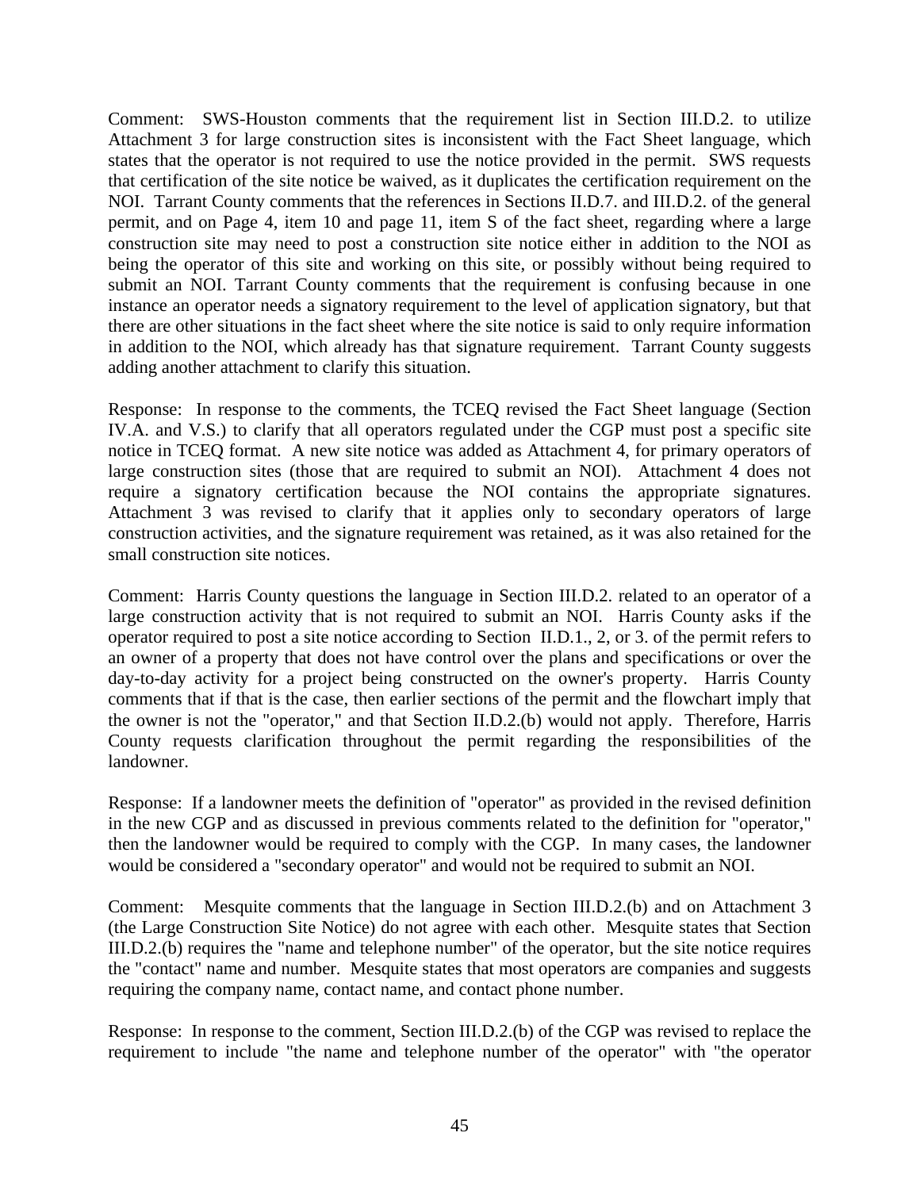Comment: SWS-Houston comments that the requirement list in Section III.D.2. to utilize Attachment 3 for large construction sites is inconsistent with the Fact Sheet language, which states that the operator is not required to use the notice provided in the permit. SWS requests that certification of the site notice be waived, as it duplicates the certification requirement on the NOI. Tarrant County comments that the references in Sections II.D.7. and III.D.2. of the general permit, and on Page 4, item 10 and page 11, item S of the fact sheet, regarding where a large construction site may need to post a construction site notice either in addition to the NOI as being the operator of this site and working on this site, or possibly without being required to submit an NOI. Tarrant County comments that the requirement is confusing because in one instance an operator needs a signatory requirement to the level of application signatory, but that there are other situations in the fact sheet where the site notice is said to only require information in addition to the NOI, which already has that signature requirement. Tarrant County suggests adding another attachment to clarify this situation.

Response: In response to the comments, the TCEQ revised the Fact Sheet language (Section IV.A. and V.S.) to clarify that all operators regulated under the CGP must post a specific site notice in TCEQ format. A new site notice was added as Attachment 4, for primary operators of large construction sites (those that are required to submit an NOI). Attachment 4 does not require a signatory certification because the NOI contains the appropriate signatures. Attachment 3 was revised to clarify that it applies only to secondary operators of large construction activities, and the signature requirement was retained, as it was also retained for the small construction site notices.

Comment: Harris County questions the language in Section III.D.2. related to an operator of a large construction activity that is not required to submit an NOI. Harris County asks if the operator required to post a site notice according to Section II.D.1., 2, or 3. of the permit refers to an owner of a property that does not have control over the plans and specifications or over the day-to-day activity for a project being constructed on the owner's property. Harris County comments that if that is the case, then earlier sections of the permit and the flowchart imply that the owner is not the "operator," and that Section II.D.2.(b) would not apply. Therefore, Harris County requests clarification throughout the permit regarding the responsibilities of the landowner.

Response: If a landowner meets the definition of "operator" as provided in the revised definition in the new CGP and as discussed in previous comments related to the definition for "operator," then the landowner would be required to comply with the CGP. In many cases, the landowner would be considered a "secondary operator" and would not be required to submit an NOI.

Comment: Mesquite comments that the language in Section III.D.2.(b) and on Attachment 3 (the Large Construction Site Notice) do not agree with each other. Mesquite states that Section III.D.2.(b) requires the "name and telephone number" of the operator, but the site notice requires the "contact" name and number. Mesquite states that most operators are companies and suggests requiring the company name, contact name, and contact phone number.

Response: In response to the comment, Section III.D.2.(b) of the CGP was revised to replace the requirement to include "the name and telephone number of the operator" with "the operator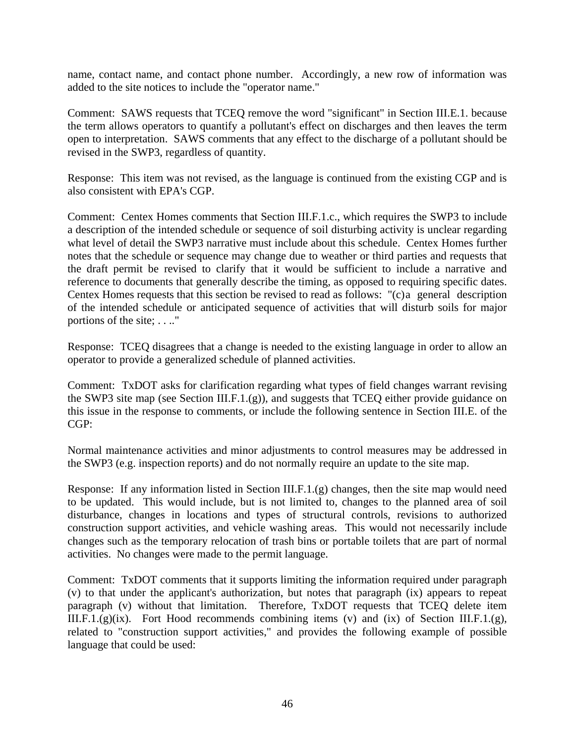name, contact name, and contact phone number. Accordingly, a new row of information was added to the site notices to include the "operator name."

Comment: SAWS requests that TCEQ remove the word "significant" in Section III.E.1. because the term allows operators to quantify a pollutant's effect on discharges and then leaves the term open to interpretation. SAWS comments that any effect to the discharge of a pollutant should be revised in the SWP3, regardless of quantity.

Response: This item was not revised, as the language is continued from the existing CGP and is also consistent with EPA's CGP.

Comment: Centex Homes comments that Section III.F.1.c., which requires the SWP3 to include a description of the intended schedule or sequence of soil disturbing activity is unclear regarding what level of detail the SWP3 narrative must include about this schedule. Centex Homes further notes that the schedule or sequence may change due to weather or third parties and requests that the draft permit be revised to clarify that it would be sufficient to include a narrative and reference to documents that generally describe the timing, as opposed to requiring specific dates. Centex Homes requests that this section be revised to read as follows: "(c) a general description of the intended schedule or anticipated sequence of activities that will disturb soils for major portions of the site; . . .."

Response: TCEQ disagrees that a change is needed to the existing language in order to allow an operator to provide a generalized schedule of planned activities.

Comment: TxDOT asks for clarification regarding what types of field changes warrant revising the SWP3 site map (see Section III.F.1.(g)), and suggests that TCEQ either provide guidance on this issue in the response to comments, or include the following sentence in Section III.E. of the CGP:

Normal maintenance activities and minor adjustments to control measures may be addressed in the SWP3 (e.g. inspection reports) and do not normally require an update to the site map.

Response: If any information listed in Section III.F.1.(g) changes, then the site map would need to be updated. This would include, but is not limited to, changes to the planned area of soil disturbance, changes in locations and types of structural controls, revisions to authorized construction support activities, and vehicle washing areas. This would not necessarily include changes such as the temporary relocation of trash bins or portable toilets that are part of normal activities. No changes were made to the permit language.

Comment: TxDOT comments that it supports limiting the information required under paragraph (v) to that under the applicant's authorization, but notes that paragraph (ix) appears to repeat paragraph (v) without that limitation. Therefore, TxDOT requests that TCEQ delete item III.F.1.(g)(ix). Fort Hood recommends combining items (v) and (ix) of Section III.F.1.(g), related to "construction support activities," and provides the following example of possible language that could be used: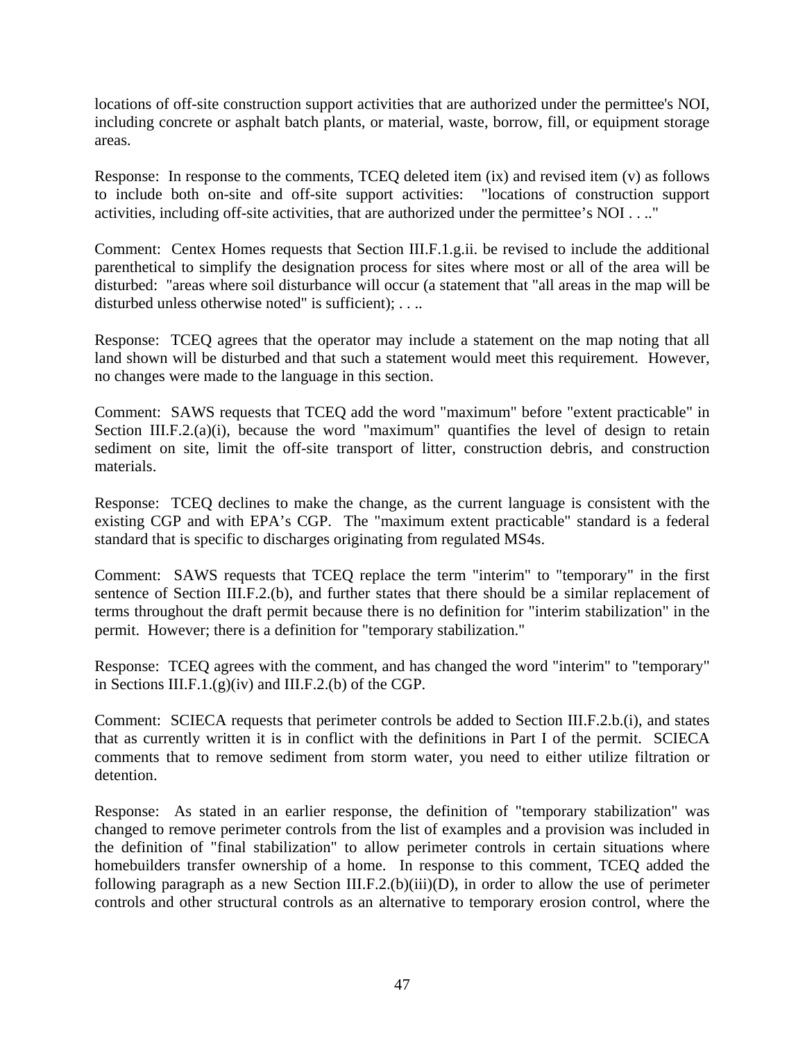locations of off-site construction support activities that are authorized under the permittee's NOI, including concrete or asphalt batch plants, or material, waste, borrow, fill, or equipment storage areas.

Response: In response to the comments, TCEQ deleted item (ix) and revised item (v) as follows to include both on-site and off-site support activities: "locations of construction support activities, including off-site activities, that are authorized under the permittee's NOI . . .."

Comment: Centex Homes requests that Section III.F.1.g.ii. be revised to include the additional parenthetical to simplify the designation process for sites where most or all of the area will be disturbed: "areas where soil disturbance will occur (a statement that "all areas in the map will be disturbed unless otherwise noted" is sufficient); . . ..

Response: TCEQ agrees that the operator may include a statement on the map noting that all land shown will be disturbed and that such a statement would meet this requirement. However, no changes were made to the language in this section.

Comment: SAWS requests that TCEQ add the word "maximum" before "extent practicable" in Section III.F.2.(a)(i), because the word "maximum" quantifies the level of design to retain sediment on site, limit the off-site transport of litter, construction debris, and construction materials.

Response: TCEQ declines to make the change, as the current language is consistent with the existing CGP and with EPA's CGP. The "maximum extent practicable" standard is a federal standard that is specific to discharges originating from regulated MS4s.

Comment: SAWS requests that TCEQ replace the term "interim" to "temporary" in the first sentence of Section III.F.2.(b), and further states that there should be a similar replacement of terms throughout the draft permit because there is no definition for "interim stabilization" in the permit. However; there is a definition for "temporary stabilization."

Response: TCEQ agrees with the comment, and has changed the word "interim" to "temporary" in Sections III.F.1.(g)(iv) and III.F.2.(b) of the CGP.

Comment: SCIECA requests that perimeter controls be added to Section III.F.2.b.(i), and states that as currently written it is in conflict with the definitions in Part I of the permit. SCIECA comments that to remove sediment from storm water, you need to either utilize filtration or detention.

Response: As stated in an earlier response, the definition of "temporary stabilization" was changed to remove perimeter controls from the list of examples and a provision was included in the definition of "final stabilization" to allow perimeter controls in certain situations where homebuilders transfer ownership of a home. In response to this comment, TCEQ added the following paragraph as a new Section III.F.2.(b)(iii)(D), in order to allow the use of perimeter controls and other structural controls as an alternative to temporary erosion control, where the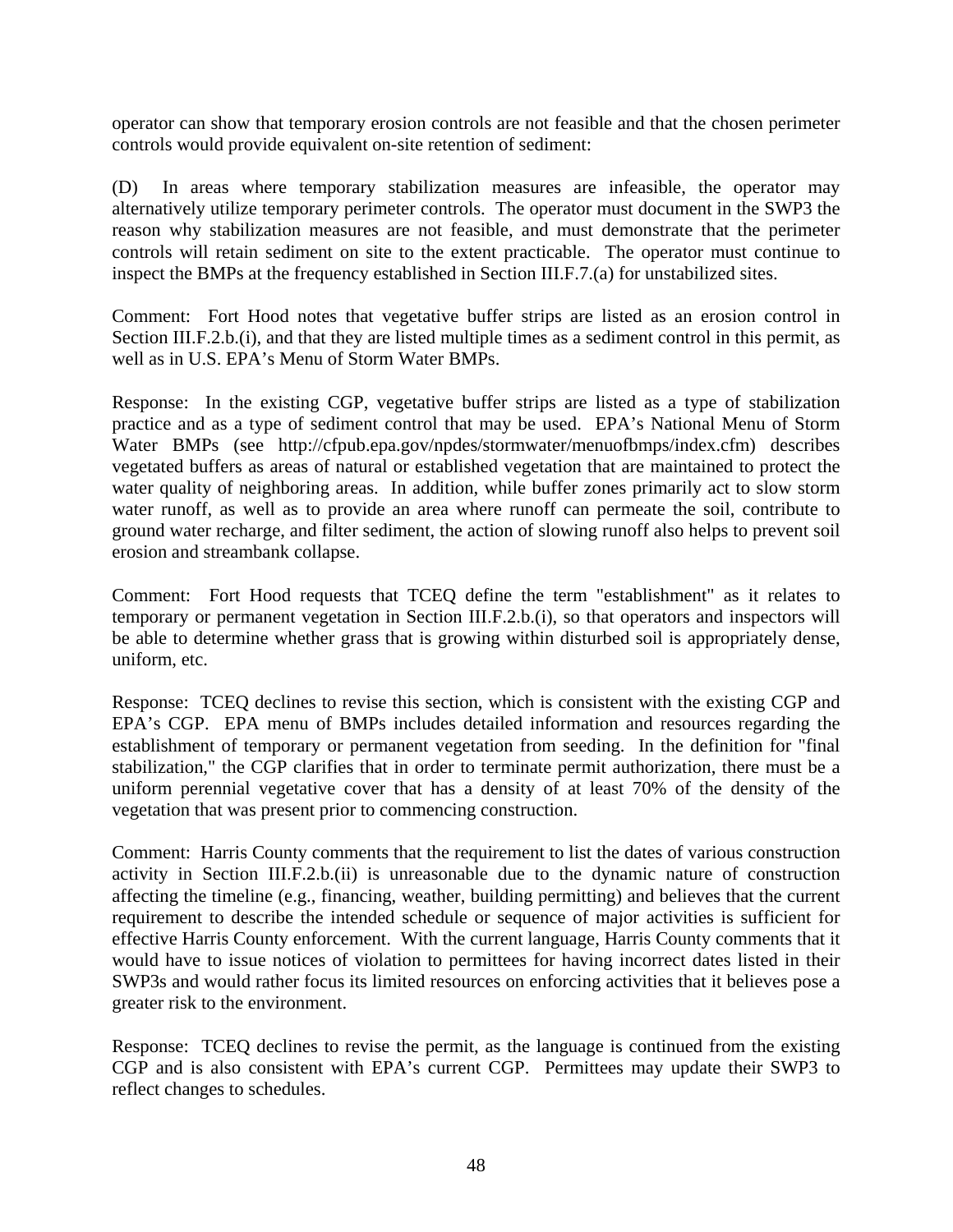operator can show that temporary erosion controls are not feasible and that the chosen perimeter controls would provide equivalent on-site retention of sediment:

(D) In areas where temporary stabilization measures are infeasible, the operator may alternatively utilize temporary perimeter controls. The operator must document in the SWP3 the reason why stabilization measures are not feasible, and must demonstrate that the perimeter controls will retain sediment on site to the extent practicable. The operator must continue to inspect the BMPs at the frequency established in Section III.F.7.(a) for unstabilized sites.

Comment: Fort Hood notes that vegetative buffer strips are listed as an erosion control in Section III.F.2.b.(i), and that they are listed multiple times as a sediment control in this permit, as well as in U.S. EPA's Menu of Storm Water BMPs.

Response: In the existing CGP, vegetative buffer strips are listed as a type of stabilization practice and as a type of sediment control that may be used. EPA's National Menu of Storm Water BMPs (see http://cfpub.epa.gov/npdes/stormwater/menuofbmps/index.cfm) describes vegetated buffers as areas of natural or established vegetation that are maintained to protect the water quality of neighboring areas. In addition, while buffer zones primarily act to slow storm water runoff, as well as to provide an area where runoff can permeate the soil, contribute to ground water recharge, and filter sediment, the action of slowing runoff also helps to prevent soil erosion and streambank collapse.

Comment: Fort Hood requests that TCEQ define the term "establishment" as it relates to temporary or permanent vegetation in Section III.F.2.b.(i), so that operators and inspectors will be able to determine whether grass that is growing within disturbed soil is appropriately dense, uniform, etc.

Response: TCEQ declines to revise this section, which is consistent with the existing CGP and EPA's CGP. EPA menu of BMPs includes detailed information and resources regarding the establishment of temporary or permanent vegetation from seeding. In the definition for "final stabilization," the CGP clarifies that in order to terminate permit authorization, there must be a uniform perennial vegetative cover that has a density of at least 70% of the density of the vegetation that was present prior to commencing construction.

Comment: Harris County comments that the requirement to list the dates of various construction activity in Section III.F.2.b.(ii) is unreasonable due to the dynamic nature of construction affecting the timeline (e.g., financing, weather, building permitting) and believes that the current requirement to describe the intended schedule or sequence of major activities is sufficient for effective Harris County enforcement. With the current language, Harris County comments that it would have to issue notices of violation to permittees for having incorrect dates listed in their SWP3s and would rather focus its limited resources on enforcing activities that it believes pose a greater risk to the environment.

Response: TCEQ declines to revise the permit, as the language is continued from the existing CGP and is also consistent with EPA's current CGP. Permittees may update their SWP3 to reflect changes to schedules.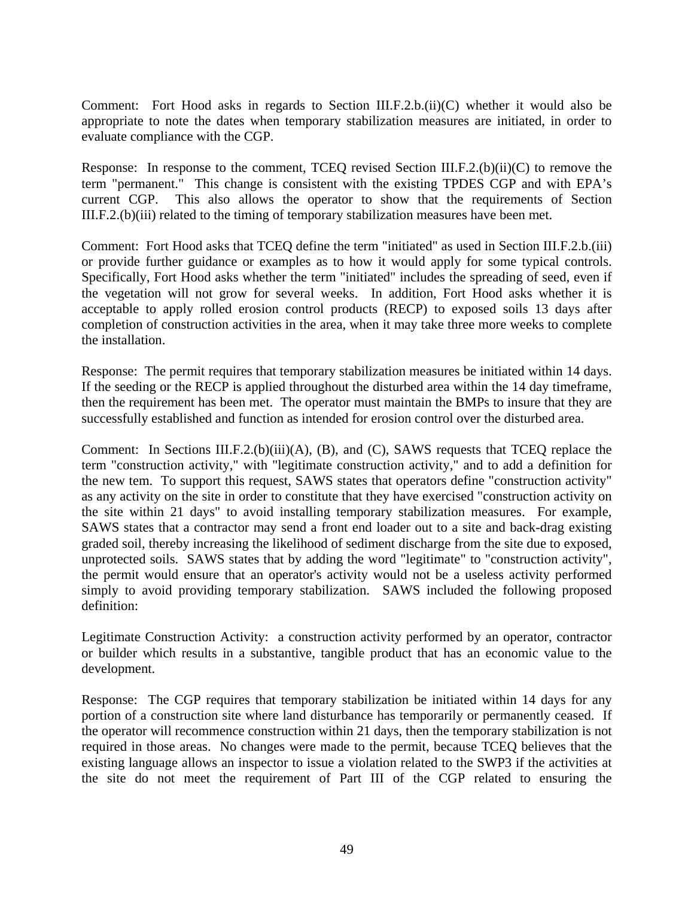Comment: Fort Hood asks in regards to Section III.F.2.b.(ii)(C) whether it would also be appropriate to note the dates when temporary stabilization measures are initiated, in order to evaluate compliance with the CGP.

Response: In response to the comment, TCEQ revised Section III.F.2.(b)(ii)(C) to remove the term "permanent." This change is consistent with the existing TPDES CGP and with EPA's current CGP. This also allows the operator to show that the requirements of Section III.F.2.(b)(iii) related to the timing of temporary stabilization measures have been met.

Comment: Fort Hood asks that TCEQ define the term "initiated" as used in Section III.F.2.b.(iii) or provide further guidance or examples as to how it would apply for some typical controls. Specifically, Fort Hood asks whether the term "initiated" includes the spreading of seed, even if the vegetation will not grow for several weeks. In addition, Fort Hood asks whether it is acceptable to apply rolled erosion control products (RECP) to exposed soils 13 days after completion of construction activities in the area, when it may take three more weeks to complete the installation.

Response: The permit requires that temporary stabilization measures be initiated within 14 days. If the seeding or the RECP is applied throughout the disturbed area within the 14 day timeframe, then the requirement has been met. The operator must maintain the BMPs to insure that they are successfully established and function as intended for erosion control over the disturbed area.

Comment: In Sections III.F.2.(b)(iii)(A), (B), and (C), SAWS requests that TCEQ replace the term "construction activity," with "legitimate construction activity," and to add a definition for the new tem. To support this request, SAWS states that operators define "construction activity" as any activity on the site in order to constitute that they have exercised "construction activity on the site within 21 days" to avoid installing temporary stabilization measures. For example, SAWS states that a contractor may send a front end loader out to a site and back-drag existing graded soil, thereby increasing the likelihood of sediment discharge from the site due to exposed, unprotected soils. SAWS states that by adding the word "legitimate" to "construction activity", the permit would ensure that an operator's activity would not be a useless activity performed simply to avoid providing temporary stabilization. SAWS included the following proposed definition:

Legitimate Construction Activity: a construction activity performed by an operator, contractor or builder which results in a substantive, tangible product that has an economic value to the development.

Response: The CGP requires that temporary stabilization be initiated within 14 days for any portion of a construction site where land disturbance has temporarily or permanently ceased. If the operator will recommence construction within 21 days, then the temporary stabilization is not required in those areas. No changes were made to the permit, because TCEQ believes that the existing language allows an inspector to issue a violation related to the SWP3 if the activities at the site do not meet the requirement of Part III of the CGP related to ensuring the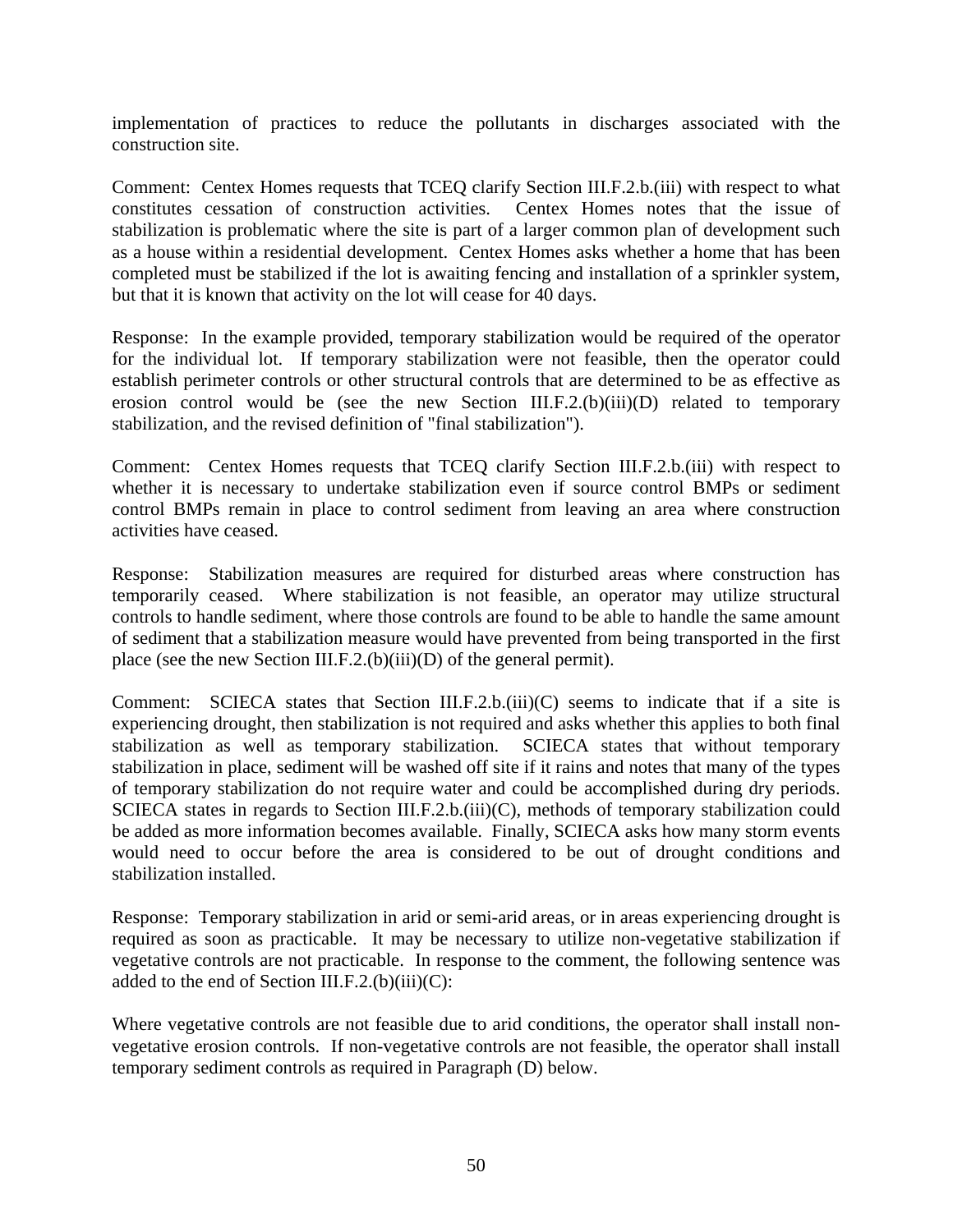implementation of practices to reduce the pollutants in discharges associated with the construction site.

Comment: Centex Homes requests that TCEQ clarify Section III.F.2.b.(iii) with respect to what constitutes cessation of construction activities. Centex Homes notes that the issue of stabilization is problematic where the site is part of a larger common plan of development such as a house within a residential development. Centex Homes asks whether a home that has been completed must be stabilized if the lot is awaiting fencing and installation of a sprinkler system, but that it is known that activity on the lot will cease for 40 days.

Response: In the example provided, temporary stabilization would be required of the operator for the individual lot. If temporary stabilization were not feasible, then the operator could establish perimeter controls or other structural controls that are determined to be as effective as erosion control would be (see the new Section III.F.2.(b)(iii)(D) related to temporary stabilization, and the revised definition of "final stabilization").

Comment: Centex Homes requests that TCEQ clarify Section III.F.2.b.(iii) with respect to whether it is necessary to undertake stabilization even if source control BMPs or sediment control BMPs remain in place to control sediment from leaving an area where construction activities have ceased.

Response: Stabilization measures are required for disturbed areas where construction has temporarily ceased. Where stabilization is not feasible, an operator may utilize structural controls to handle sediment, where those controls are found to be able to handle the same amount of sediment that a stabilization measure would have prevented from being transported in the first place (see the new Section III.F.2.(b)(iii)(D) of the general permit).

Comment: SCIECA states that Section III.F.2.b.(iii)(C) seems to indicate that if a site is experiencing drought, then stabilization is not required and asks whether this applies to both final stabilization as well as temporary stabilization. SCIECA states that without temporary stabilization in place, sediment will be washed off site if it rains and notes that many of the types of temporary stabilization do not require water and could be accomplished during dry periods. SCIECA states in regards to Section III.F.2.b.(iii)(C), methods of temporary stabilization could be added as more information becomes available. Finally, SCIECA asks how many storm events would need to occur before the area is considered to be out of drought conditions and stabilization installed.

Response: Temporary stabilization in arid or semi-arid areas, or in areas experiencing drought is required as soon as practicable. It may be necessary to utilize non-vegetative stabilization if vegetative controls are not practicable. In response to the comment, the following sentence was added to the end of Section III.F.2.(b)(iii)(C):

Where vegetative controls are not feasible due to arid conditions, the operator shall install non-vegetative erosion controls. If non-vegetative controls are not feasible, the operator shall install temporary sediment controls as required in Paragraph (D) below.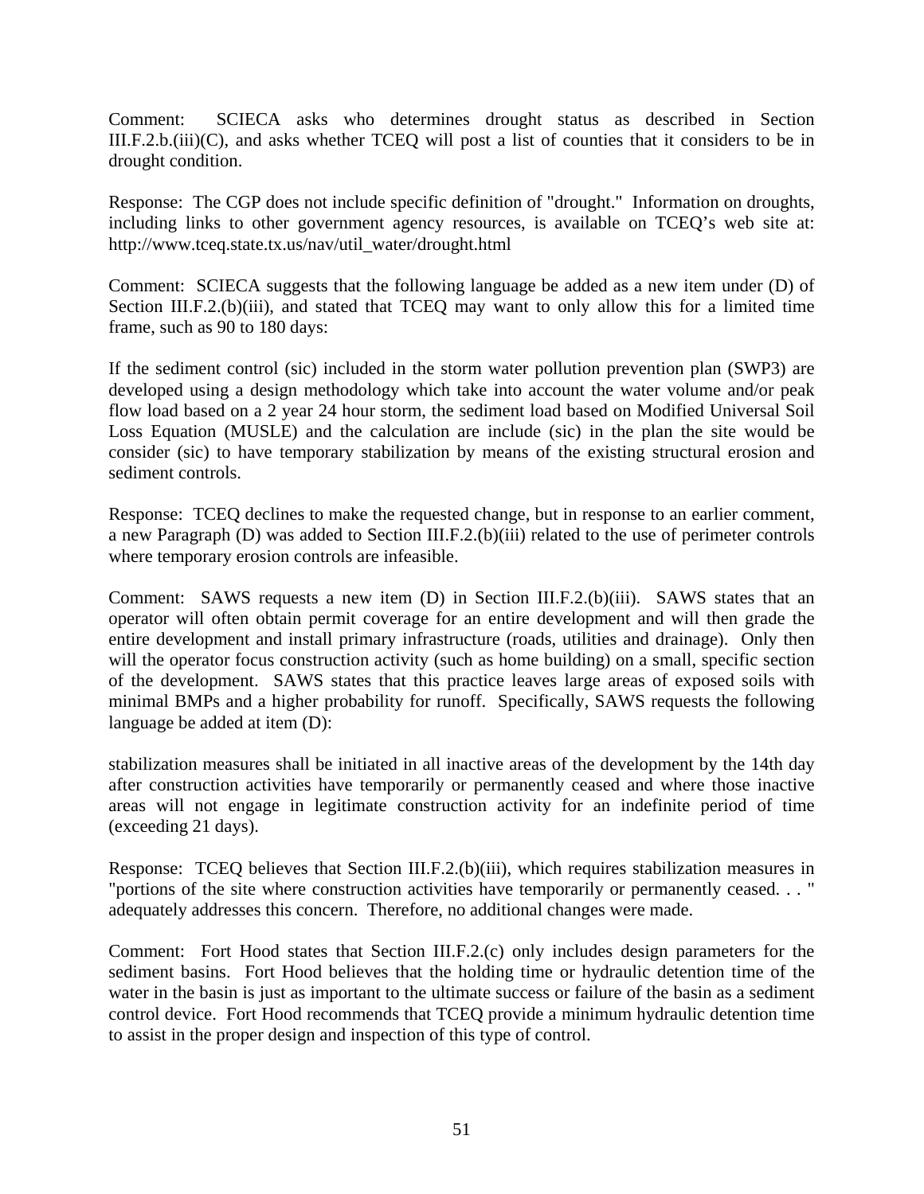Comment: SCIECA asks who determines drought status as described in Section III.F.2.b.(iii)(C), and asks whether TCEQ will post a list of counties that it considers to be in drought condition.

Response: The CGP does not include specific definition of "drought." Information on droughts, including links to other government agency resources, is available on TCEQ's web site at: http://www.tceq.state.tx.us/nav/util_water/drought.html

Comment: SCIECA suggests that the following language be added as a new item under (D) of Section III.F.2.(b)(iii), and stated that TCEQ may want to only allow this for a limited time frame, such as 90 to 180 days:

If the sediment control (sic) included in the storm water pollution prevention plan (SWP3) are developed using a design methodology which take into account the water volume and/or peak flow load based on a 2 year 24 hour storm, the sediment load based on Modified Universal Soil Loss Equation (MUSLE) and the calculation are include (sic) in the plan the site would be consider (sic) to have temporary stabilization by means of the existing structural erosion and sediment controls.

Response: TCEQ declines to make the requested change, but in response to an earlier comment, a new Paragraph (D) was added to Section III.F.2.(b)(iii) related to the use of perimeter controls where temporary erosion controls are infeasible.

Comment: SAWS requests a new item (D) in Section III.F.2.(b)(iii). SAWS states that an operator will often obtain permit coverage for an entire development and will then grade the entire development and install primary infrastructure (roads, utilities and drainage). Only then will the operator focus construction activity (such as home building) on a small, specific section of the development. SAWS states that this practice leaves large areas of exposed soils with minimal BMPs and a higher probability for runoff. Specifically, SAWS requests the following language be added at item (D):

stabilization measures shall be initiated in all inactive areas of the development by the 14th day after construction activities have temporarily or permanently ceased and where those inactive areas will not engage in legitimate construction activity for an indefinite period of time (exceeding 21 days).

Response: TCEQ believes that Section III.F.2.(b)(iii), which requires stabilization measures in "portions of the site where construction activities have temporarily or permanently ceased. . . " adequately addresses this concern. Therefore, no additional changes were made.

Comment: Fort Hood states that Section III.F.2.(c) only includes design parameters for the sediment basins. Fort Hood believes that the holding time or hydraulic detention time of the water in the basin is just as important to the ultimate success or failure of the basin as a sediment control device. Fort Hood recommends that TCEQ provide a minimum hydraulic detention time to assist in the proper design and inspection of this type of control.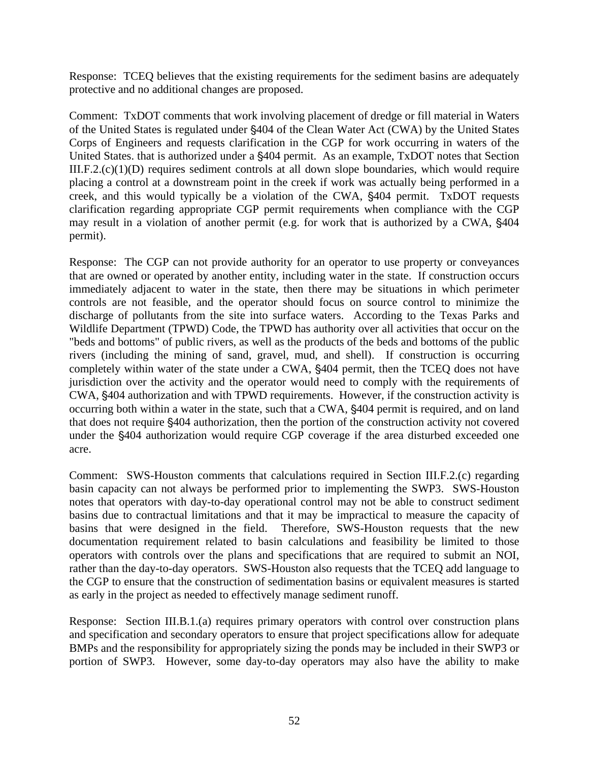Response: TCEQ believes that the existing requirements for the sediment basins are adequately protective and no additional changes are proposed.

Comment: TxDOT comments that work involving placement of dredge or fill material in Waters of the United States is regulated under §404 of the Clean Water Act (CWA) by the United States Corps of Engineers and requests clarification in the CGP for work occurring in waters of the United States. that is authorized under a §404 permit. As an example, TxDOT notes that Section III.F.2.(c)(1)(D) requires sediment controls at all down slope boundaries, which would require placing a control at a downstream point in the creek if work was actually being performed in a creek, and this would typically be a violation of the CWA, §404 permit. TxDOT requests clarification regarding appropriate CGP permit requirements when compliance with the CGP may result in a violation of another permit (e.g. for work that is authorized by a CWA, §404 permit).

Response: The CGP can not provide authority for an operator to use property or conveyances that are owned or operated by another entity, including water in the state. If construction occurs immediately adjacent to water in the state, then there may be situations in which perimeter controls are not feasible, and the operator should focus on source control to minimize the discharge of pollutants from the site into surface waters. According to the Texas Parks and Wildlife Department (TPWD) Code, the TPWD has authority over all activities that occur on the "beds and bottoms" of public rivers, as well as the products of the beds and bottoms of the public rivers (including the mining of sand, gravel, mud, and shell). If construction is occurring completely within water of the state under a CWA, §404 permit, then the TCEQ does not have jurisdiction over the activity and the operator would need to comply with the requirements of CWA, §404 authorization and with TPWD requirements. However, if the construction activity is occurring both within a water in the state, such that a CWA, §404 permit is required, and on land that does not require §404 authorization, then the portion of the construction activity not covered under the §404 authorization would require CGP coverage if the area disturbed exceeded one acre.

Comment: SWS-Houston comments that calculations required in Section III.F.2.(c) regarding basin capacity can not always be performed prior to implementing the SWP3. SWS-Houston notes that operators with day-to-day operational control may not be able to construct sediment basins due to contractual limitations and that it may be impractical to measure the capacity of basins that were designed in the field. Therefore, SWS-Houston requests that the new documentation requirement related to basin calculations and feasibility be limited to those operators with controls over the plans and specifications that are required to submit an NOI, rather than the day-to-day operators. SWS-Houston also requests that the TCEQ add language to the CGP to ensure that the construction of sedimentation basins or equivalent measures is started as early in the project as needed to effectively manage sediment runoff.

Response: Section III.B.1.(a) requires primary operators with control over construction plans and specification and secondary operators to ensure that project specifications allow for adequate BMPs and the responsibility for appropriately sizing the ponds may be included in their SWP3 or portion of SWP3. However, some day-to-day operators may also have the ability to make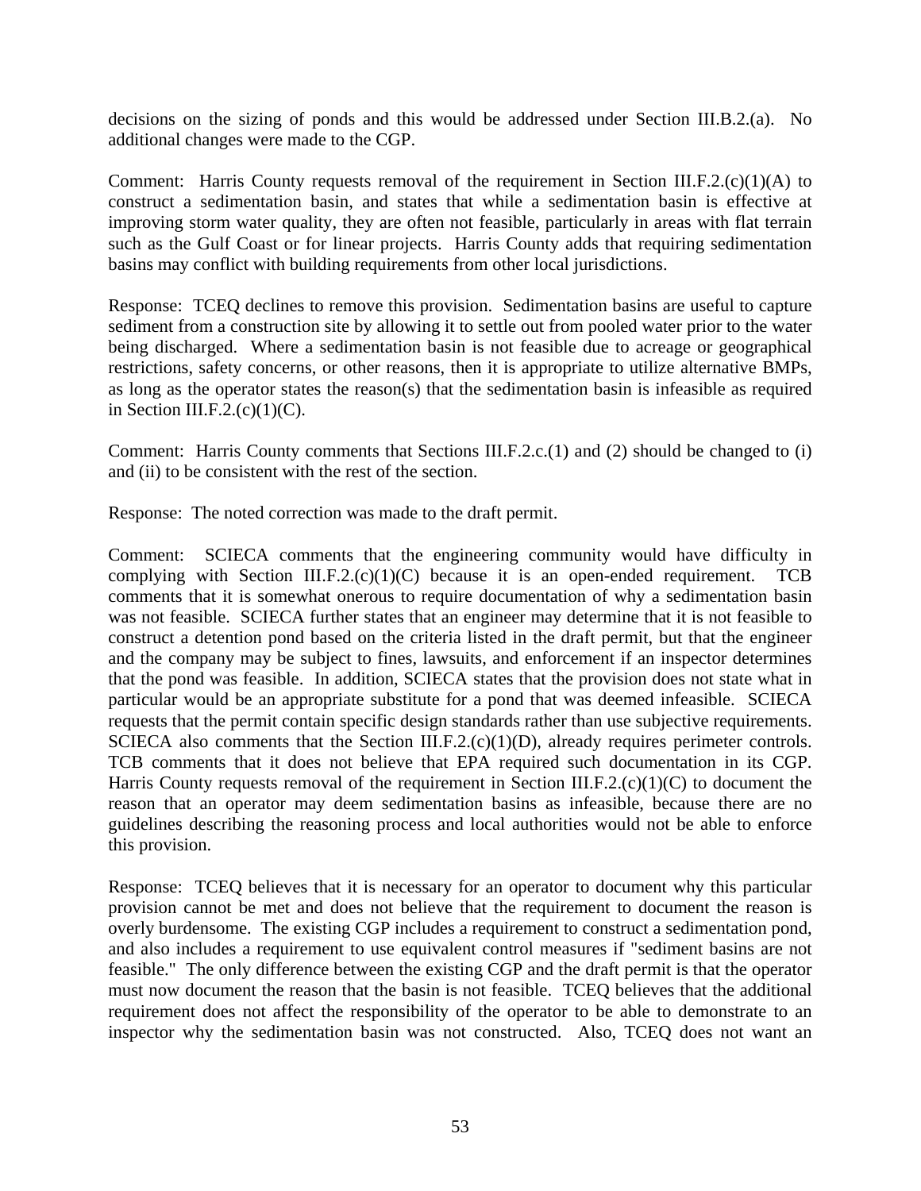decisions on the sizing of ponds and this would be addressed under Section III.B.2.(a). No additional changes were made to the CGP.

Comment: Harris County requests removal of the requirement in Section III.F.2.(c)(1)(A) to construct a sedimentation basin, and states that while a sedimentation basin is effective at improving storm water quality, they are often not feasible, particularly in areas with flat terrain such as the Gulf Coast or for linear projects. Harris County adds that requiring sedimentation basins may conflict with building requirements from other local jurisdictions.

Response: TCEQ declines to remove this provision. Sedimentation basins are useful to capture sediment from a construction site by allowing it to settle out from pooled water prior to the water being discharged. Where a sedimentation basin is not feasible due to acreage or geographical restrictions, safety concerns, or other reasons, then it is appropriate to utilize alternative BMPs, as long as the operator states the reason(s) that the sedimentation basin is infeasible as required in Section III.F.2.(c)(1)(C).

Comment: Harris County comments that Sections III.F.2.c.(1) and (2) should be changed to (i) and (ii) to be consistent with the rest of the section.

Response: The noted correction was made to the draft permit.

Comment: SCIECA comments that the engineering community would have difficulty in complying with Section III.F.2.(c)(1)(C) because it is an open-ended requirement. TCB comments that it is somewhat onerous to require documentation of why a sedimentation basin was not feasible. SCIECA further states that an engineer may determine that it is not feasible to construct a detention pond based on the criteria listed in the draft permit, but that the engineer and the company may be subject to fines, lawsuits, and enforcement if an inspector determines that the pond was feasible. In addition, SCIECA states that the provision does not state what in particular would be an appropriate substitute for a pond that was deemed infeasible. SCIECA requests that the permit contain specific design standards rather than use subjective requirements. SCIECA also comments that the Section III.F.2.(c)(1)(D), already requires perimeter controls. TCB comments that it does not believe that EPA required such documentation in its CGP. Harris County requests removal of the requirement in Section III.F.2.(c)(1)(C) to document the reason that an operator may deem sedimentation basins as infeasible, because there are no guidelines describing the reasoning process and local authorities would not be able to enforce this provision.

Response: TCEQ believes that it is necessary for an operator to document why this particular provision cannot be met and does not believe that the requirement to document the reason is overly burdensome. The existing CGP includes a requirement to construct a sedimentation pond, and also includes a requirement to use equivalent control measures if "sediment basins are not feasible." The only difference between the existing CGP and the draft permit is that the operator must now document the reason that the basin is not feasible. TCEQ believes that the additional requirement does not affect the responsibility of the operator to be able to demonstrate to an inspector why the sedimentation basin was not constructed. Also, TCEQ does not want an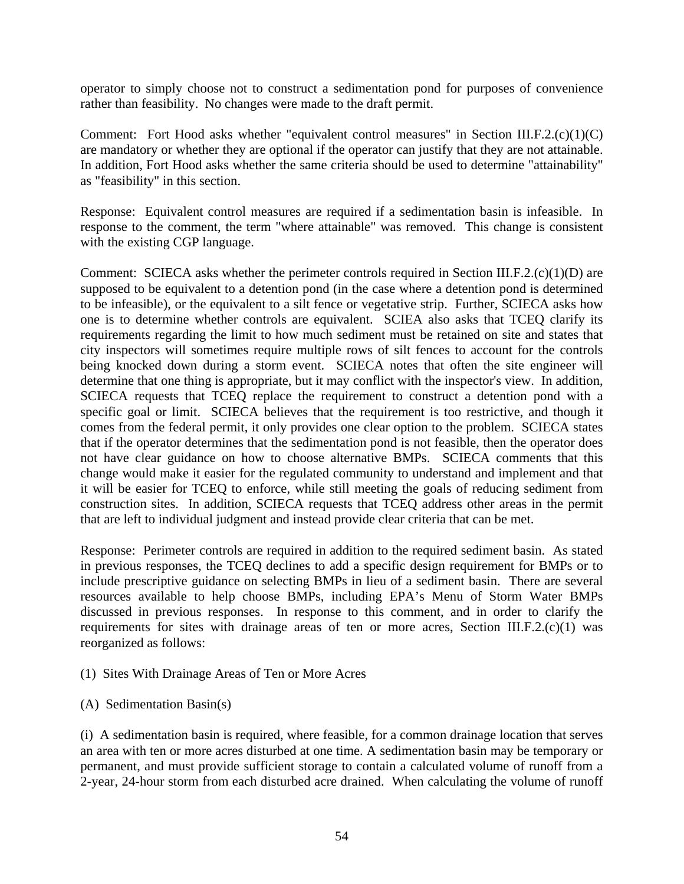operator to simply choose not to construct a sedimentation pond for purposes of convenience rather than feasibility. No changes were made to the draft permit.

Comment: Fort Hood asks whether "equivalent control measures" in Section III.F.2.(c)(1)(C) are mandatory or whether they are optional if the operator can justify that they are not attainable. In addition, Fort Hood asks whether the same criteria should be used to determine "attainability" as "feasibility" in this section.

Response: Equivalent control measures are required if a sedimentation basin is infeasible. In response to the comment, the term "where attainable" was removed. This change is consistent with the existing CGP language.

Comment: SCIECA asks whether the perimeter controls required in Section III.F.2.(c)(1)(D) are supposed to be equivalent to a detention pond (in the case where a detention pond is determined to be infeasible), or the equivalent to a silt fence or vegetative strip. Further, SCIECA asks how one is to determine whether controls are equivalent. SCIEA also asks that TCEQ clarify its requirements regarding the limit to how much sediment must be retained on site and states that city inspectors will sometimes require multiple rows of silt fences to account for the controls being knocked down during a storm event. SCIECA notes that often the site engineer will determine that one thing is appropriate, but it may conflict with the inspector's view. In addition, SCIECA requests that TCEQ replace the requirement to construct a detention pond with a specific goal or limit. SCIECA believes that the requirement is too restrictive, and though it comes from the federal permit, it only provides one clear option to the problem. SCIECA states that if the operator determines that the sedimentation pond is not feasible, then the operator does not have clear guidance on how to choose alternative BMPs. SCIECA comments that this change would make it easier for the regulated community to understand and implement and that it will be easier for TCEQ to enforce, while still meeting the goals of reducing sediment from construction sites. In addition, SCIECA requests that TCEQ address other areas in the permit that are left to individual judgment and instead provide clear criteria that can be met.

Response: Perimeter controls are required in addition to the required sediment basin. As stated in previous responses, the TCEQ declines to add a specific design requirement for BMPs or to include prescriptive guidance on selecting BMPs in lieu of a sediment basin. There are several resources available to help choose BMPs, including EPA's Menu of Storm Water BMPs discussed in previous responses. In response to this comment, and in order to clarify the requirements for sites with drainage areas of ten or more acres, Section III.F.2.(c)(1) was reorganized as follows:

(1) Sites With Drainage Areas of Ten or More Acres

(A) Sedimentation Basin(s)

(i) A sedimentation basin is required, where feasible, for a common drainage location that serves an area with ten or more acres disturbed at one time. A sedimentation basin may be temporary or permanent, and must provide sufficient storage to contain a calculated volume of runoff from a 2-year, 24-hour storm from each disturbed acre drained. When calculating the volume of runoff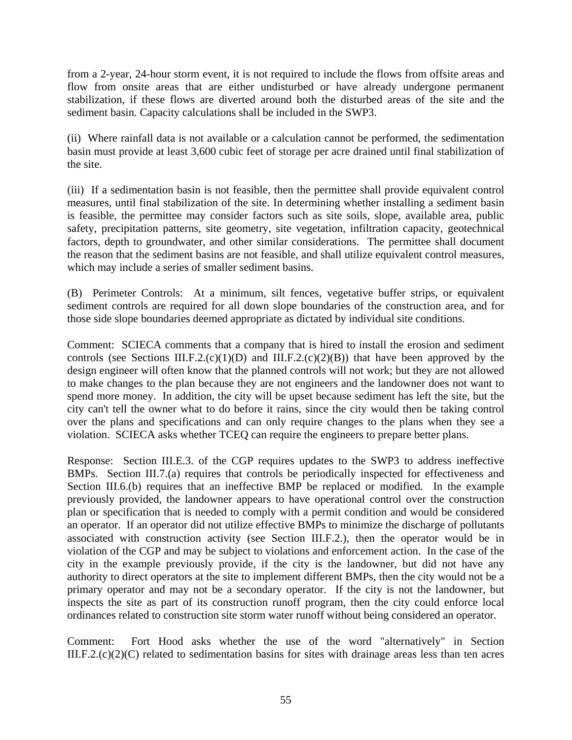from a 2-year, 24-hour storm event, it is not required to include the flows from offsite areas and flow from onsite areas that are either undisturbed or have already undergone permanent stabilization, if these flows are diverted around both the disturbed areas of the site and the sediment basin. Capacity calculations shall be included in the SWP3.

(ii) Where rainfall data is not available or a calculation cannot be performed, the sedimentation basin must provide at least 3,600 cubic feet of storage per acre drained until final stabilization of the site.

(iii) If a sedimentation basin is not feasible, then the permittee shall provide equivalent control measures, until final stabilization of the site. In determining whether installing a sediment basin is feasible, the permittee may consider factors such as site soils, slope, available area, public safety, precipitation patterns, site geometry, site vegetation, infiltration capacity, geotechnical factors, depth to groundwater, and other similar considerations. The permittee shall document the reason that the sediment basins are not feasible, and shall utilize equivalent control measures, which may include a series of smaller sediment basins.

(B) Perimeter Controls: At a minimum, silt fences, vegetative buffer strips, or equivalent sediment controls are required for all down slope boundaries of the construction area, and for those side slope boundaries deemed appropriate as dictated by individual site conditions.

Comment: SCIECA comments that a company that is hired to install the erosion and sediment controls (see Sections III.F.2.(c)(1)(D) and III.F.2.(c)(2)(B)) that have been approved by the design engineer will often know that the planned controls will not work; but they are not allowed to make changes to the plan because they are not engineers and the landowner does not want to spend more money. In addition, the city will be upset because sediment has left the site, but the city can't tell the owner what to do before it rains, since the city would then be taking control over the plans and specifications and can only require changes to the plans when they see a violation. SCIECA asks whether TCEQ can require the engineers to prepare better plans.

Response: Section III.E.3. of the CGP requires updates to the SWP3 to address ineffective BMPs. Section III.7.(a) requires that controls be periodically inspected for effectiveness and Section III.6.(b) requires that an ineffective BMP be replaced or modified. In the example previously provided, the landowner appears to have operational control over the construction plan or specification that is needed to comply with a permit condition and would be considered an operator. If an operator did not utilize effective BMPs to minimize the discharge of pollutants associated with construction activity (see Section III.F.2.), then the operator would be in violation of the CGP and may be subject to violations and enforcement action. In the case of the city in the example previously provide, if the city is the landowner, but did not have any authority to direct operators at the site to implement different BMPs, then the city would not be a primary operator and may not be a secondary operator. If the city is not the landowner, but inspects the site as part of its construction runoff program, then the city could enforce local ordinances related to construction site storm water runoff without being considered an operator.

Comment: Fort Hood asks whether the use of the word "alternatively" in Section III.F.2.(c)(2)(C) related to sedimentation basins for sites with drainage areas less than ten acres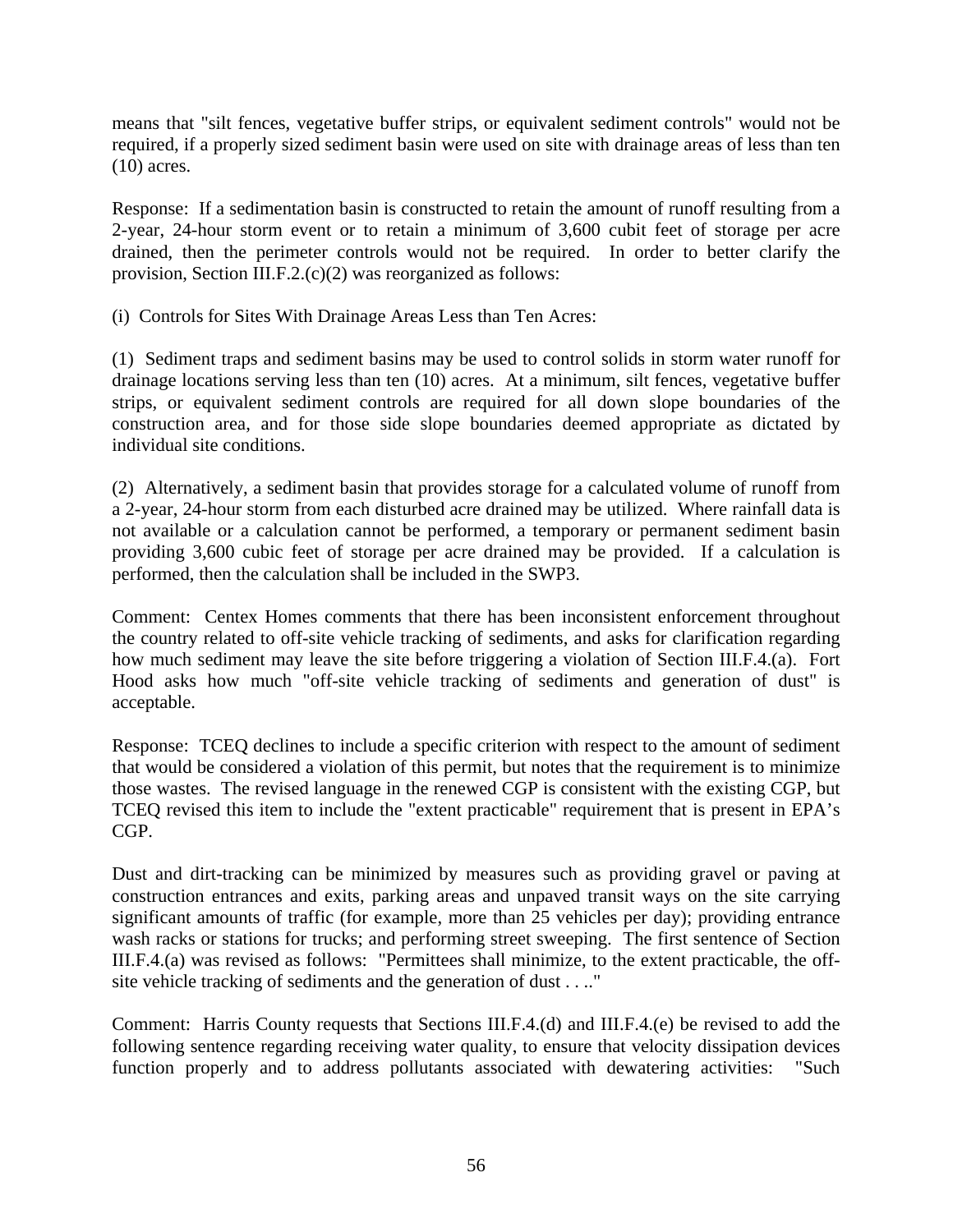means that "silt fences, vegetative buffer strips, or equivalent sediment controls" would not be required, if a properly sized sediment basin were used on site with drainage areas of less than ten (10) acres.

Response: If a sedimentation basin is constructed to retain the amount of runoff resulting from a 2-year, 24-hour storm event or to retain a minimum of 3,600 cubit feet of storage per acre drained, then the perimeter controls would not be required. In order to better clarify the provision, Section III.F.2.(c)(2) was reorganized as follows:

(i) Controls for Sites With Drainage Areas Less than Ten Acres:

(1) Sediment traps and sediment basins may be used to control solids in storm water runoff for drainage locations serving less than ten (10) acres. At a minimum, silt fences, vegetative buffer strips, or equivalent sediment controls are required for all down slope boundaries of the construction area, and for those side slope boundaries deemed appropriate as dictated by individual site conditions.

(2) Alternatively, a sediment basin that provides storage for a calculated volume of runoff from a 2-year, 24-hour storm from each disturbed acre drained may be utilized. Where rainfall data is not available or a calculation cannot be performed, a temporary or permanent sediment basin providing 3,600 cubic feet of storage per acre drained may be provided. If a calculation is performed, then the calculation shall be included in the SWP3.

Comment: Centex Homes comments that there has been inconsistent enforcement throughout the country related to off-site vehicle tracking of sediments, and asks for clarification regarding how much sediment may leave the site before triggering a violation of Section III.F.4.(a). Fort Hood asks how much "off-site vehicle tracking of sediments and generation of dust" is acceptable.

Response: TCEQ declines to include a specific criterion with respect to the amount of sediment that would be considered a violation of this permit, but notes that the requirement is to minimize those wastes. The revised language in the renewed CGP is consistent with the existing CGP, but TCEQ revised this item to include the "extent practicable" requirement that is present in EPA's CGP.

Dust and dirt-tracking can be minimized by measures such as providing gravel or paving at construction entrances and exits, parking areas and unpaved transit ways on the site carrying significant amounts of traffic (for example, more than 25 vehicles per day); providing entrance wash racks or stations for trucks; and performing street sweeping. The first sentence of Section III.F.4.(a) was revised as follows: "Permittees shall minimize, to the extent practicable, the off-site vehicle tracking of sediments and the generation of dust . . .."

Comment: Harris County requests that Sections III.F.4.(d) and III.F.4.(e) be revised to add the following sentence regarding receiving water quality, to ensure that velocity dissipation devices function properly and to address pollutants associated with dewatering activities: "Such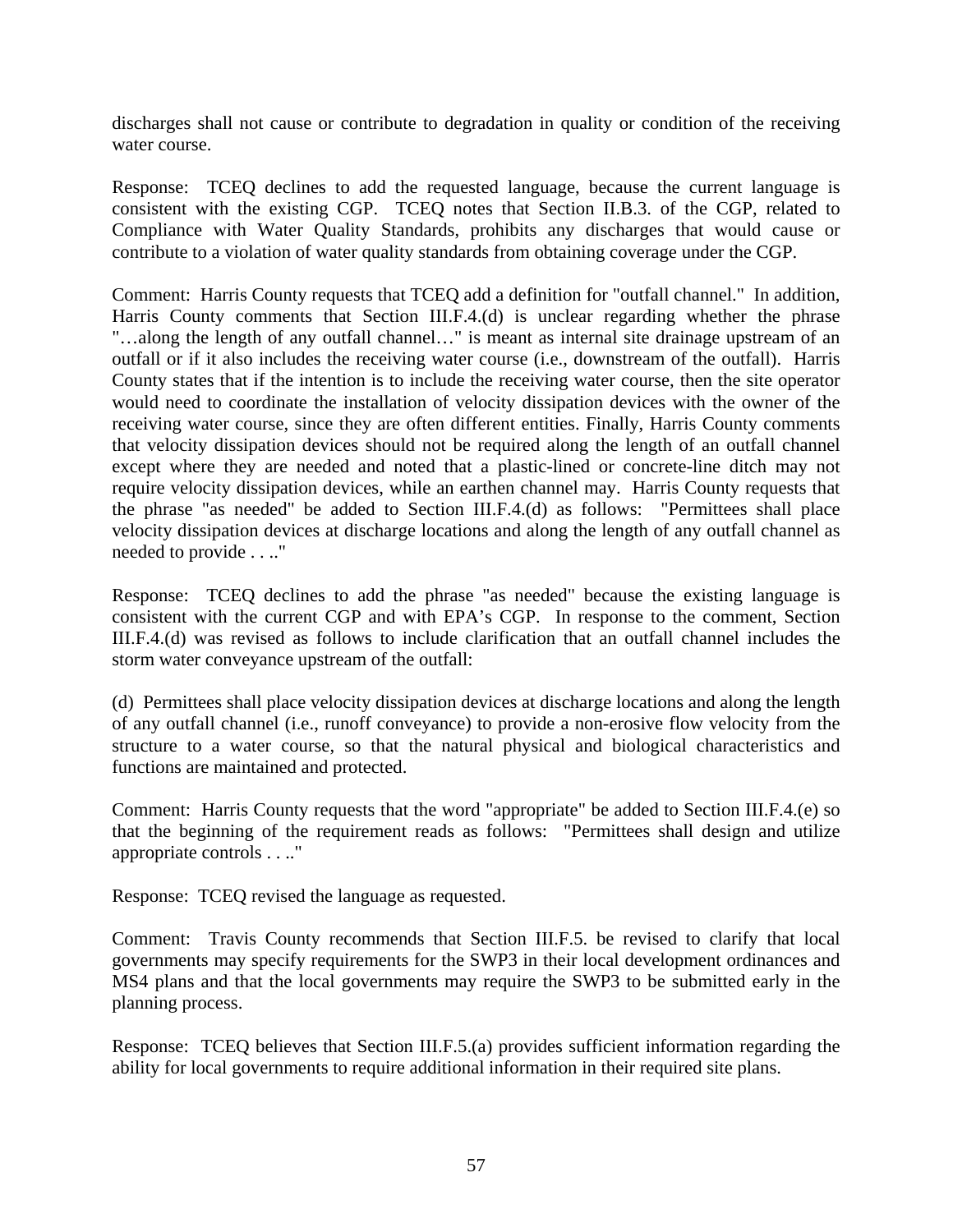discharges shall not cause or contribute to degradation in quality or condition of the receiving water course.

Response: TCEQ declines to add the requested language, because the current language is consistent with the existing CGP. TCEQ notes that Section II.B.3. of the CGP, related to Compliance with Water Quality Standards, prohibits any discharges that would cause or contribute to a violation of water quality standards from obtaining coverage under the CGP.

Comment: Harris County requests that TCEQ add a definition for "outfall channel." In addition, Harris County comments that Section III.F.4.(d) is unclear regarding whether the phrase "…along the length of any outfall channel…" is meant as internal site drainage upstream of an outfall or if it also includes the receiving water course (i.e., downstream of the outfall). Harris County states that if the intention is to include the receiving water course, then the site operator would need to coordinate the installation of velocity dissipation devices with the owner of the receiving water course, since they are often different entities. Finally, Harris County comments that velocity dissipation devices should not be required along the length of an outfall channel except where they are needed and noted that a plastic-lined or concrete-line ditch may not require velocity dissipation devices, while an earthen channel may. Harris County requests that the phrase "as needed" be added to Section III.F.4.(d) as follows: "Permittees shall place velocity dissipation devices at discharge locations and along the length of any outfall channel as needed to provide . . .."

Response: TCEQ declines to add the phrase "as needed" because the existing language is consistent with the current CGP and with EPA's CGP. In response to the comment, Section III.F.4.(d) was revised as follows to include clarification that an outfall channel includes the storm water conveyance upstream of the outfall:

(d) Permittees shall place velocity dissipation devices at discharge locations and along the length of any outfall channel (i.e., runoff conveyance) to provide a non-erosive flow velocity from the structure to a water course, so that the natural physical and biological characteristics and functions are maintained and protected.

Comment: Harris County requests that the word "appropriate" be added to Section III.F.4.(e) so that the beginning of the requirement reads as follows: "Permittees shall design and utilize appropriate controls . . .."

Response: TCEQ revised the language as requested.

Comment: Travis County recommends that Section III.F.5. be revised to clarify that local governments may specify requirements for the SWP3 in their local development ordinances and MS4 plans and that the local governments may require the SWP3 to be submitted early in the planning process.

Response: TCEQ believes that Section III.F.5.(a) provides sufficient information regarding the ability for local governments to require additional information in their required site plans.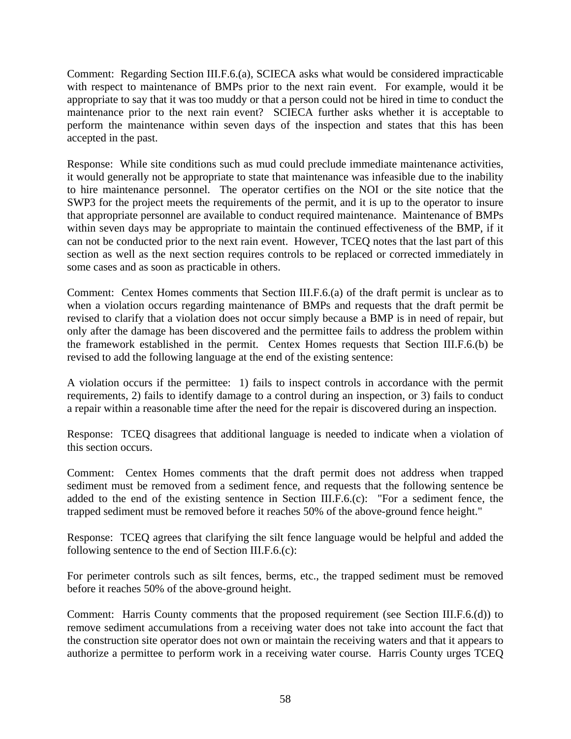Comment: Regarding Section III.F.6.(a), SCIECA asks what would be considered impracticable with respect to maintenance of BMPs prior to the next rain event. For example, would it be appropriate to say that it was too muddy or that a person could not be hired in time to conduct the maintenance prior to the next rain event? SCIECA further asks whether it is acceptable to perform the maintenance within seven days of the inspection and states that this has been accepted in the past.

Response: While site conditions such as mud could preclude immediate maintenance activities, it would generally not be appropriate to state that maintenance was infeasible due to the inability to hire maintenance personnel. The operator certifies on the NOI or the site notice that the SWP3 for the project meets the requirements of the permit, and it is up to the operator to insure that appropriate personnel are available to conduct required maintenance. Maintenance of BMPs within seven days may be appropriate to maintain the continued effectiveness of the BMP, if it can not be conducted prior to the next rain event. However, TCEQ notes that the last part of this section as well as the next section requires controls to be replaced or corrected immediately in some cases and as soon as practicable in others.

Comment: Centex Homes comments that Section III.F.6.(a) of the draft permit is unclear as to when a violation occurs regarding maintenance of BMPs and requests that the draft permit be revised to clarify that a violation does not occur simply because a BMP is in need of repair, but only after the damage has been discovered and the permittee fails to address the problem within the framework established in the permit. Centex Homes requests that Section III.F.6.(b) be revised to add the following language at the end of the existing sentence:

A violation occurs if the permittee: 1) fails to inspect controls in accordance with the permit requirements, 2) fails to identify damage to a control during an inspection, or 3) fails to conduct a repair within a reasonable time after the need for the repair is discovered during an inspection.

Response: TCEQ disagrees that additional language is needed to indicate when a violation of this section occurs.

Comment: Centex Homes comments that the draft permit does not address when trapped sediment must be removed from a sediment fence, and requests that the following sentence be added to the end of the existing sentence in Section III.F.6.(c): "For a sediment fence, the trapped sediment must be removed before it reaches 50% of the above-ground fence height."

Response: TCEQ agrees that clarifying the silt fence language would be helpful and added the following sentence to the end of Section III.F.6.(c):

For perimeter controls such as silt fences, berms, etc., the trapped sediment must be removed before it reaches 50% of the above-ground height.

Comment: Harris County comments that the proposed requirement (see Section III.F.6.(d)) to remove sediment accumulations from a receiving water does not take into account the fact that the construction site operator does not own or maintain the receiving waters and that it appears to authorize a permittee to perform work in a receiving water course. Harris County urges TCEQ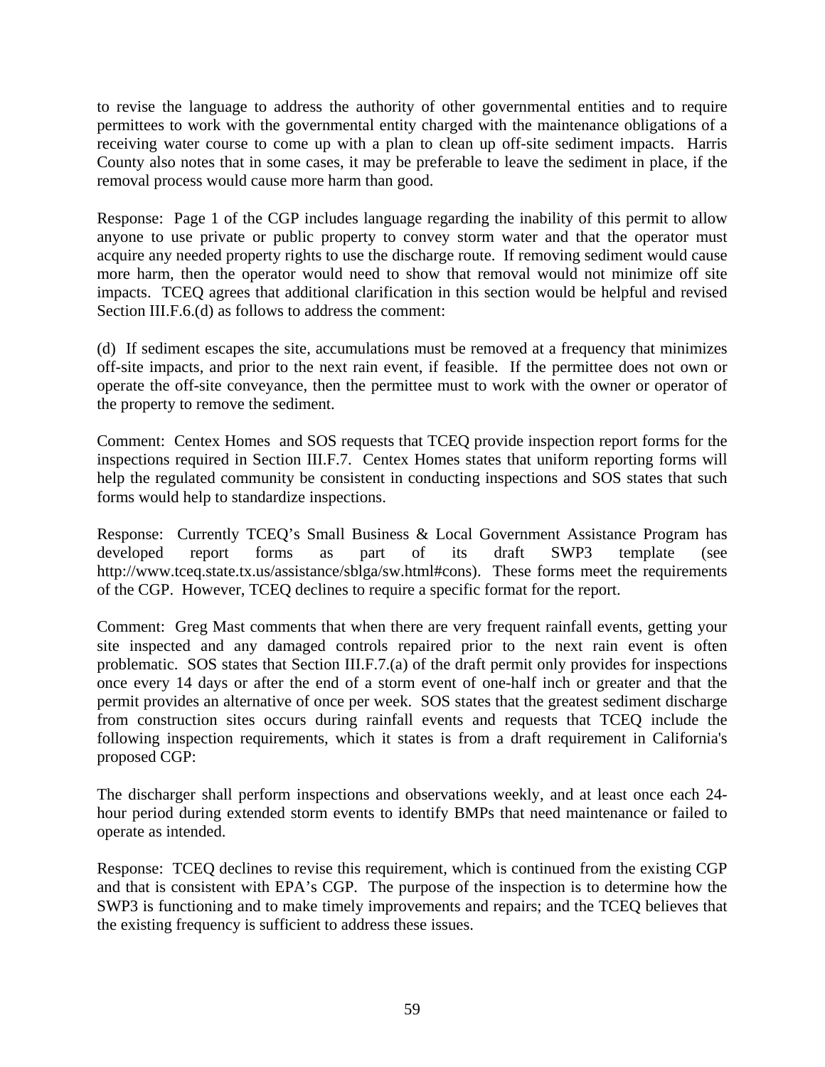to revise the language to address the authority of other governmental entities and to require permittees to work with the governmental entity charged with the maintenance obligations of a receiving water course to come up with a plan to clean up off-site sediment impacts. Harris County also notes that in some cases, it may be preferable to leave the sediment in place, if the removal process would cause more harm than good.

Response: Page 1 of the CGP includes language regarding the inability of this permit to allow anyone to use private or public property to convey storm water and that the operator must acquire any needed property rights to use the discharge route. If removing sediment would cause more harm, then the operator would need to show that removal would not minimize off site impacts. TCEQ agrees that additional clarification in this section would be helpful and revised Section III.F.6.(d) as follows to address the comment:

(d) If sediment escapes the site, accumulations must be removed at a frequency that minimizes off-site impacts, and prior to the next rain event, if feasible. If the permittee does not own or operate the off-site conveyance, then the permittee must to work with the owner or operator of the property to remove the sediment.

Comment: Centex Homes and SOS requests that TCEQ provide inspection report forms for the inspections required in Section III.F.7. Centex Homes states that uniform reporting forms will help the regulated community be consistent in conducting inspections and SOS states that such forms would help to standardize inspections.

Response: Currently TCEQ's Small Business & Local Government Assistance Program has developed report forms as part of its draft SWP3 template (see http://www.tceq.state.tx.us/assistance/sblga/sw.html#cons). These forms meet the requirements of the CGP. However, TCEQ declines to require a specific format for the report.

Comment: Greg Mast comments that when there are very frequent rainfall events, getting your site inspected and any damaged controls repaired prior to the next rain event is often problematic. SOS states that Section III.F.7.(a) of the draft permit only provides for inspections once every 14 days or after the end of a storm event of one-half inch or greater and that the permit provides an alternative of once per week. SOS states that the greatest sediment discharge from construction sites occurs during rainfall events and requests that TCEQ include the following inspection requirements, which it states is from a draft requirement in California's proposed CGP:

The discharger shall perform inspections and observations weekly, and at least once each 24-hour period during extended storm events to identify BMPs that need maintenance or failed to operate as intended.

Response: TCEQ declines to revise this requirement, which is continued from the existing CGP and that is consistent with EPA's CGP. The purpose of the inspection is to determine how the SWP3 is functioning and to make timely improvements and repairs; and the TCEQ believes that the existing frequency is sufficient to address these issues.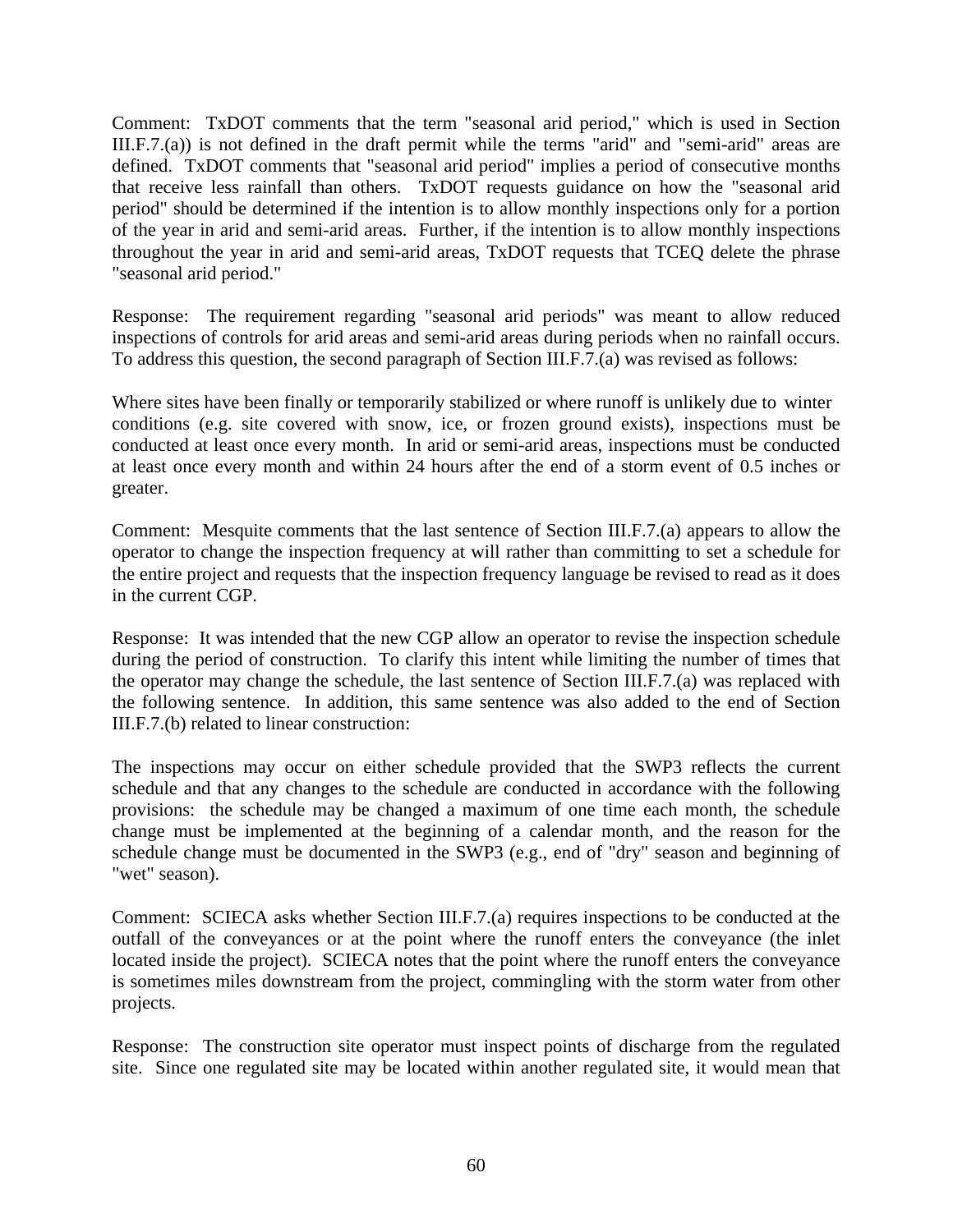Comment: TxDOT comments that the term "seasonal arid period," which is used in Section III.F.7.(a)) is not defined in the draft permit while the terms "arid" and "semi-arid" areas are defined. TxDOT comments that "seasonal arid period" implies a period of consecutive months that receive less rainfall than others. TxDOT requests guidance on how the "seasonal arid period" should be determined if the intention is to allow monthly inspections only for a portion of the year in arid and semi-arid areas. Further, if the intention is to allow monthly inspections throughout the year in arid and semi-arid areas, TxDOT requests that TCEQ delete the phrase "seasonal arid period."

Response: The requirement regarding "seasonal arid periods" was meant to allow reduced inspections of controls for arid areas and semi-arid areas during periods when no rainfall occurs. To address this question, the second paragraph of Section III.F.7.(a) was revised as follows:

Where sites have been finally or temporarily stabilized or where runoff is unlikely due to winter conditions (e.g. site covered with snow, ice, or frozen ground exists), inspections must be conducted at least once every month. In arid or semi-arid areas, inspections must be conducted at least once every month and within 24 hours after the end of a storm event of 0.5 inches or greater.

Comment: Mesquite comments that the last sentence of Section III.F.7.(a) appears to allow the operator to change the inspection frequency at will rather than committing to set a schedule for the entire project and requests that the inspection frequency language be revised to read as it does in the current CGP.

Response: It was intended that the new CGP allow an operator to revise the inspection schedule during the period of construction. To clarify this intent while limiting the number of times that the operator may change the schedule, the last sentence of Section III.F.7.(a) was replaced with the following sentence. In addition, this same sentence was also added to the end of Section III.F.7.(b) related to linear construction:

The inspections may occur on either schedule provided that the SWP3 reflects the current schedule and that any changes to the schedule are conducted in accordance with the following provisions: the schedule may be changed a maximum of one time each month, the schedule change must be implemented at the beginning of a calendar month, and the reason for the schedule change must be documented in the SWP3 (e.g., end of "dry" season and beginning of "wet" season).

Comment: SCIECA asks whether Section III.F.7.(a) requires inspections to be conducted at the outfall of the conveyances or at the point where the runoff enters the conveyance (the inlet located inside the project). SCIECA notes that the point where the runoff enters the conveyance is sometimes miles downstream from the project, commingling with the storm water from other projects.

Response: The construction site operator must inspect points of discharge from the regulated site. Since one regulated site may be located within another regulated site, it would mean that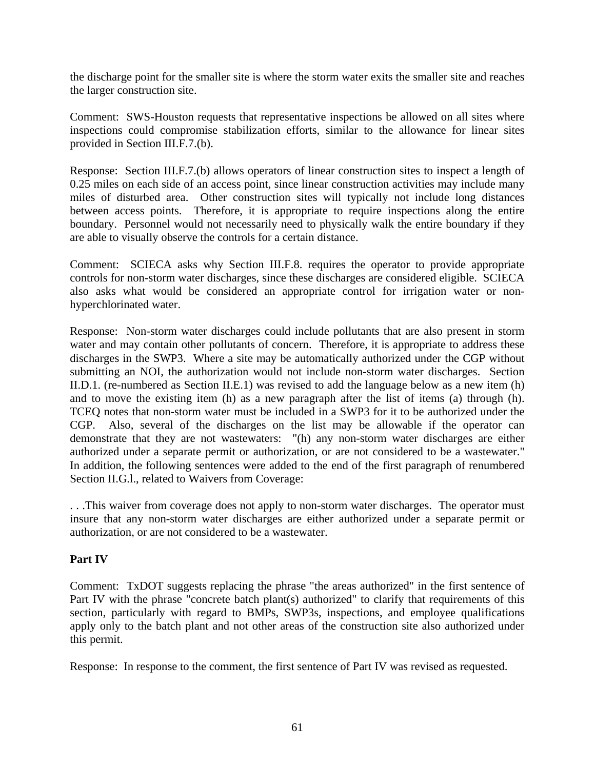the discharge point for the smaller site is where the storm water exits the smaller site and reaches the larger construction site.

Comment: SWS-Houston requests that representative inspections be allowed on all sites where inspections could compromise stabilization efforts, similar to the allowance for linear sites provided in Section III.F.7.(b).

Response: Section III.F.7.(b) allows operators of linear construction sites to inspect a length of 0.25 miles on each side of an access point, since linear construction activities may include many miles of disturbed area. Other construction sites will typically not include long distances between access points. Therefore, it is appropriate to require inspections along the entire boundary. Personnel would not necessarily need to physically walk the entire boundary if they are able to visually observe the controls for a certain distance.

Comment: SCIECA asks why Section III.F.8. requires the operator to provide appropriate controls for non-storm water discharges, since these discharges are considered eligible. SCIECA also asks what would be considered an appropriate control for irrigation water or non-hyperchlorinated water.

Response: Non-storm water discharges could include pollutants that are also present in storm water and may contain other pollutants of concern. Therefore, it is appropriate to address these discharges in the SWP3. Where a site may be automatically authorized under the CGP without submitting an NOI, the authorization would not include non-storm water discharges. Section II.D.1. (re-numbered as Section II.E.1) was revised to add the language below as a new item (h) and to move the existing item (h) as a new paragraph after the list of items (a) through (h). TCEQ notes that non-storm water must be included in a SWP3 for it to be authorized under the CGP. Also, several of the discharges on the list may be allowable if the operator can demonstrate that they are not wastewaters: "(h) any non-storm water discharges are either authorized under a separate permit or authorization, or are not considered to be a wastewater." In addition, the following sentences were added to the end of the first paragraph of renumbered Section II.G.l., related to Waivers from Coverage:

. . .This waiver from coverage does not apply to non-storm water discharges. The operator must insure that any non-storm water discharges are either authorized under a separate permit or authorization, or are not considered to be a wastewater.

**Part IV**

Comment: TxDOT suggests replacing the phrase "the areas authorized" in the first sentence of Part IV with the phrase "concrete batch plant(s) authorized" to clarify that requirements of this section, particularly with regard to BMPs, SWP3s, inspections, and employee qualifications apply only to the batch plant and not other areas of the construction site also authorized under this permit.

Response: In response to the comment, the first sentence of Part IV was revised as requested.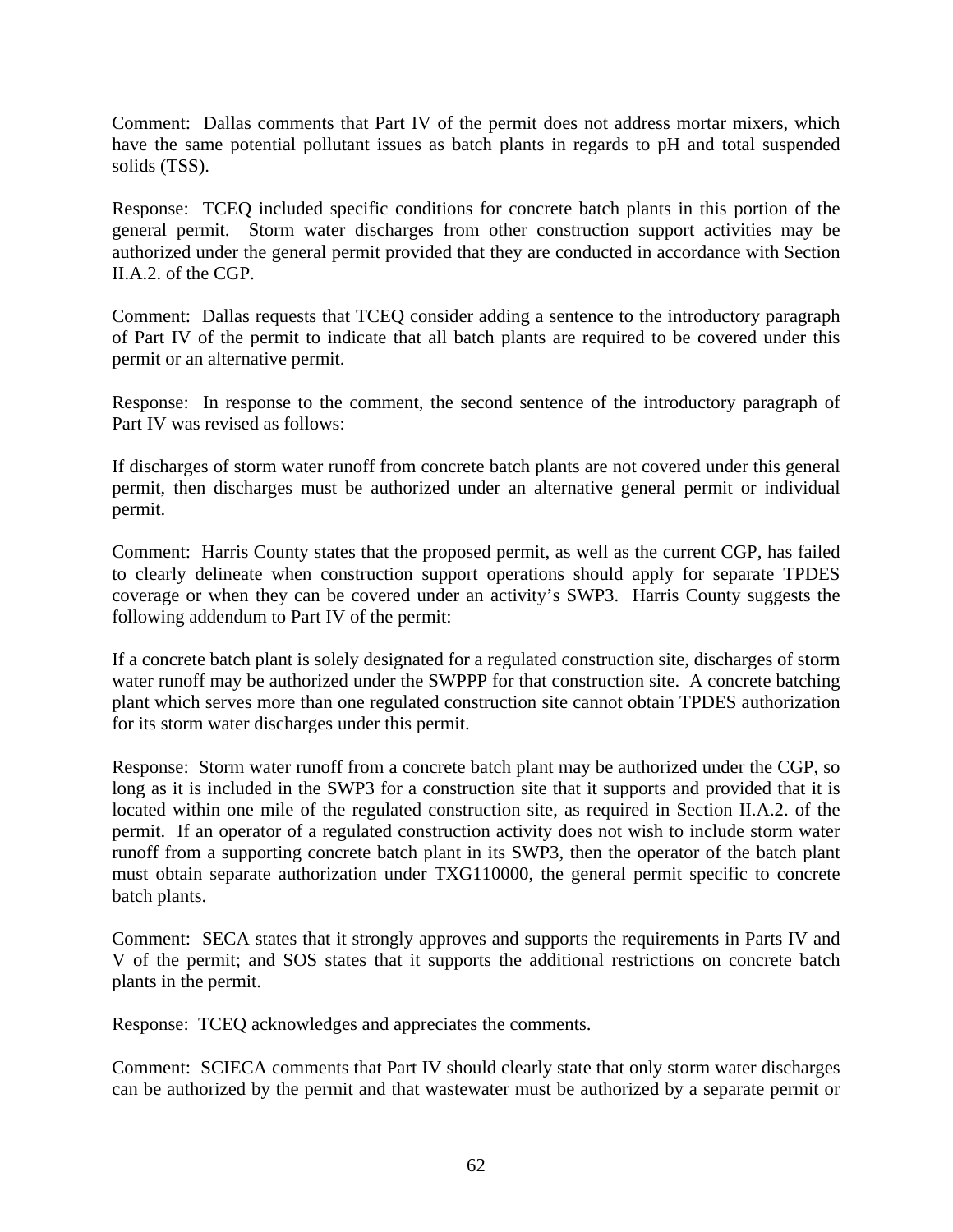Comment: Dallas comments that Part IV of the permit does not address mortar mixers, which have the same potential pollutant issues as batch plants in regards to pH and total suspended solids (TSS).

Response: TCEQ included specific conditions for concrete batch plants in this portion of the general permit. Storm water discharges from other construction support activities may be authorized under the general permit provided that they are conducted in accordance with Section II.A.2. of the CGP.

Comment: Dallas requests that TCEQ consider adding a sentence to the introductory paragraph of Part IV of the permit to indicate that all batch plants are required to be covered under this permit or an alternative permit.

Response: In response to the comment, the second sentence of the introductory paragraph of Part IV was revised as follows:

If discharges of storm water runoff from concrete batch plants are not covered under this general permit, then discharges must be authorized under an alternative general permit or individual permit.

Comment: Harris County states that the proposed permit, as well as the current CGP, has failed to clearly delineate when construction support operations should apply for separate TPDES coverage or when they can be covered under an activity's SWP3. Harris County suggests the following addendum to Part IV of the permit:

If a concrete batch plant is solely designated for a regulated construction site, discharges of storm water runoff may be authorized under the SWPPP for that construction site. A concrete batching plant which serves more than one regulated construction site cannot obtain TPDES authorization for its storm water discharges under this permit.

Response: Storm water runoff from a concrete batch plant may be authorized under the CGP, so long as it is included in the SWP3 for a construction site that it supports and provided that it is located within one mile of the regulated construction site, as required in Section II.A.2. of the permit. If an operator of a regulated construction activity does not wish to include storm water runoff from a supporting concrete batch plant in its SWP3, then the operator of the batch plant must obtain separate authorization under TXG110000, the general permit specific to concrete batch plants.

Comment: SECA states that it strongly approves and supports the requirements in Parts IV and V of the permit; and SOS states that it supports the additional restrictions on concrete batch plants in the permit.

Response: TCEQ acknowledges and appreciates the comments.

Comment: SCIECA comments that Part IV should clearly state that only storm water discharges can be authorized by the permit and that wastewater must be authorized by a separate permit or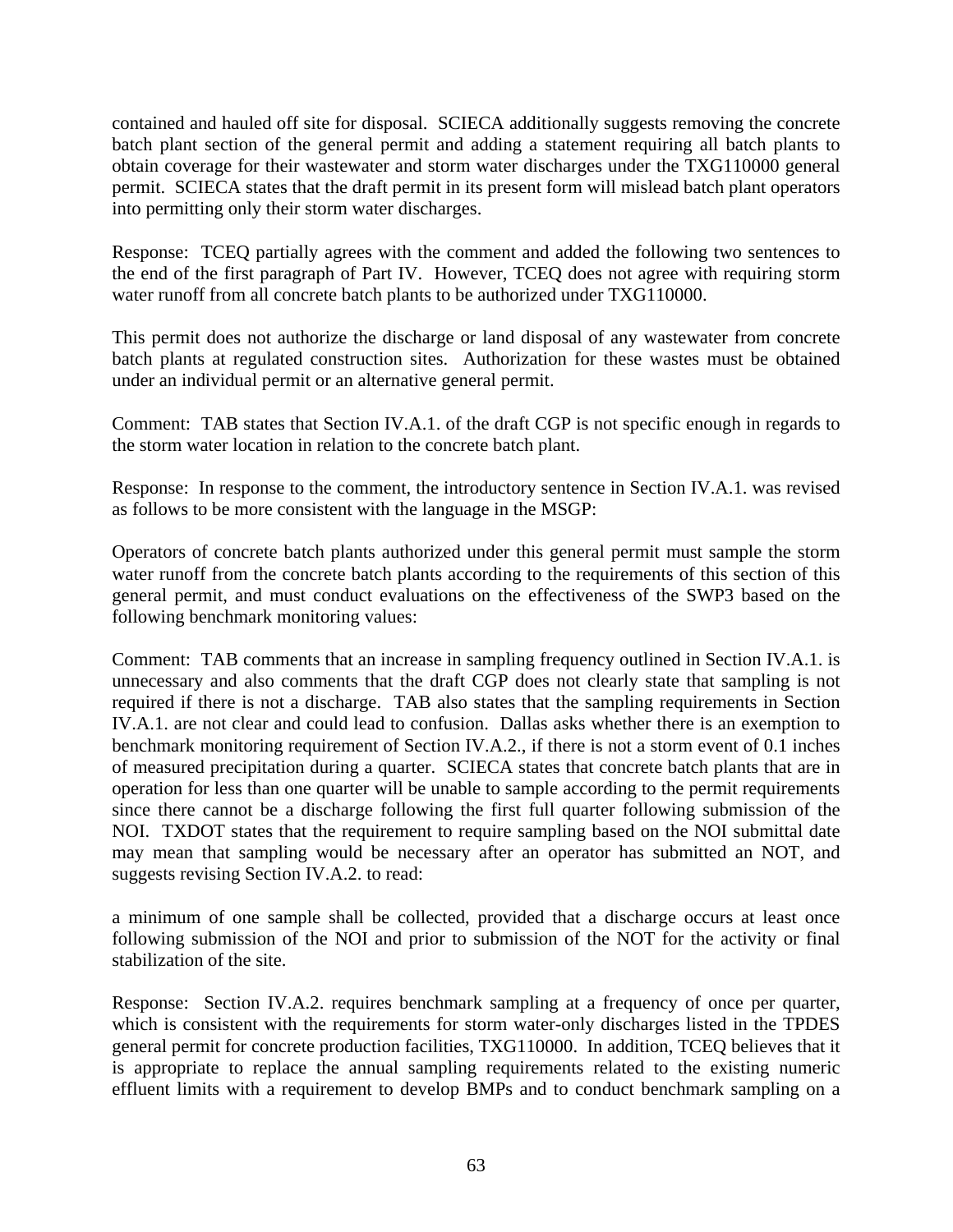contained and hauled off site for disposal. SCIECA additionally suggests removing the concrete batch plant section of the general permit and adding a statement requiring all batch plants to obtain coverage for their wastewater and storm water discharges under the TXG110000 general permit. SCIECA states that the draft permit in its present form will mislead batch plant operators into permitting only their storm water discharges.

Response: TCEQ partially agrees with the comment and added the following two sentences to the end of the first paragraph of Part IV. However, TCEQ does not agree with requiring storm water runoff from all concrete batch plants to be authorized under TXG110000.

This permit does not authorize the discharge or land disposal of any wastewater from concrete batch plants at regulated construction sites. Authorization for these wastes must be obtained under an individual permit or an alternative general permit.

Comment: TAB states that Section IV.A.1. of the draft CGP is not specific enough in regards to the storm water location in relation to the concrete batch plant.

Response: In response to the comment, the introductory sentence in Section IV.A.1. was revised as follows to be more consistent with the language in the MSGP:

Operators of concrete batch plants authorized under this general permit must sample the storm water runoff from the concrete batch plants according to the requirements of this section of this general permit, and must conduct evaluations on the effectiveness of the SWP3 based on the following benchmark monitoring values:

Comment: TAB comments that an increase in sampling frequency outlined in Section IV.A.1. is unnecessary and also comments that the draft CGP does not clearly state that sampling is not required if there is not a discharge. TAB also states that the sampling requirements in Section IV.A.1. are not clear and could lead to confusion. Dallas asks whether there is an exemption to benchmark monitoring requirement of Section IV.A.2., if there is not a storm event of 0.1 inches of measured precipitation during a quarter. SCIECA states that concrete batch plants that are in operation for less than one quarter will be unable to sample according to the permit requirements since there cannot be a discharge following the first full quarter following submission of the NOI. TXDOT states that the requirement to require sampling based on the NOI submittal date may mean that sampling would be necessary after an operator has submitted an NOT, and suggests revising Section IV.A.2. to read:

a minimum of one sample shall be collected, provided that a discharge occurs at least once following submission of the NOI and prior to submission of the NOT for the activity or final stabilization of the site.

Response: Section IV.A.2. requires benchmark sampling at a frequency of once per quarter, which is consistent with the requirements for storm water-only discharges listed in the TPDES general permit for concrete production facilities, TXG110000. In addition, TCEQ believes that it is appropriate to replace the annual sampling requirements related to the existing numeric effluent limits with a requirement to develop BMPs and to conduct benchmark sampling on a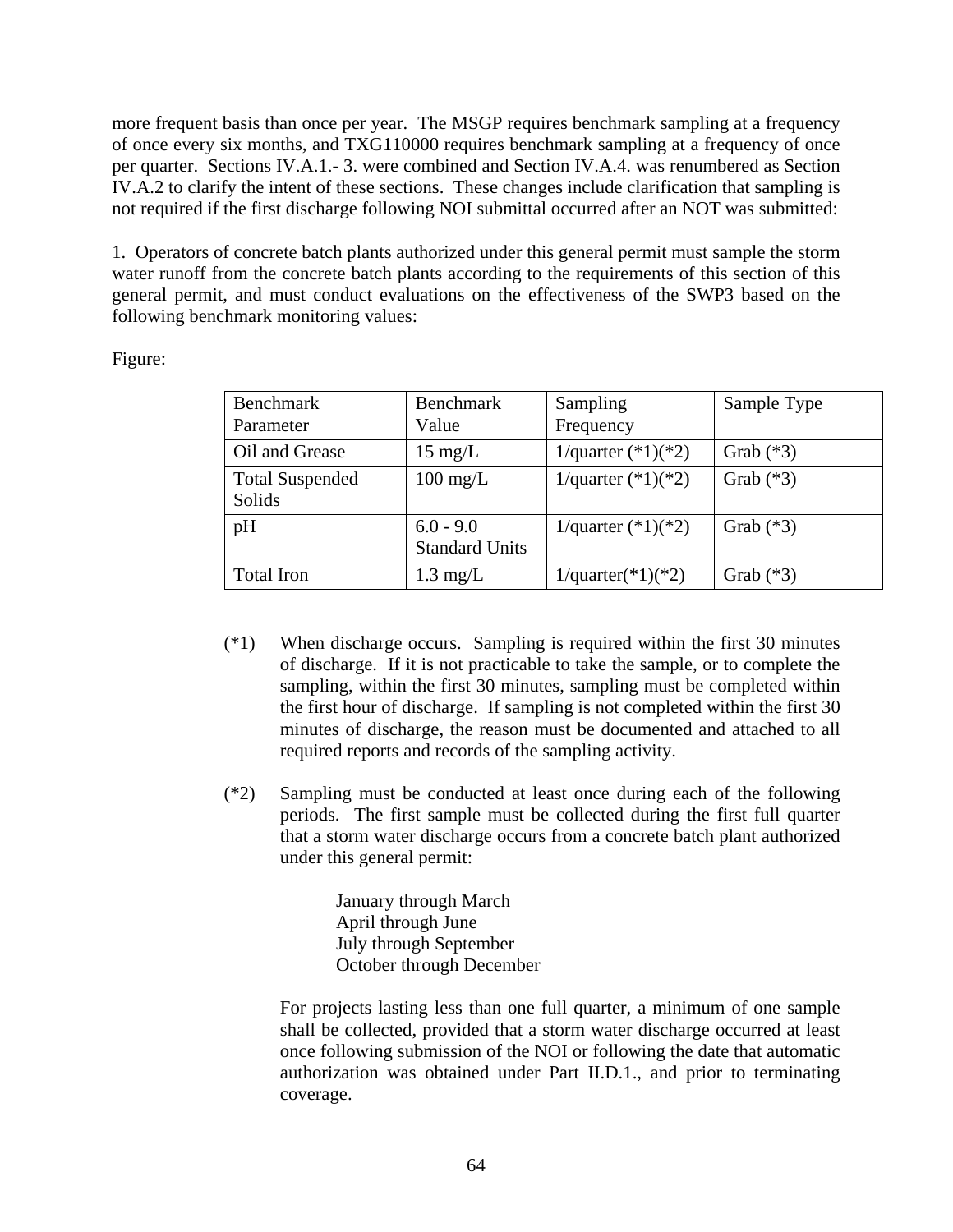more frequent basis than once per year. The MSGP requires benchmark sampling at a frequency of once every six months, and TXG110000 requires benchmark sampling at a frequency of once per quarter. Sections IV.A.1.- 3. were combined and Section IV.A.4. was renumbered as Section IV.A.2 to clarify the intent of these sections. These changes include clarification that sampling is not required if the first discharge following NOI submittal occurred after an NOT was submitted:

1. Operators of concrete batch plants authorized under this general permit must sample the storm water runoff from the concrete batch plants according to the requirements of this section of this general permit, and must conduct evaluations on the effectiveness of the SWP3 based on the following benchmark monitoring values:

Figure:

| Benchmark Parameter | Benchmark Value | Sampling Frequency | Sample Type |
|---|---|---|---|
| Oil and Grease | 15 mg/L | 1/quarter (*1)(*2) | Grab (*3) |
| Total Suspended Solids | 100 mg/L | 1/quarter (*1)(*2) | Grab (*3) |
| pH | 6.0 - 9.0 Standard Units | 1/quarter (*1)(*2) | Grab (*3) |
| Total Iron | 1.3 mg/L | 1/quarter(*1)(*2) | Grab (*3) |

(*1) When discharge occurs. Sampling is required within the first 30 minutes of discharge. If it is not practicable to take the sample, or to complete the sampling, within the first 30 minutes, sampling must be completed within the first hour of discharge. If sampling is not completed within the first 30 minutes of discharge, the reason must be documented and attached to all required reports and records of the sampling activity.

(*2) Sampling must be conducted at least once during each of the following periods. The first sample must be collected during the first full quarter that a storm water discharge occurs from a concrete batch plant authorized under this general permit:

January through March
April through June
July through September
October through December

For projects lasting less than one full quarter, a minimum of one sample shall be collected, provided that a storm water discharge occurred at least once following submission of the NOI or following the date that automatic authorization was obtained under Part II.D.1., and prior to terminating coverage.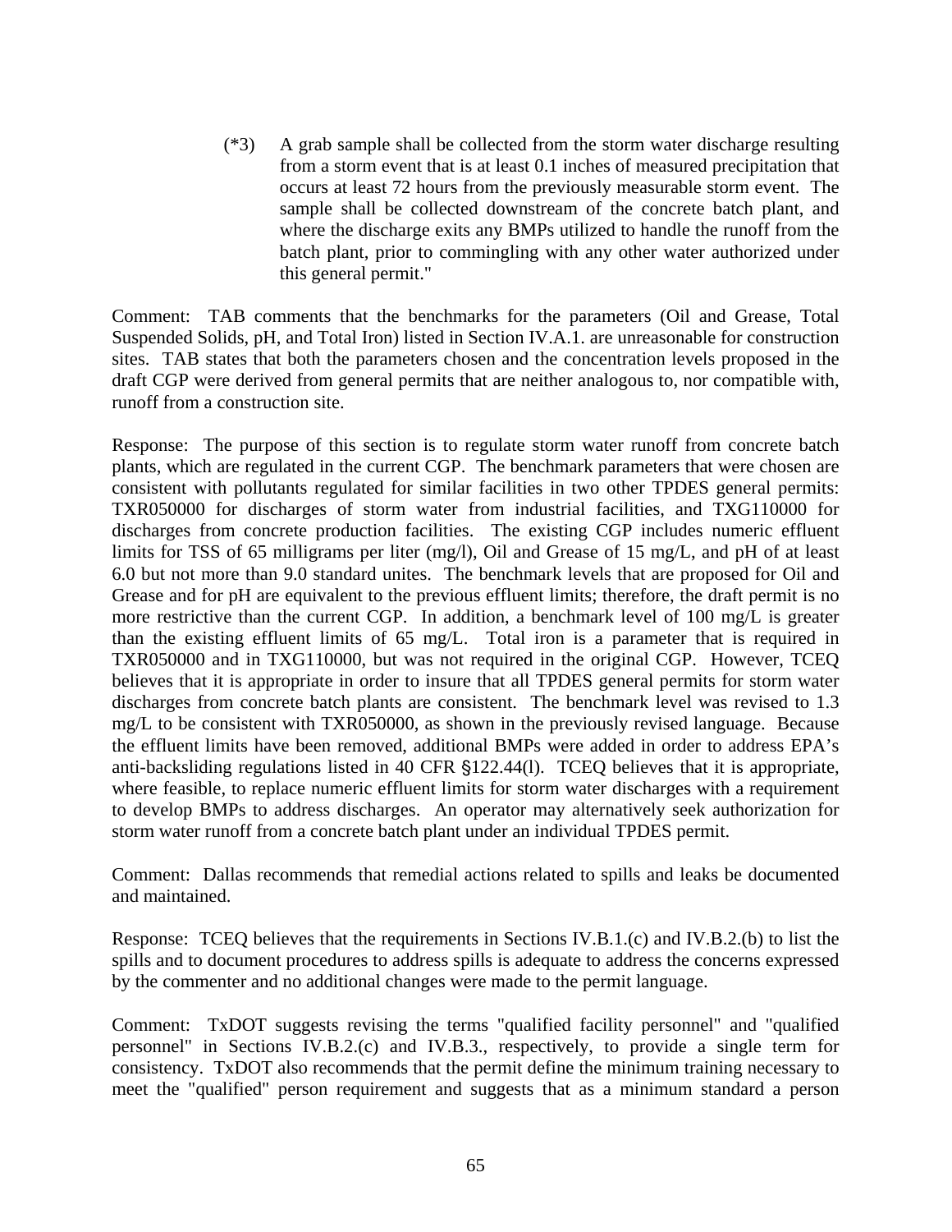(*3) A grab sample shall be collected from the storm water discharge resulting from a storm event that is at least 0.1 inches of measured precipitation that occurs at least 72 hours from the previously measurable storm event. The sample shall be collected downstream of the concrete batch plant, and where the discharge exits any BMPs utilized to handle the runoff from the batch plant, prior to commingling with any other water authorized under this general permit."

Comment: TAB comments that the benchmarks for the parameters (Oil and Grease, Total Suspended Solids, pH, and Total Iron) listed in Section IV.A.1. are unreasonable for construction sites. TAB states that both the parameters chosen and the concentration levels proposed in the draft CGP were derived from general permits that are neither analogous to, nor compatible with, runoff from a construction site.

Response: The purpose of this section is to regulate storm water runoff from concrete batch plants, which are regulated in the current CGP. The benchmark parameters that were chosen are consistent with pollutants regulated for similar facilities in two other TPDES general permits: TXR050000 for discharges of storm water from industrial facilities, and TXG110000 for discharges from concrete production facilities. The existing CGP includes numeric effluent limits for TSS of 65 milligrams per liter (mg/l), Oil and Grease of 15 mg/L, and pH of at least 6.0 but not more than 9.0 standard unites. The benchmark levels that are proposed for Oil and Grease and for pH are equivalent to the previous effluent limits; therefore, the draft permit is no more restrictive than the current CGP. In addition, a benchmark level of 100 mg/L is greater than the existing effluent limits of 65 mg/L. Total iron is a parameter that is required in TXR050000 and in TXG110000, but was not required in the original CGP. However, TCEQ believes that it is appropriate in order to insure that all TPDES general permits for storm water discharges from concrete batch plants are consistent. The benchmark level was revised to 1.3 mg/L to be consistent with TXR050000, as shown in the previously revised language. Because the effluent limits have been removed, additional BMPs were added in order to address EPA's anti-backsliding regulations listed in 40 CFR §122.44(l). TCEQ believes that it is appropriate, where feasible, to replace numeric effluent limits for storm water discharges with a requirement to develop BMPs to address discharges. An operator may alternatively seek authorization for storm water runoff from a concrete batch plant under an individual TPDES permit.

Comment: Dallas recommends that remedial actions related to spills and leaks be documented and maintained.

Response: TCEQ believes that the requirements in Sections IV.B.1.(c) and IV.B.2.(b) to list the spills and to document procedures to address spills is adequate to address the concerns expressed by the commenter and no additional changes were made to the permit language.

Comment: TxDOT suggests revising the terms "qualified facility personnel" and "qualified personnel" in Sections IV.B.2.(c) and IV.B.3., respectively, to provide a single term for consistency. TxDOT also recommends that the permit define the minimum training necessary to meet the "qualified" person requirement and suggests that as a minimum standard a person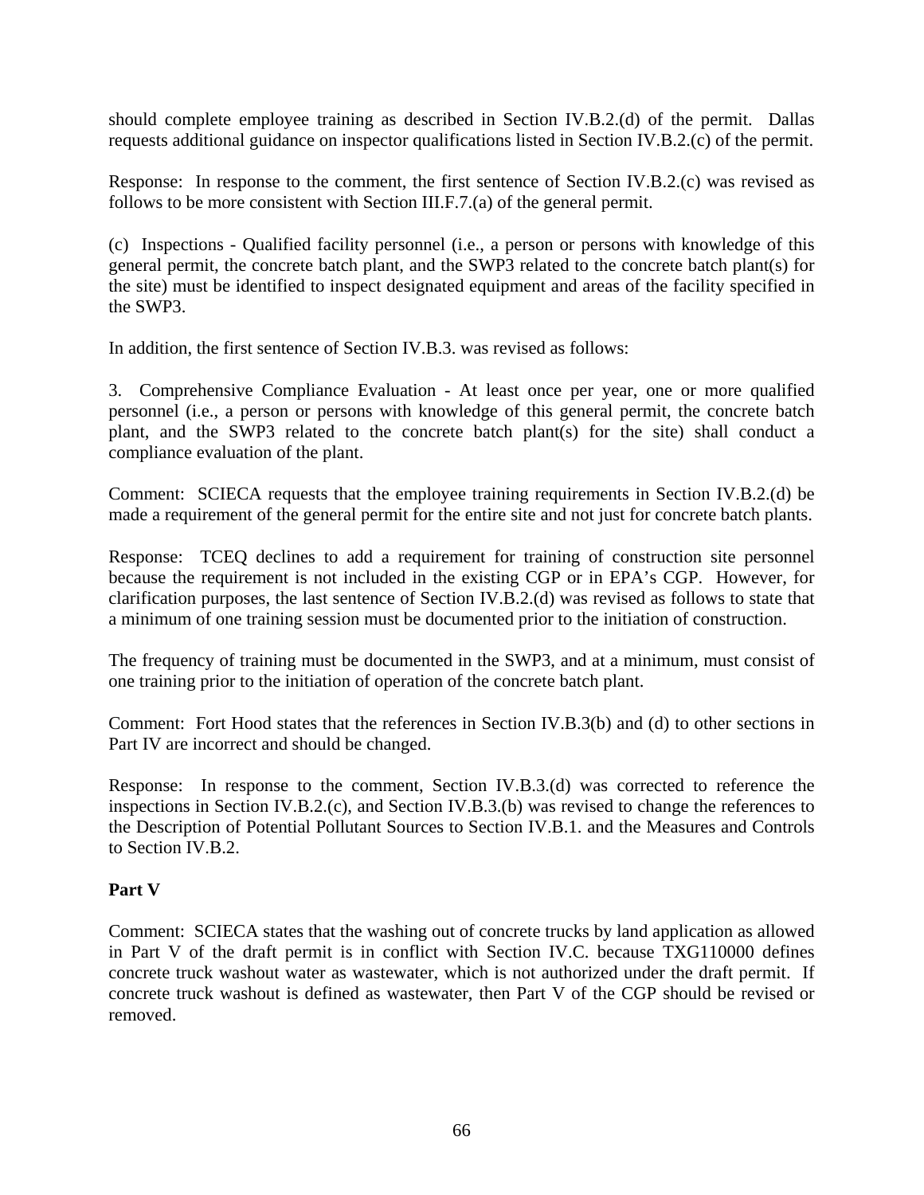should complete employee training as described in Section IV.B.2.(d) of the permit. Dallas requests additional guidance on inspector qualifications listed in Section IV.B.2.(c) of the permit.

Response: In response to the comment, the first sentence of Section IV.B.2.(c) was revised as follows to be more consistent with Section III.F.7.(a) of the general permit.

(c) Inspections - Qualified facility personnel (i.e., a person or persons with knowledge of this general permit, the concrete batch plant, and the SWP3 related to the concrete batch plant(s) for the site) must be identified to inspect designated equipment and areas of the facility specified in the SWP3.

In addition, the first sentence of Section IV.B.3. was revised as follows:

3. Comprehensive Compliance Evaluation - At least once per year, one or more qualified personnel (i.e., a person or persons with knowledge of this general permit, the concrete batch plant, and the SWP3 related to the concrete batch plant(s) for the site) shall conduct a compliance evaluation of the plant.

Comment: SCIECA requests that the employee training requirements in Section IV.B.2.(d) be made a requirement of the general permit for the entire site and not just for concrete batch plants.

Response: TCEQ declines to add a requirement for training of construction site personnel because the requirement is not included in the existing CGP or in EPA's CGP. However, for clarification purposes, the last sentence of Section IV.B.2.(d) was revised as follows to state that a minimum of one training session must be documented prior to the initiation of construction.

The frequency of training must be documented in the SWP3, and at a minimum, must consist of one training prior to the initiation of operation of the concrete batch plant.

Comment: Fort Hood states that the references in Section IV.B.3(b) and (d) to other sections in Part IV are incorrect and should be changed.

Response: In response to the comment, Section IV.B.3.(d) was corrected to reference the inspections in Section IV.B.2.(c), and Section IV.B.3.(b) was revised to change the references to the Description of Potential Pollutant Sources to Section IV.B.1. and the Measures and Controls to Section IV.B.2.

**Part V**

Comment: SCIECA states that the washing out of concrete trucks by land application as allowed in Part V of the draft permit is in conflict with Section IV.C. because TXG110000 defines concrete truck washout water as wastewater, which is not authorized under the draft permit. If concrete truck washout is defined as wastewater, then Part V of the CGP should be revised or removed.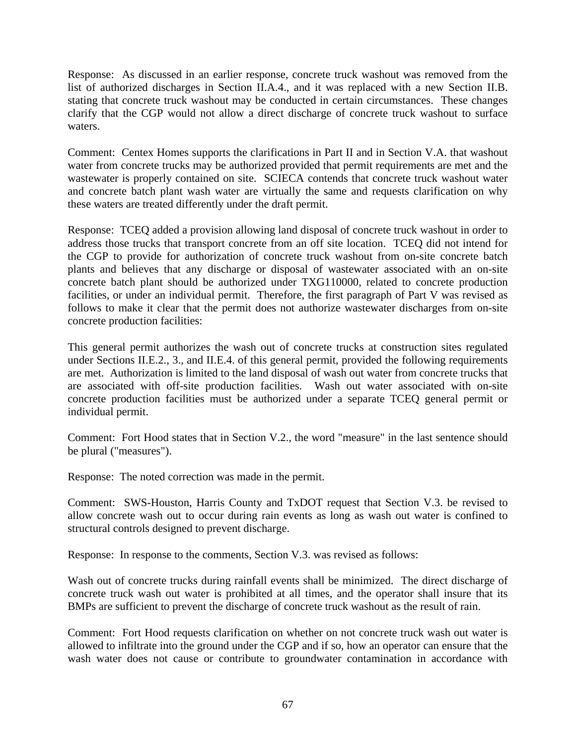Response: As discussed in an earlier response, concrete truck washout was removed from the list of authorized discharges in Section II.A.4., and it was replaced with a new Section II.B. stating that concrete truck washout may be conducted in certain circumstances. These changes clarify that the CGP would not allow a direct discharge of concrete truck washout to surface waters.

Comment: Centex Homes supports the clarifications in Part II and in Section V.A. that washout water from concrete trucks may be authorized provided that permit requirements are met and the wastewater is properly contained on site. SCIECA contends that concrete truck washout water and concrete batch plant wash water are virtually the same and requests clarification on why these waters are treated differently under the draft permit.

Response: TCEQ added a provision allowing land disposal of concrete truck washout in order to address those trucks that transport concrete from an off site location. TCEQ did not intend for the CGP to provide for authorization of concrete truck washout from on-site concrete batch plants and believes that any discharge or disposal of wastewater associated with an on-site concrete batch plant should be authorized under TXG110000, related to concrete production facilities, or under an individual permit. Therefore, the first paragraph of Part V was revised as follows to make it clear that the permit does not authorize wastewater discharges from on-site concrete production facilities:

This general permit authorizes the wash out of concrete trucks at construction sites regulated under Sections II.E.2., 3., and II.E.4. of this general permit, provided the following requirements are met. Authorization is limited to the land disposal of wash out water from concrete trucks that are associated with off-site production facilities. Wash out water associated with on-site concrete production facilities must be authorized under a separate TCEQ general permit or individual permit.

Comment: Fort Hood states that in Section V.2., the word "measure" in the last sentence should be plural ("measures").

Response: The noted correction was made in the permit.

Comment: SWS-Houston, Harris County and TxDOT request that Section V.3. be revised to allow concrete wash out to occur during rain events as long as wash out water is confined to structural controls designed to prevent discharge.

Response: In response to the comments, Section V.3. was revised as follows:

Wash out of concrete trucks during rainfall events shall be minimized. The direct discharge of concrete truck wash out water is prohibited at all times, and the operator shall insure that its BMPs are sufficient to prevent the discharge of concrete truck washout as the result of rain.

Comment: Fort Hood requests clarification on whether on not concrete truck wash out water is allowed to infiltrate into the ground under the CGP and if so, how an operator can ensure that the wash water does not cause or contribute to groundwater contamination in accordance with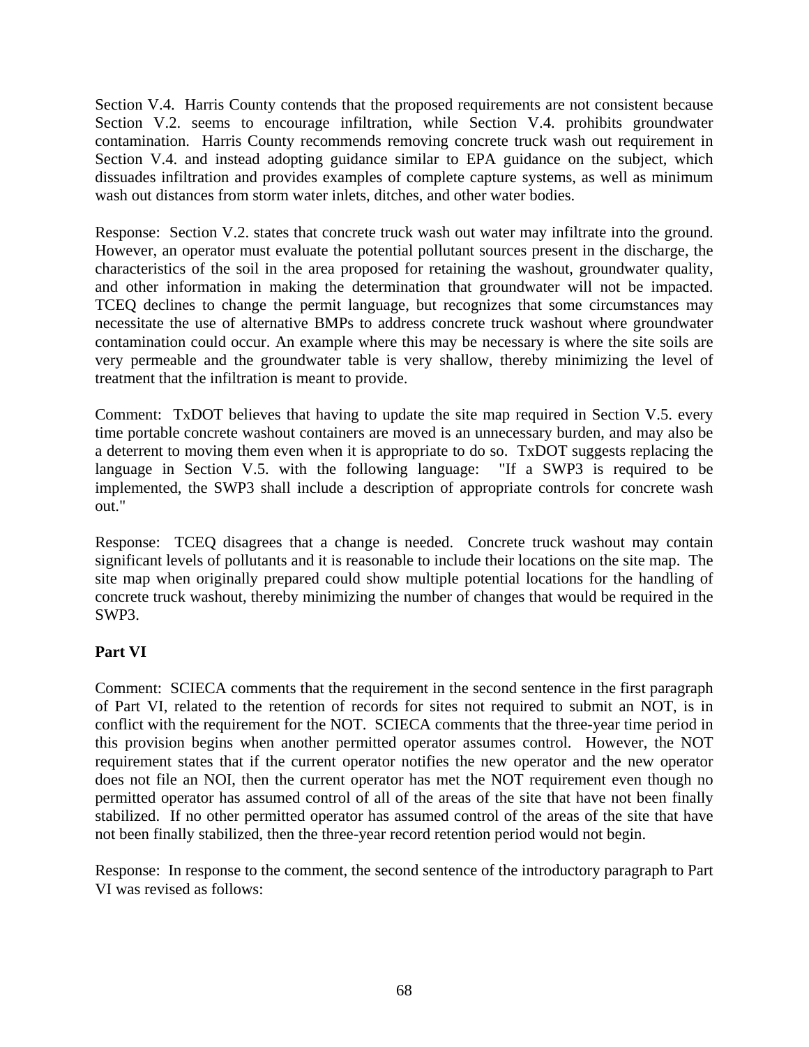Section V.4. Harris County contends that the proposed requirements are not consistent because Section V.2. seems to encourage infiltration, while Section V.4. prohibits groundwater contamination. Harris County recommends removing concrete truck wash out requirement in Section V.4. and instead adopting guidance similar to EPA guidance on the subject, which dissuades infiltration and provides examples of complete capture systems, as well as minimum wash out distances from storm water inlets, ditches, and other water bodies.

Response: Section V.2. states that concrete truck wash out water may infiltrate into the ground. However, an operator must evaluate the potential pollutant sources present in the discharge, the characteristics of the soil in the area proposed for retaining the washout, groundwater quality, and other information in making the determination that groundwater will not be impacted. TCEQ declines to change the permit language, but recognizes that some circumstances may necessitate the use of alternative BMPs to address concrete truck washout where groundwater contamination could occur. An example where this may be necessary is where the site soils are very permeable and the groundwater table is very shallow, thereby minimizing the level of treatment that the infiltration is meant to provide.

Comment: TxDOT believes that having to update the site map required in Section V.5. every time portable concrete washout containers are moved is an unnecessary burden, and may also be a deterrent to moving them even when it is appropriate to do so. TxDOT suggests replacing the language in Section V.5. with the following language: "If a SWP3 is required to be implemented, the SWP3 shall include a description of appropriate controls for concrete wash out."

Response: TCEQ disagrees that a change is needed. Concrete truck washout may contain significant levels of pollutants and it is reasonable to include their locations on the site map. The site map when originally prepared could show multiple potential locations for the handling of concrete truck washout, thereby minimizing the number of changes that would be required in the SWP3.

**Part VI**

Comment: SCIECA comments that the requirement in the second sentence in the first paragraph of Part VI, related to the retention of records for sites not required to submit an NOT, is in conflict with the requirement for the NOT. SCIECA comments that the three-year time period in this provision begins when another permitted operator assumes control. However, the NOT requirement states that if the current operator notifies the new operator and the new operator does not file an NOI, then the current operator has met the NOT requirement even though no permitted operator has assumed control of all of the areas of the site that have not been finally stabilized. If no other permitted operator has assumed control of the areas of the site that have not been finally stabilized, then the three-year record retention period would not begin.

Response: In response to the comment, the second sentence of the introductory paragraph to Part VI was revised as follows: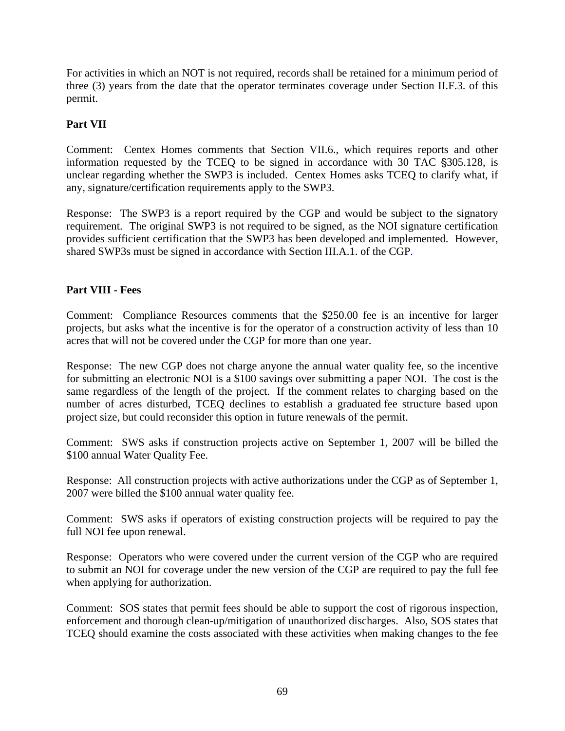For activities in which an NOT is not required, records shall be retained for a minimum period of three (3) years from the date that the operator terminates coverage under Section II.F.3. of this permit.

**Part VII**

Comment: Centex Homes comments that Section VII.6., which requires reports and other information requested by the TCEQ to be signed in accordance with 30 TAC §305.128, is unclear regarding whether the SWP3 is included. Centex Homes asks TCEQ to clarify what, if any, signature/certification requirements apply to the SWP3.

Response: The SWP3 is a report required by the CGP and would be subject to the signatory requirement. The original SWP3 is not required to be signed, as the NOI signature certification provides sufficient certification that the SWP3 has been developed and implemented. However, shared SWP3s must be signed in accordance with Section III.A.1. of the CGP.

**Part VIII - Fees**

Comment: Compliance Resources comments that the $250.00 fee is an incentive for larger projects, but asks what the incentive is for the operator of a construction activity of less than 10 acres that will not be covered under the CGP for more than one year.

Response: The new CGP does not charge anyone the annual water quality fee, so the incentive for submitting an electronic NOI is a $100 savings over submitting a paper NOI. The cost is the same regardless of the length of the project. If the comment relates to charging based on the number of acres disturbed, TCEQ declines to establish a graduated fee structure based upon project size, but could reconsider this option in future renewals of the permit.

Comment: SWS asks if construction projects active on September 1, 2007 will be billed the $100 annual Water Quality Fee.

Response: All construction projects with active authorizations under the CGP as of September 1, 2007 were billed the $100 annual water quality fee.

Comment: SWS asks if operators of existing construction projects will be required to pay the full NOI fee upon renewal.

Response: Operators who were covered under the current version of the CGP who are required to submit an NOI for coverage under the new version of the CGP are required to pay the full fee when applying for authorization.

Comment: SOS states that permit fees should be able to support the cost of rigorous inspection, enforcement and thorough clean-up/mitigation of unauthorized discharges. Also, SOS states that TCEQ should examine the costs associated with these activities when making changes to the fee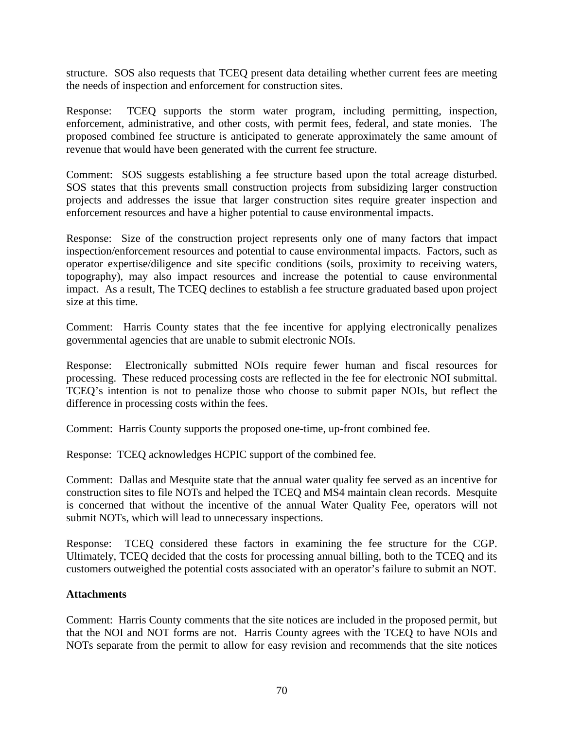structure. SOS also requests that TCEQ present data detailing whether current fees are meeting the needs of inspection and enforcement for construction sites.

Response: TCEQ supports the storm water program, including permitting, inspection, enforcement, administrative, and other costs, with permit fees, federal, and state monies. The proposed combined fee structure is anticipated to generate approximately the same amount of revenue that would have been generated with the current fee structure.

Comment: SOS suggests establishing a fee structure based upon the total acreage disturbed. SOS states that this prevents small construction projects from subsidizing larger construction projects and addresses the issue that larger construction sites require greater inspection and enforcement resources and have a higher potential to cause environmental impacts.

Response: Size of the construction project represents only one of many factors that impact inspection/enforcement resources and potential to cause environmental impacts. Factors, such as operator expertise/diligence and site specific conditions (soils, proximity to receiving waters, topography), may also impact resources and increase the potential to cause environmental impact. As a result, The TCEQ declines to establish a fee structure graduated based upon project size at this time.

Comment: Harris County states that the fee incentive for applying electronically penalizes governmental agencies that are unable to submit electronic NOIs.

Response: Electronically submitted NOIs require fewer human and fiscal resources for processing. These reduced processing costs are reflected in the fee for electronic NOI submittal. TCEQ's intention is not to penalize those who choose to submit paper NOIs, but reflect the difference in processing costs within the fees.

Comment: Harris County supports the proposed one-time, up-front combined fee.

Response: TCEQ acknowledges HCPIC support of the combined fee.

Comment: Dallas and Mesquite state that the annual water quality fee served as an incentive for construction sites to file NOTs and helped the TCEQ and MS4 maintain clean records. Mesquite is concerned that without the incentive of the annual Water Quality Fee, operators will not submit NOTs, which will lead to unnecessary inspections.

Response: TCEQ considered these factors in examining the fee structure for the CGP. Ultimately, TCEQ decided that the costs for processing annual billing, both to the TCEQ and its customers outweighed the potential costs associated with an operator's failure to submit an NOT.

**Attachments**

Comment: Harris County comments that the site notices are included in the proposed permit, but that the NOI and NOT forms are not. Harris County agrees with the TCEQ to have NOIs and NOTs separate from the permit to allow for easy revision and recommends that the site notices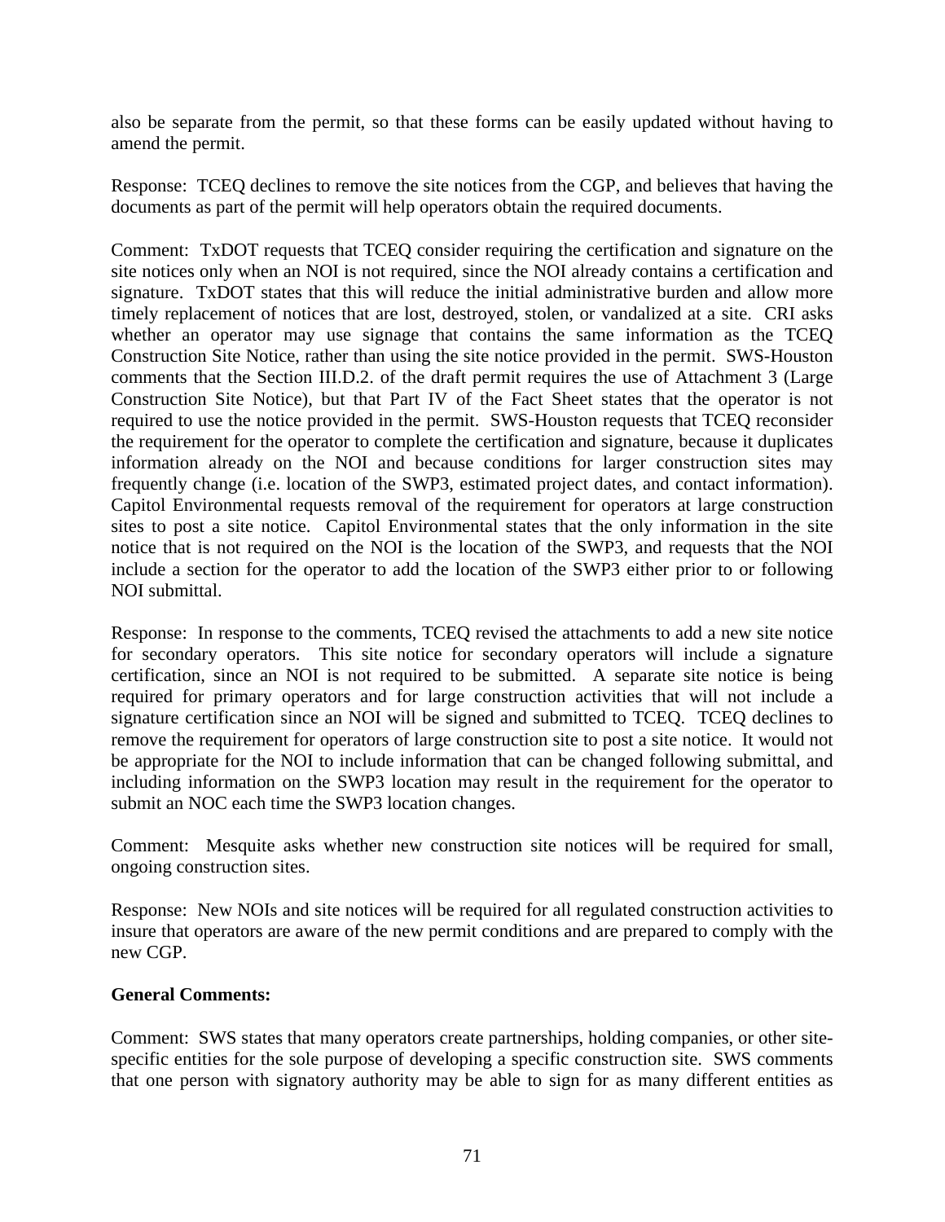also be separate from the permit, so that these forms can be easily updated without having to amend the permit.

Response: TCEQ declines to remove the site notices from the CGP, and believes that having the documents as part of the permit will help operators obtain the required documents.

Comment: TxDOT requests that TCEQ consider requiring the certification and signature on the site notices only when an NOI is not required, since the NOI already contains a certification and signature. TxDOT states that this will reduce the initial administrative burden and allow more timely replacement of notices that are lost, destroyed, stolen, or vandalized at a site. CRI asks whether an operator may use signage that contains the same information as the TCEQ Construction Site Notice, rather than using the site notice provided in the permit. SWS-Houston comments that the Section III.D.2. of the draft permit requires the use of Attachment 3 (Large Construction Site Notice), but that Part IV of the Fact Sheet states that the operator is not required to use the notice provided in the permit. SWS-Houston requests that TCEQ reconsider the requirement for the operator to complete the certification and signature, because it duplicates information already on the NOI and because conditions for larger construction sites may frequently change (i.e. location of the SWP3, estimated project dates, and contact information). Capitol Environmental requests removal of the requirement for operators at large construction sites to post a site notice. Capitol Environmental states that the only information in the site notice that is not required on the NOI is the location of the SWP3, and requests that the NOI include a section for the operator to add the location of the SWP3 either prior to or following NOI submittal.

Response: In response to the comments, TCEQ revised the attachments to add a new site notice for secondary operators. This site notice for secondary operators will include a signature certification, since an NOI is not required to be submitted. A separate site notice is being required for primary operators and for large construction activities that will not include a signature certification since an NOI will be signed and submitted to TCEQ. TCEQ declines to remove the requirement for operators of large construction site to post a site notice. It would not be appropriate for the NOI to include information that can be changed following submittal, and including information on the SWP3 location may result in the requirement for the operator to submit an NOC each time the SWP3 location changes.

Comment: Mesquite asks whether new construction site notices will be required for small, ongoing construction sites.

Response: New NOIs and site notices will be required for all regulated construction activities to insure that operators are aware of the new permit conditions and are prepared to comply with the new CGP.

**General Comments:**

Comment: SWS states that many operators create partnerships, holding companies, or other site-specific entities for the sole purpose of developing a specific construction site. SWS comments that one person with signatory authority may be able to sign for as many different entities as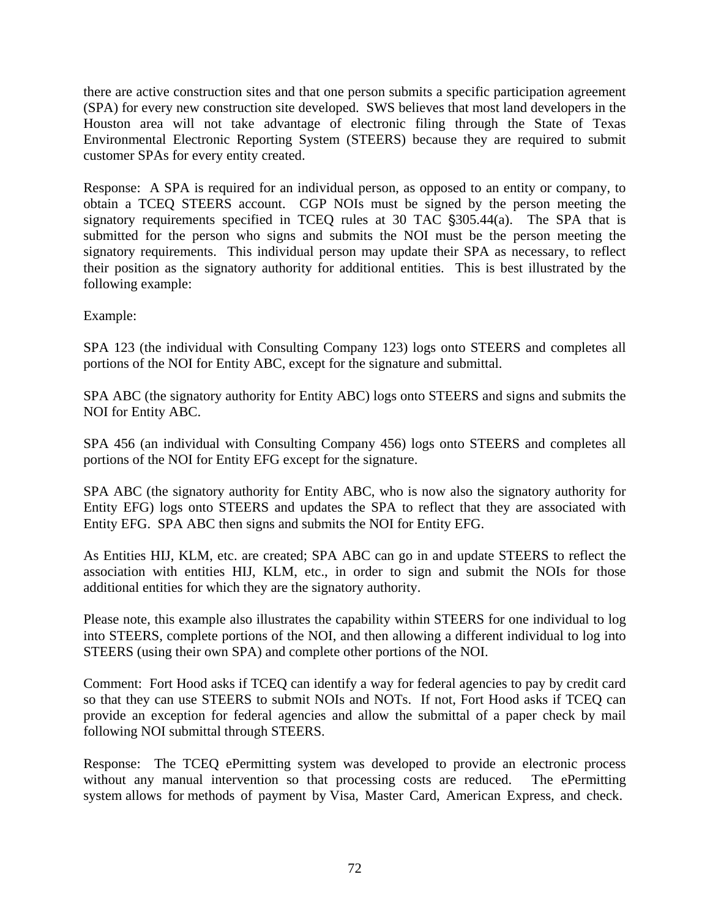there are active construction sites and that one person submits a specific participation agreement (SPA) for every new construction site developed. SWS believes that most land developers in the Houston area will not take advantage of electronic filing through the State of Texas Environmental Electronic Reporting System (STEERS) because they are required to submit customer SPAs for every entity created.

Response: A SPA is required for an individual person, as opposed to an entity or company, to obtain a TCEQ STEERS account. CGP NOIs must be signed by the person meeting the signatory requirements specified in TCEQ rules at 30 TAC §305.44(a). The SPA that is submitted for the person who signs and submits the NOI must be the person meeting the signatory requirements. This individual person may update their SPA as necessary, to reflect their position as the signatory authority for additional entities. This is best illustrated by the following example:

Example:

SPA 123 (the individual with Consulting Company 123) logs onto STEERS and completes all portions of the NOI for Entity ABC, except for the signature and submittal.

SPA ABC (the signatory authority for Entity ABC) logs onto STEERS and signs and submits the NOI for Entity ABC.

SPA 456 (an individual with Consulting Company 456) logs onto STEERS and completes all portions of the NOI for Entity EFG except for the signature.

SPA ABC (the signatory authority for Entity ABC, who is now also the signatory authority for Entity EFG) logs onto STEERS and updates the SPA to reflect that they are associated with Entity EFG. SPA ABC then signs and submits the NOI for Entity EFG.

As Entities HIJ, KLM, etc. are created; SPA ABC can go in and update STEERS to reflect the association with entities HIJ, KLM, etc., in order to sign and submit the NOIs for those additional entities for which they are the signatory authority.

Please note, this example also illustrates the capability within STEERS for one individual to log into STEERS, complete portions of the NOI, and then allowing a different individual to log into STEERS (using their own SPA) and complete other portions of the NOI.

Comment: Fort Hood asks if TCEQ can identify a way for federal agencies to pay by credit card so that they can use STEERS to submit NOIs and NOTs. If not, Fort Hood asks if TCEQ can provide an exception for federal agencies and allow the submittal of a paper check by mail following NOI submittal through STEERS.

Response: The TCEQ ePermitting system was developed to provide an electronic process without any manual intervention so that processing costs are reduced. The ePermitting system allows for methods of payment by Visa, Master Card, American Express, and check.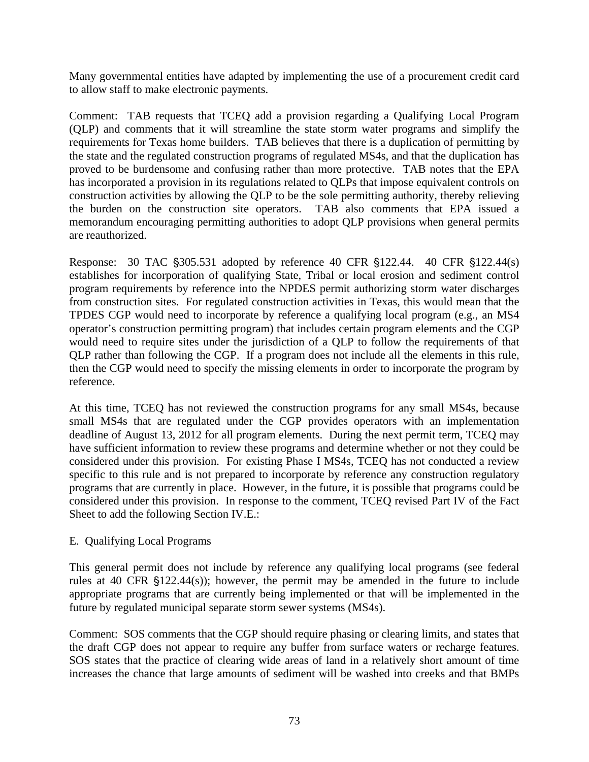Many governmental entities have adapted by implementing the use of a procurement credit card to allow staff to make electronic payments.

Comment: TAB requests that TCEQ add a provision regarding a Qualifying Local Program (QLP) and comments that it will streamline the state storm water programs and simplify the requirements for Texas home builders. TAB believes that there is a duplication of permitting by the state and the regulated construction programs of regulated MS4s, and that the duplication has proved to be burdensome and confusing rather than more protective. TAB notes that the EPA has incorporated a provision in its regulations related to QLPs that impose equivalent controls on construction activities by allowing the QLP to be the sole permitting authority, thereby relieving the burden on the construction site operators. TAB also comments that EPA issued a memorandum encouraging permitting authorities to adopt QLP provisions when general permits are reauthorized.

Response: 30 TAC §305.531 adopted by reference 40 CFR §122.44. 40 CFR §122.44(s) establishes for incorporation of qualifying State, Tribal or local erosion and sediment control program requirements by reference into the NPDES permit authorizing storm water discharges from construction sites. For regulated construction activities in Texas, this would mean that the TPDES CGP would need to incorporate by reference a qualifying local program (e.g., an MS4 operator's construction permitting program) that includes certain program elements and the CGP would need to require sites under the jurisdiction of a QLP to follow the requirements of that QLP rather than following the CGP. If a program does not include all the elements in this rule, then the CGP would need to specify the missing elements in order to incorporate the program by reference.

At this time, TCEQ has not reviewed the construction programs for any small MS4s, because small MS4s that are regulated under the CGP provides operators with an implementation deadline of August 13, 2012 for all program elements. During the next permit term, TCEQ may have sufficient information to review these programs and determine whether or not they could be considered under this provision. For existing Phase I MS4s, TCEQ has not conducted a review specific to this rule and is not prepared to incorporate by reference any construction regulatory programs that are currently in place. However, in the future, it is possible that programs could be considered under this provision. In response to the comment, TCEQ revised Part IV of the Fact Sheet to add the following Section IV.E.:

E. Qualifying Local Programs

This general permit does not include by reference any qualifying local programs (see federal rules at 40 CFR §122.44(s)); however, the permit may be amended in the future to include appropriate programs that are currently being implemented or that will be implemented in the future by regulated municipal separate storm sewer systems (MS4s).

Comment: SOS comments that the CGP should require phasing or clearing limits, and states that the draft CGP does not appear to require any buffer from surface waters or recharge features. SOS states that the practice of clearing wide areas of land in a relatively short amount of time increases the chance that large amounts of sediment will be washed into creeks and that BMPs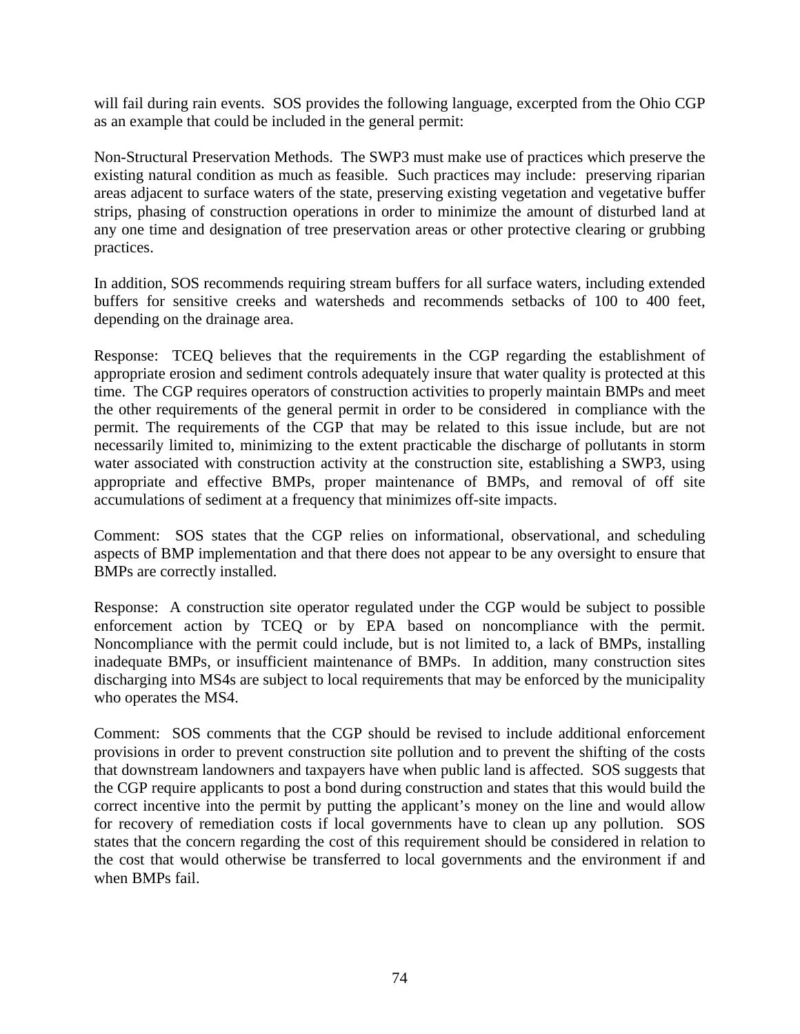will fail during rain events. SOS provides the following language, excerpted from the Ohio CGP as an example that could be included in the general permit:

Non-Structural Preservation Methods. The SWP3 must make use of practices which preserve the existing natural condition as much as feasible. Such practices may include: preserving riparian areas adjacent to surface waters of the state, preserving existing vegetation and vegetative buffer strips, phasing of construction operations in order to minimize the amount of disturbed land at any one time and designation of tree preservation areas or other protective clearing or grubbing practices.

In addition, SOS recommends requiring stream buffers for all surface waters, including extended buffers for sensitive creeks and watersheds and recommends setbacks of 100 to 400 feet, depending on the drainage area.

Response: TCEQ believes that the requirements in the CGP regarding the establishment of appropriate erosion and sediment controls adequately insure that water quality is protected at this time. The CGP requires operators of construction activities to properly maintain BMPs and meet the other requirements of the general permit in order to be considered in compliance with the permit. The requirements of the CGP that may be related to this issue include, but are not necessarily limited to, minimizing to the extent practicable the discharge of pollutants in storm water associated with construction activity at the construction site, establishing a SWP3, using appropriate and effective BMPs, proper maintenance of BMPs, and removal of off site accumulations of sediment at a frequency that minimizes off-site impacts.

Comment: SOS states that the CGP relies on informational, observational, and scheduling aspects of BMP implementation and that there does not appear to be any oversight to ensure that BMPs are correctly installed.

Response: A construction site operator regulated under the CGP would be subject to possible enforcement action by TCEQ or by EPA based on noncompliance with the permit. Noncompliance with the permit could include, but is not limited to, a lack of BMPs, installing inadequate BMPs, or insufficient maintenance of BMPs. In addition, many construction sites discharging into MS4s are subject to local requirements that may be enforced by the municipality who operates the MS4.

Comment: SOS comments that the CGP should be revised to include additional enforcement provisions in order to prevent construction site pollution and to prevent the shifting of the costs that downstream landowners and taxpayers have when public land is affected. SOS suggests that the CGP require applicants to post a bond during construction and states that this would build the correct incentive into the permit by putting the applicant's money on the line and would allow for recovery of remediation costs if local governments have to clean up any pollution. SOS states that the concern regarding the cost of this requirement should be considered in relation to the cost that would otherwise be transferred to local governments and the environment if and when BMPs fail.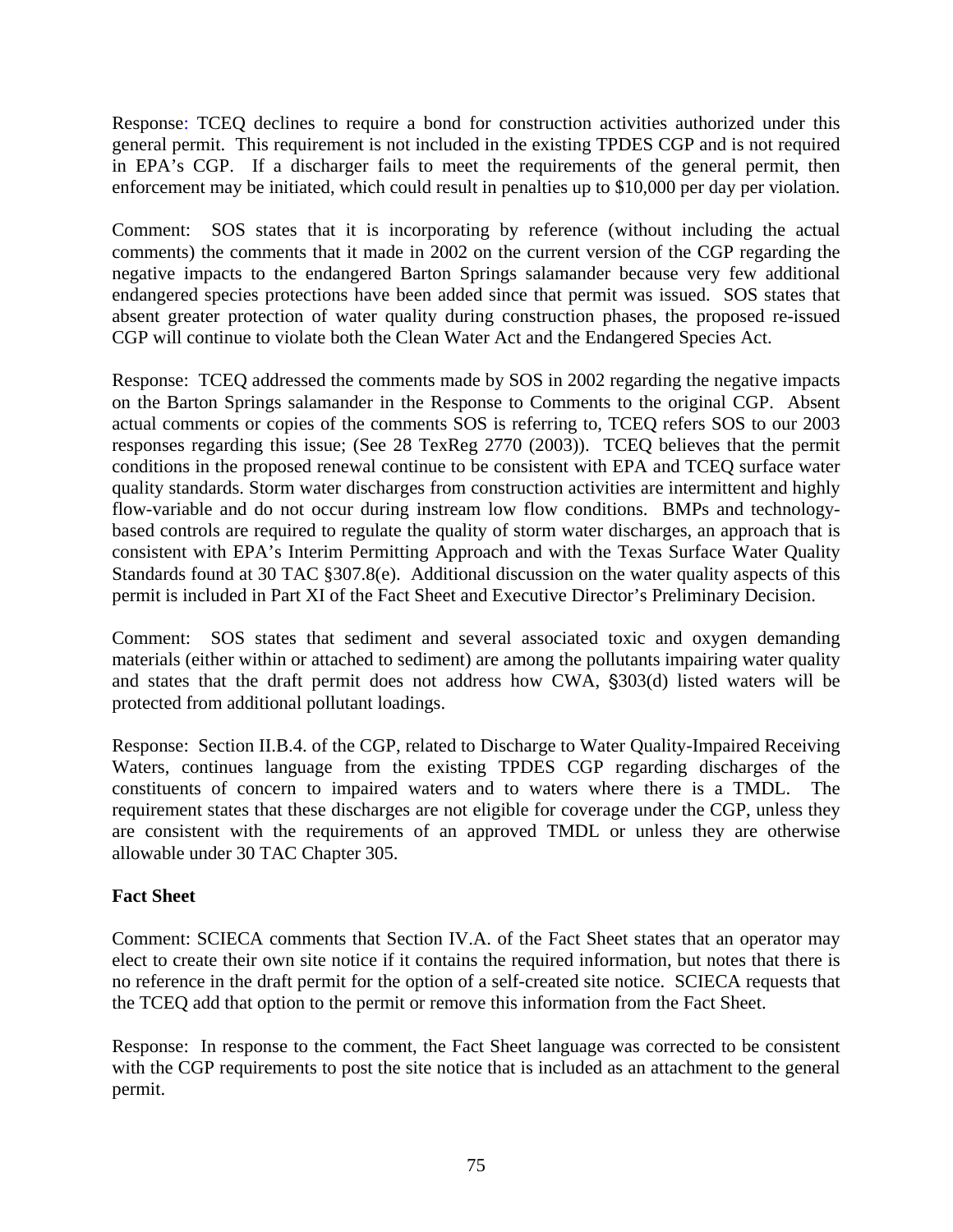Response: TCEQ declines to require a bond for construction activities authorized under this general permit. This requirement is not included in the existing TPDES CGP and is not required in EPA's CGP. If a discharger fails to meet the requirements of the general permit, then enforcement may be initiated, which could result in penalties up to $10,000 per day per violation.

Comment: SOS states that it is incorporating by reference (without including the actual comments) the comments that it made in 2002 on the current version of the CGP regarding the negative impacts to the endangered Barton Springs salamander because very few additional endangered species protections have been added since that permit was issued. SOS states that absent greater protection of water quality during construction phases, the proposed re-issued CGP will continue to violate both the Clean Water Act and the Endangered Species Act.

Response: TCEQ addressed the comments made by SOS in 2002 regarding the negative impacts on the Barton Springs salamander in the Response to Comments to the original CGP. Absent actual comments or copies of the comments SOS is referring to, TCEQ refers SOS to our 2003 responses regarding this issue; (See 28 TexReg 2770 (2003)). TCEQ believes that the permit conditions in the proposed renewal continue to be consistent with EPA and TCEQ surface water quality standards. Storm water discharges from construction activities are intermittent and highly flow-variable and do not occur during instream low flow conditions. BMPs and technology-based controls are required to regulate the quality of storm water discharges, an approach that is consistent with EPA's Interim Permitting Approach and with the Texas Surface Water Quality Standards found at 30 TAC §307.8(e). Additional discussion on the water quality aspects of this permit is included in Part XI of the Fact Sheet and Executive Director's Preliminary Decision.

Comment: SOS states that sediment and several associated toxic and oxygen demanding materials (either within or attached to sediment) are among the pollutants impairing water quality and states that the draft permit does not address how CWA, §303(d) listed waters will be protected from additional pollutant loadings.

Response: Section II.B.4. of the CGP, related to Discharge to Water Quality-Impaired Receiving Waters, continues language from the existing TPDES CGP regarding discharges of the constituents of concern to impaired waters and to waters where there is a TMDL. The requirement states that these discharges are not eligible for coverage under the CGP, unless they are consistent with the requirements of an approved TMDL or unless they are otherwise allowable under 30 TAC Chapter 305.

**Fact Sheet**

Comment: SCIECA comments that Section IV.A. of the Fact Sheet states that an operator may elect to create their own site notice if it contains the required information, but notes that there is no reference in the draft permit for the option of a self-created site notice. SCIECA requests that the TCEQ add that option to the permit or remove this information from the Fact Sheet.

Response: In response to the comment, the Fact Sheet language was corrected to be consistent with the CGP requirements to post the site notice that is included as an attachment to the general permit.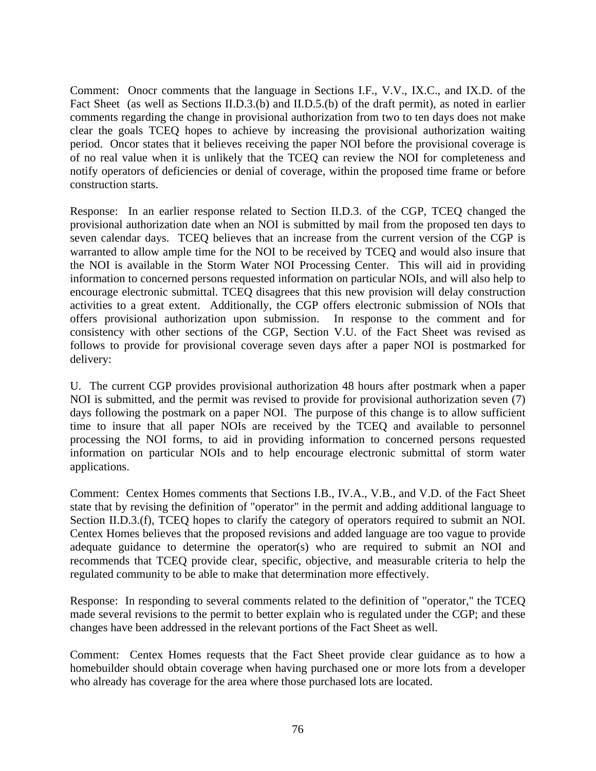Comment: Onocr comments that the language in Sections I.F., V.V., IX.C., and IX.D. of the Fact Sheet (as well as Sections II.D.3.(b) and II.D.5.(b) of the draft permit), as noted in earlier comments regarding the change in provisional authorization from two to ten days does not make clear the goals TCEQ hopes to achieve by increasing the provisional authorization waiting period. Oncor states that it believes receiving the paper NOI before the provisional coverage is of no real value when it is unlikely that the TCEQ can review the NOI for completeness and notify operators of deficiencies or denial of coverage, within the proposed time frame or before construction starts.

Response: In an earlier response related to Section II.D.3. of the CGP, TCEQ changed the provisional authorization date when an NOI is submitted by mail from the proposed ten days to seven calendar days. TCEQ believes that an increase from the current version of the CGP is warranted to allow ample time for the NOI to be received by TCEQ and would also insure that the NOI is available in the Storm Water NOI Processing Center. This will aid in providing information to concerned persons requested information on particular NOIs, and will also help to encourage electronic submittal. TCEQ disagrees that this new provision will delay construction activities to a great extent. Additionally, the CGP offers electronic submission of NOIs that offers provisional authorization upon submission. In response to the comment and for consistency with other sections of the CGP, Section V.U. of the Fact Sheet was revised as follows to provide for provisional coverage seven days after a paper NOI is postmarked for delivery:

U. The current CGP provides provisional authorization 48 hours after postmark when a paper NOI is submitted, and the permit was revised to provide for provisional authorization seven (7) days following the postmark on a paper NOI. The purpose of this change is to allow sufficient time to insure that all paper NOIs are received by the TCEQ and available to personnel processing the NOI forms, to aid in providing information to concerned persons requested information on particular NOIs and to help encourage electronic submittal of storm water applications.

Comment: Centex Homes comments that Sections I.B., IV.A., V.B., and V.D. of the Fact Sheet state that by revising the definition of "operator" in the permit and adding additional language to Section II.D.3.(f), TCEQ hopes to clarify the category of operators required to submit an NOI. Centex Homes believes that the proposed revisions and added language are too vague to provide adequate guidance to determine the operator(s) who are required to submit an NOI and recommends that TCEQ provide clear, specific, objective, and measurable criteria to help the regulated community to be able to make that determination more effectively.

Response: In responding to several comments related to the definition of "operator," the TCEQ made several revisions to the permit to better explain who is regulated under the CGP; and these changes have been addressed in the relevant portions of the Fact Sheet as well.

Comment: Centex Homes requests that the Fact Sheet provide clear guidance as to how a homebuilder should obtain coverage when having purchased one or more lots from a developer who already has coverage for the area where those purchased lots are located.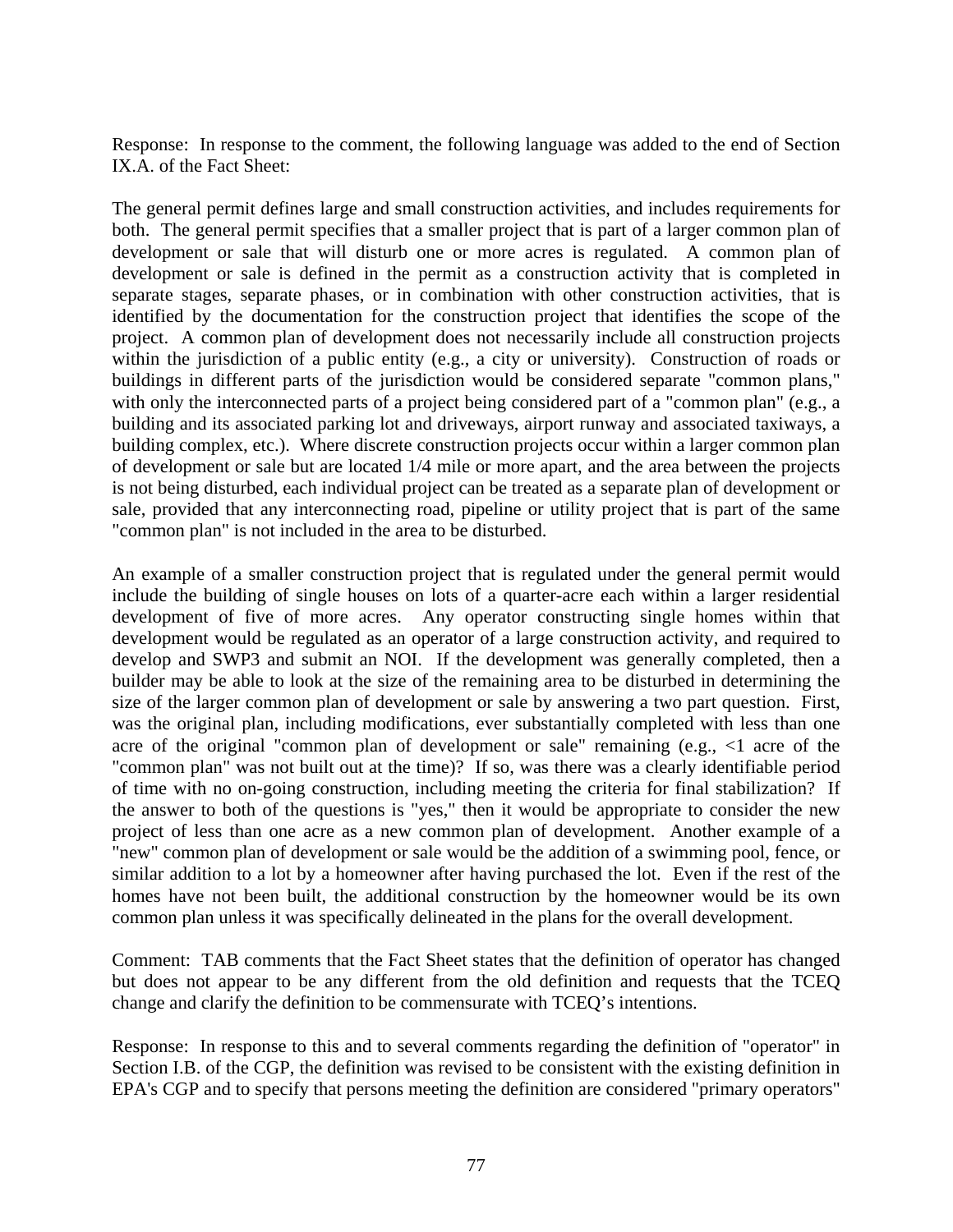Response: In response to the comment, the following language was added to the end of Section IX.A. of the Fact Sheet:

The general permit defines large and small construction activities, and includes requirements for both. The general permit specifies that a smaller project that is part of a larger common plan of development or sale that will disturb one or more acres is regulated. A common plan of development or sale is defined in the permit as a construction activity that is completed in separate stages, separate phases, or in combination with other construction activities, that is identified by the documentation for the construction project that identifies the scope of the project. A common plan of development does not necessarily include all construction projects within the jurisdiction of a public entity (e.g., a city or university). Construction of roads or buildings in different parts of the jurisdiction would be considered separate "common plans," with only the interconnected parts of a project being considered part of a "common plan" (e.g., a building and its associated parking lot and driveways, airport runway and associated taxiways, a building complex, etc.). Where discrete construction projects occur within a larger common plan of development or sale but are located 1/4 mile or more apart, and the area between the projects is not being disturbed, each individual project can be treated as a separate plan of development or sale, provided that any interconnecting road, pipeline or utility project that is part of the same "common plan" is not included in the area to be disturbed.

An example of a smaller construction project that is regulated under the general permit would include the building of single houses on lots of a quarter-acre each within a larger residential development of five of more acres. Any operator constructing single homes within that development would be regulated as an operator of a large construction activity, and required to develop and SWP3 and submit an NOI. If the development was generally completed, then a builder may be able to look at the size of the remaining area to be disturbed in determining the size of the larger common plan of development or sale by answering a two part question. First, was the original plan, including modifications, ever substantially completed with less than one acre of the original "common plan of development or sale" remaining (e.g., <1 acre of the "common plan" was not built out at the time)? If so, was there was a clearly identifiable period of time with no on-going construction, including meeting the criteria for final stabilization? If the answer to both of the questions is "yes," then it would be appropriate to consider the new project of less than one acre as a new common plan of development. Another example of a "new" common plan of development or sale would be the addition of a swimming pool, fence, or similar addition to a lot by a homeowner after having purchased the lot. Even if the rest of the homes have not been built, the additional construction by the homeowner would be its own common plan unless it was specifically delineated in the plans for the overall development.

Comment: TAB comments that the Fact Sheet states that the definition of operator has changed but does not appear to be any different from the old definition and requests that the TCEQ change and clarify the definition to be commensurate with TCEQ's intentions.

Response: In response to this and to several comments regarding the definition of "operator" in Section I.B. of the CGP, the definition was revised to be consistent with the existing definition in EPA's CGP and to specify that persons meeting the definition are considered "primary operators"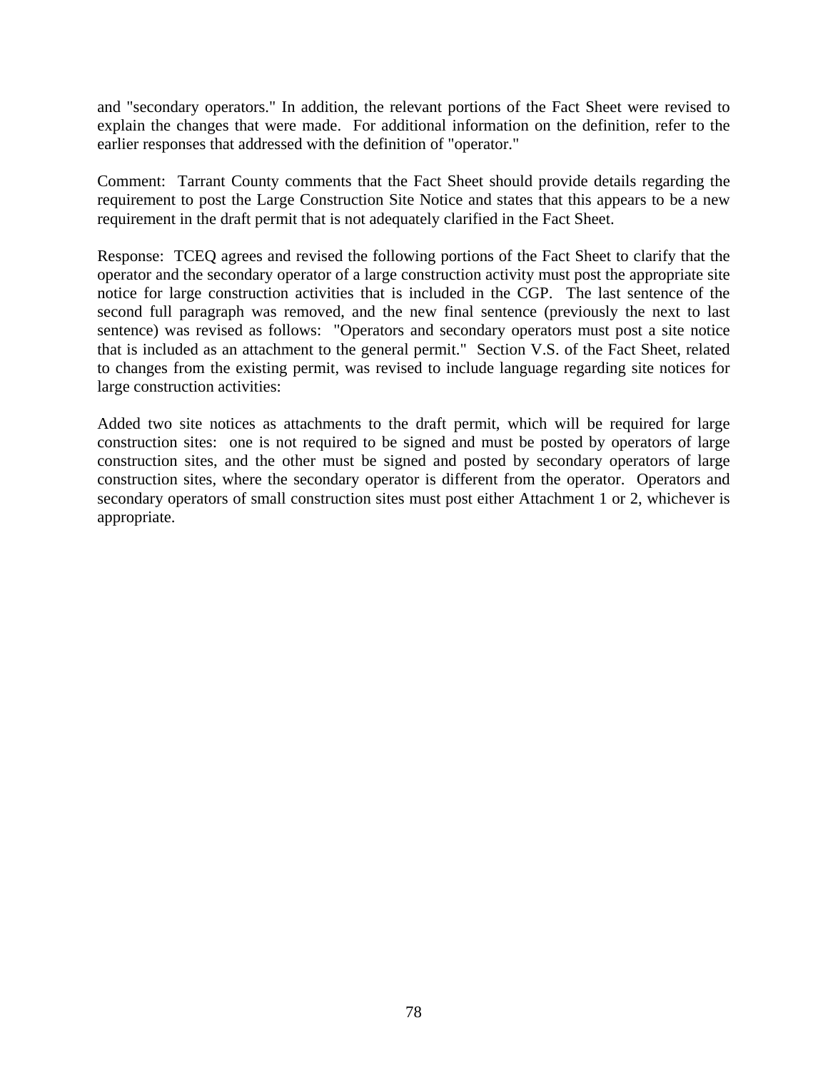and "secondary operators." In addition, the relevant portions of the Fact Sheet were revised to explain the changes that were made. For additional information on the definition, refer to the earlier responses that addressed with the definition of "operator."

Comment: Tarrant County comments that the Fact Sheet should provide details regarding the requirement to post the Large Construction Site Notice and states that this appears to be a new requirement in the draft permit that is not adequately clarified in the Fact Sheet.

Response: TCEQ agrees and revised the following portions of the Fact Sheet to clarify that the operator and the secondary operator of a large construction activity must post the appropriate site notice for large construction activities that is included in the CGP. The last sentence of the second full paragraph was removed, and the new final sentence (previously the next to last sentence) was revised as follows: "Operators and secondary operators must post a site notice that is included as an attachment to the general permit." Section V.S. of the Fact Sheet, related to changes from the existing permit, was revised to include language regarding site notices for large construction activities:

Added two site notices as attachments to the draft permit, which will be required for large construction sites: one is not required to be signed and must be posted by operators of large construction sites, and the other must be signed and posted by secondary operators of large construction sites, where the secondary operator is different from the operator. Operators and secondary operators of small construction sites must post either Attachment 1 or 2, whichever is appropriate.